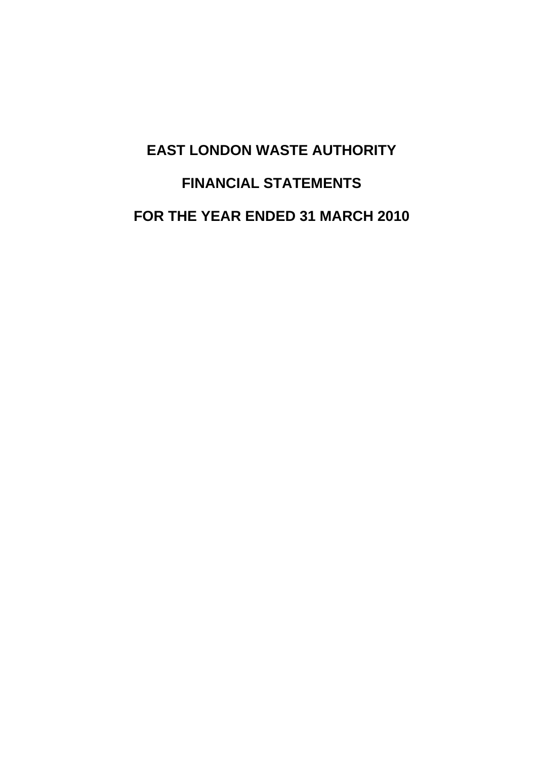# EAST LONDON WASTE AUTHORITY

# FINANCIAL STATEMENTS

# FOR THE YEAR ENDED 31 MARCH 2010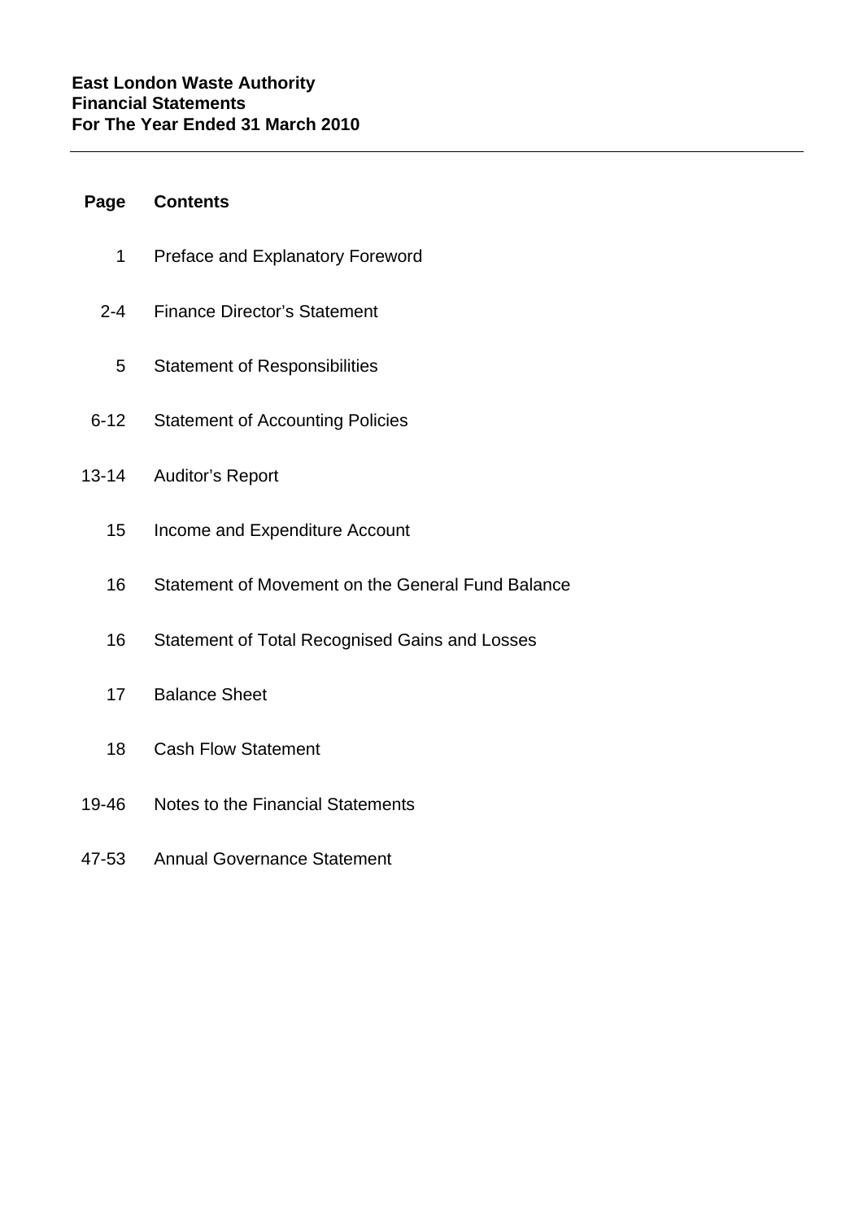**East London Waste Authority**
**Financial Statements**
**For The Year Ended 31 March 2010**

---

| Page | Contents |
|---|---|
| 1 | Preface and Explanatory Foreword |
| 2-4 | Finance Director's Statement |
| 5 | Statement of Responsibilities |
| 6-12 | Statement of Accounting Policies |
| 13-14 | Auditor's Report |
| 15 | Income and Expenditure Account |
| 16 | Statement of Movement on the General Fund Balance |
| 16 | Statement of Total Recognised Gains and Losses |
| 17 | Balance Sheet |
| 18 | Cash Flow Statement |
| 19-46 | Notes to the Financial Statements |
| 47-53 | Annual Governance Statement |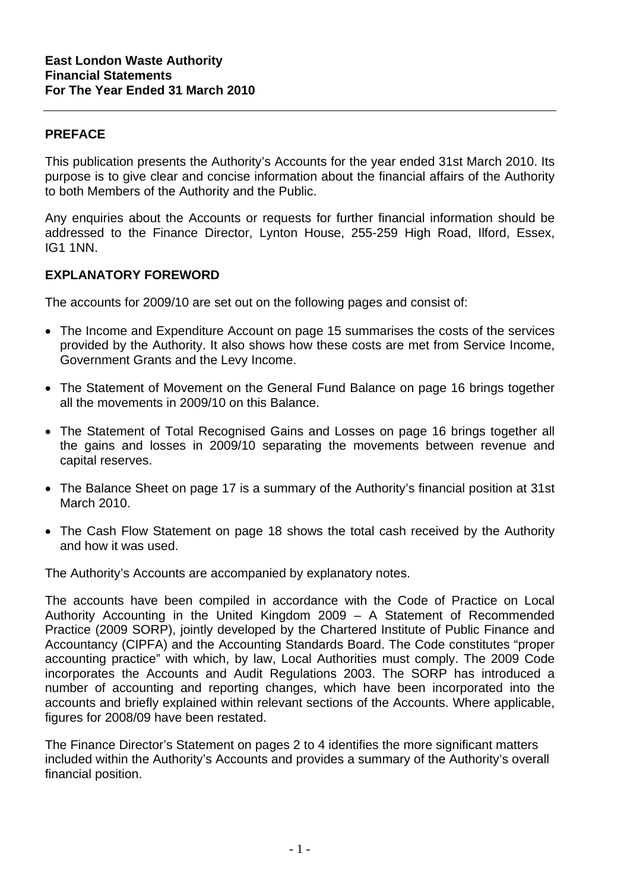**East London Waste Authority**
**Financial Statements**
**For The Year Ended 31 March 2010**

---

## PREFACE

This publication presents the Authority's Accounts for the year ended 31st March 2010. Its purpose is to give clear and concise information about the financial affairs of the Authority to both Members of the Authority and the Public.

Any enquiries about the Accounts or requests for further financial information should be addressed to the Finance Director, Lynton House, 255-259 High Road, Ilford, Essex, IG1 1NN.

## EXPLANATORY FOREWORD

The accounts for 2009/10 are set out on the following pages and consist of:

- The Income and Expenditure Account on page 15 summarises the costs of the services provided by the Authority. It also shows how these costs are met from Service Income, Government Grants and the Levy Income.
- The Statement of Movement on the General Fund Balance on page 16 brings together all the movements in 2009/10 on this Balance.
- The Statement of Total Recognised Gains and Losses on page 16 brings together all the gains and losses in 2009/10 separating the movements between revenue and capital reserves.
- The Balance Sheet on page 17 is a summary of the Authority's financial position at 31st March 2010.
- The Cash Flow Statement on page 18 shows the total cash received by the Authority and how it was used.

The Authority's Accounts are accompanied by explanatory notes.

The accounts have been compiled in accordance with the Code of Practice on Local Authority Accounting in the United Kingdom 2009 – A Statement of Recommended Practice (2009 SORP), jointly developed by the Chartered Institute of Public Finance and Accountancy (CIPFA) and the Accounting Standards Board. The Code constitutes "proper accounting practice" with which, by law, Local Authorities must comply. The 2009 Code incorporates the Accounts and Audit Regulations 2003. The SORP has introduced a number of accounting and reporting changes, which have been incorporated into the accounts and briefly explained within relevant sections of the Accounts. Where applicable, figures for 2008/09 have been restated.

The Finance Director's Statement on pages 2 to 4 identifies the more significant matters included within the Authority's Accounts and provides a summary of the Authority's overall financial position.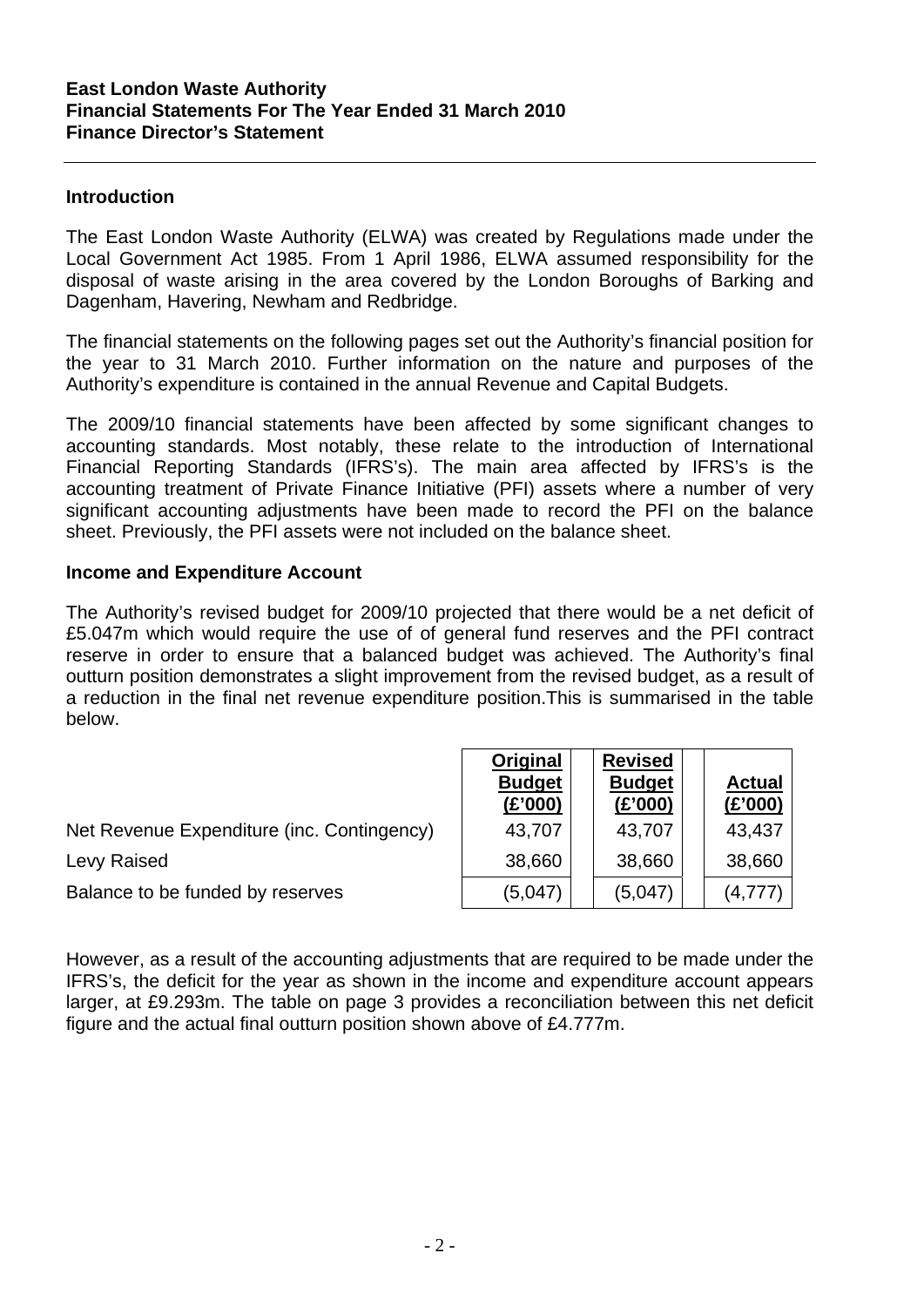**East London Waste Authority**
**Financial Statements For The Year Ended 31 March 2010**
**Finance Director's Statement**

## Introduction

The East London Waste Authority (ELWA) was created by Regulations made under the Local Government Act 1985. From 1 April 1986, ELWA assumed responsibility for the disposal of waste arising in the area covered by the London Boroughs of Barking and Dagenham, Havering, Newham and Redbridge.

The financial statements on the following pages set out the Authority's financial position for the year to 31 March 2010. Further information on the nature and purposes of the Authority's expenditure is contained in the annual Revenue and Capital Budgets.

The 2009/10 financial statements have been affected by some significant changes to accounting standards. Most notably, these relate to the introduction of International Financial Reporting Standards (IFRS's). The main area affected by IFRS's is the accounting treatment of Private Finance Initiative (PFI) assets where a number of very significant accounting adjustments have been made to record the PFI on the balance sheet. Previously, the PFI assets were not included on the balance sheet.

## Income and Expenditure Account

The Authority's revised budget for 2009/10 projected that there would be a net deficit of £5.047m which would require the use of of general fund reserves and the PFI contract reserve in order to ensure that a balanced budget was achieved. The Authority's final outturn position demonstrates a slight improvement from the revised budget, as a result of a reduction in the final net revenue expenditure position.This is summarised in the table below.

| | Original Budget (£'000) | Revised Budget (£'000) | Actual (£'000) |
|---|---|---|---|
| Net Revenue Expenditure (inc. Contingency) | 43,707 | 43,707 | 43,437 |
| Levy Raised | 38,660 | 38,660 | 38,660 |
| Balance to be funded by reserves | (5,047) | (5,047) | (4,777) |

However, as a result of the accounting adjustments that are required to be made under the IFRS's, the deficit for the year as shown in the income and expenditure account appears larger, at £9.293m. The table on page 3 provides a reconciliation between this net deficit figure and the actual final outturn position shown above of £4.777m.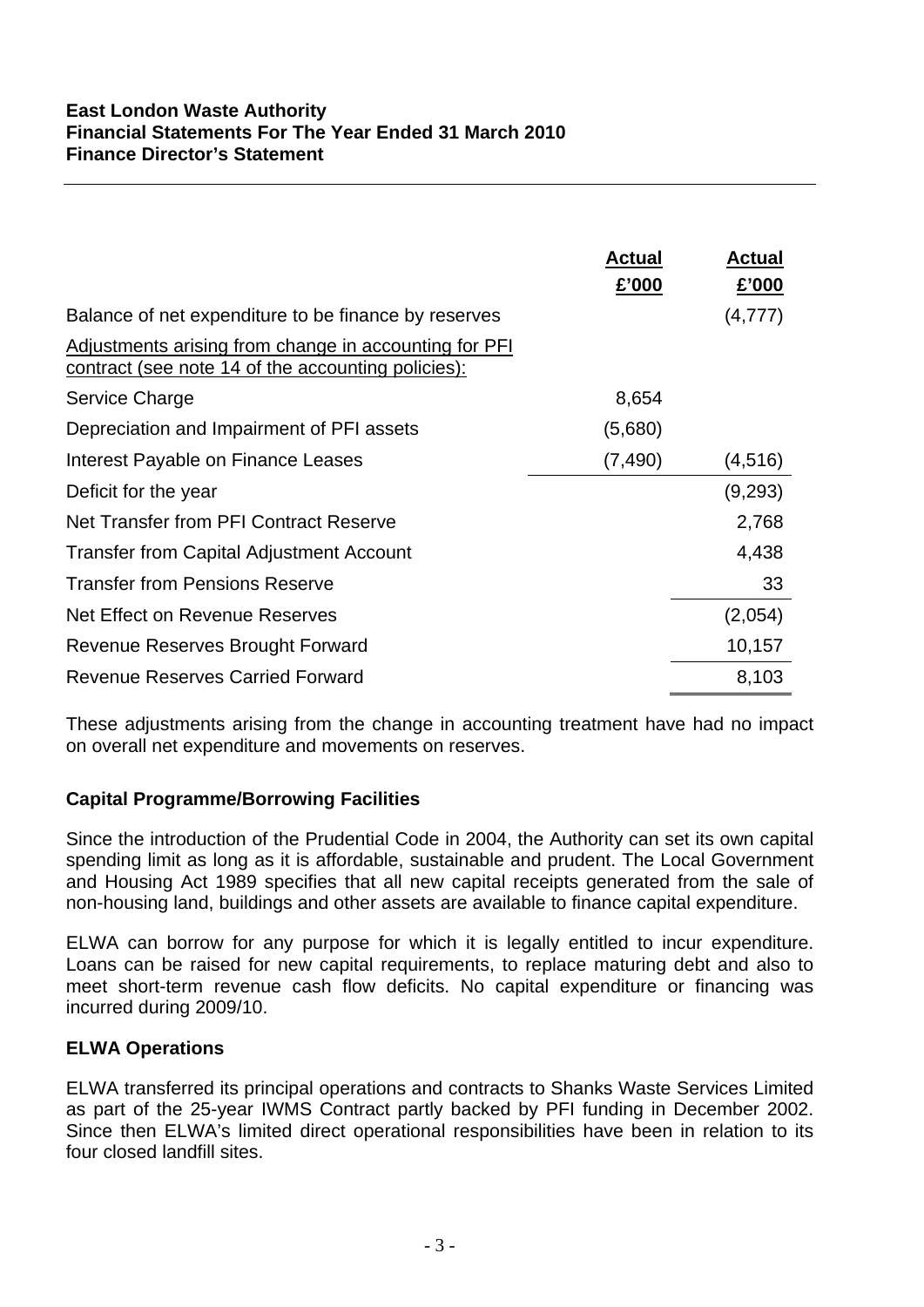**East London Waste Authority**
**Financial Statements For The Year Ended 31 March 2010**
**Finance Director's Statement**

| | **Actual £'000** | **Actual £'000** |
|---|---|---|
| Balance of net expenditure to be finance by reserves | | (4,777) |
| Adjustments arising from change in accounting for PFI contract (see note 14 of the accounting policies): | | |
| Service Charge | 8,654 | |
| Depreciation and Impairment of PFI assets | (5,680) | |
| Interest Payable on Finance Leases | (7,490) | (4,516) |
| Deficit for the year | | (9,293) |
| Net Transfer from PFI Contract Reserve | | 2,768 |
| Transfer from Capital Adjustment Account | | 4,438 |
| Transfer from Pensions Reserve | | 33 |
| Net Effect on Revenue Reserves | | (2,054) |
| Revenue Reserves Brought Forward | | 10,157 |
| Revenue Reserves Carried Forward | | 8,103 |

These adjustments arising from the change in accounting treatment have had no impact on overall net expenditure and movements on reserves.

**Capital Programme/Borrowing Facilities**

Since the introduction of the Prudential Code in 2004, the Authority can set its own capital spending limit as long as it is affordable, sustainable and prudent. The Local Government and Housing Act 1989 specifies that all new capital receipts generated from the sale of non-housing land, buildings and other assets are available to finance capital expenditure.

ELWA can borrow for any purpose for which it is legally entitled to incur expenditure. Loans can be raised for new capital requirements, to replace maturing debt and also to meet short-term revenue cash flow deficits. No capital expenditure or financing was incurred during 2009/10.

**ELWA Operations**

ELWA transferred its principal operations and contracts to Shanks Waste Services Limited as part of the 25-year IWMS Contract partly backed by PFI funding in December 2002. Since then ELWA's limited direct operational responsibilities have been in relation to its four closed landfill sites.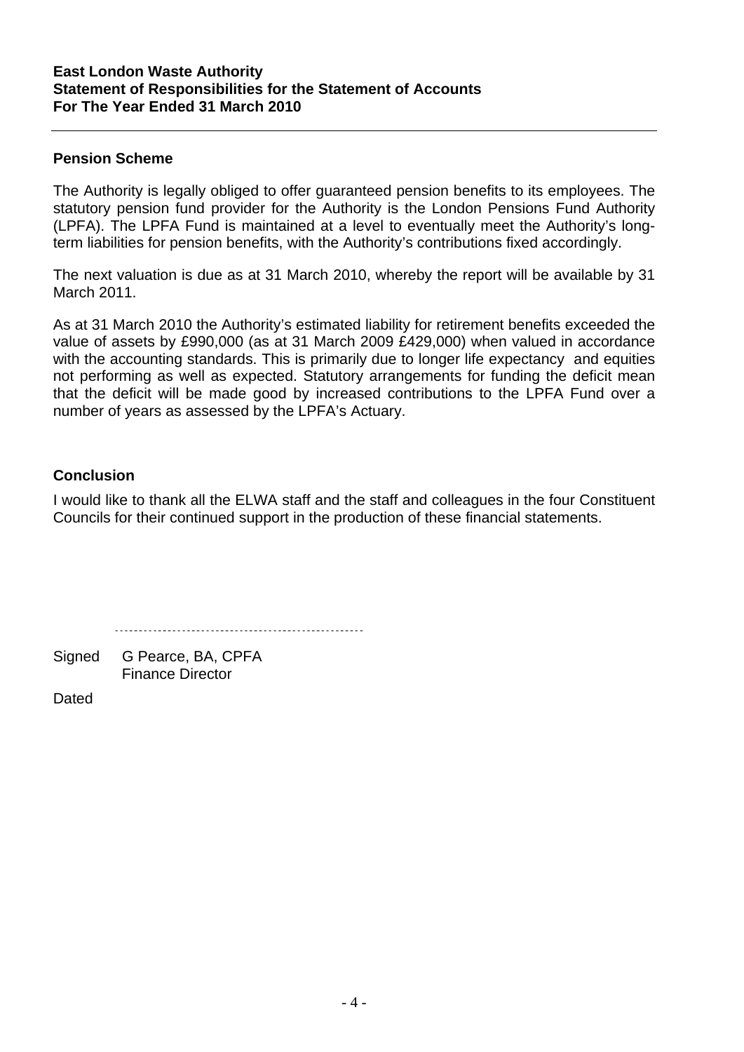**East London Waste Authority**
**Statement of Responsibilities for the Statement of Accounts**
**For The Year Ended 31 March 2010**

## Pension Scheme

The Authority is legally obliged to offer guaranteed pension benefits to its employees. The statutory pension fund provider for the Authority is the London Pensions Fund Authority (LPFA). The LPFA Fund is maintained at a level to eventually meet the Authority's long-term liabilities for pension benefits, with the Authority's contributions fixed accordingly.

The next valuation is due as at 31 March 2010, whereby the report will be available by 31 March 2011.

As at 31 March 2010 the Authority's estimated liability for retirement benefits exceeded the value of assets by £990,000 (as at 31 March 2009 £429,000) when valued in accordance with the accounting standards. This is primarily due to longer life expectancy and equities not performing as well as expected. Statutory arrangements for funding the deficit mean that the deficit will be made good by increased contributions to the LPFA Fund over a number of years as assessed by the LPFA's Actuary.

## Conclusion

I would like to thank all the ELWA staff and the staff and colleagues in the four Constituent Councils for their continued support in the production of these financial statements.

Signed G Pearce, BA, CPFA
Finance Director

Dated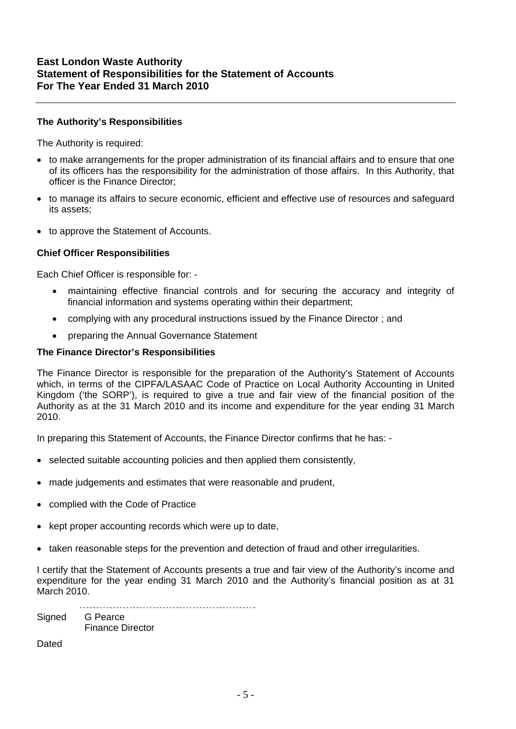# East London Waste Authority
# Statement of Responsibilities for the Statement of Accounts
# For The Year Ended 31 March 2010

---

### The Authority's Responsibilities

The Authority is required:

- to make arrangements for the proper administration of its financial affairs and to ensure that one of its officers has the responsibility for the administration of those affairs. In this Authority, that officer is the Finance Director;
- to manage its affairs to secure economic, efficient and effective use of resources and safeguard its assets;
- to approve the Statement of Accounts.

### Chief Officer Responsibilities

Each Chief Officer is responsible for: -

- maintaining effective financial controls and for securing the accuracy and integrity of financial information and systems operating within their department;
- complying with any procedural instructions issued by the Finance Director ; and
- preparing the Annual Governance Statement

### The Finance Director's Responsibilities

The Finance Director is responsible for the preparation of the Authority's Statement of Accounts which, in terms of the CIPFA/LASAAC Code of Practice on Local Authority Accounting in United Kingdom ('the SORP'), is required to give a true and fair view of the financial position of the Authority as at the 31 March 2010 and its income and expenditure for the year ending 31 March 2010.

In preparing this Statement of Accounts, the Finance Director confirms that he has: -

- selected suitable accounting policies and then applied them consistently,
- made judgements and estimates that were reasonable and prudent,
- complied with the Code of Practice
- kept proper accounting records which were up to date,
- taken reasonable steps for the prevention and detection of fraud and other irregularities.

I certify that the Statement of Accounts presents a true and fair view of the Authority's income and expenditure for the year ending 31 March 2010 and the Authority's financial position as at 31 March 2010.

Signed ........................................................
G Pearce
Finance Director

Dated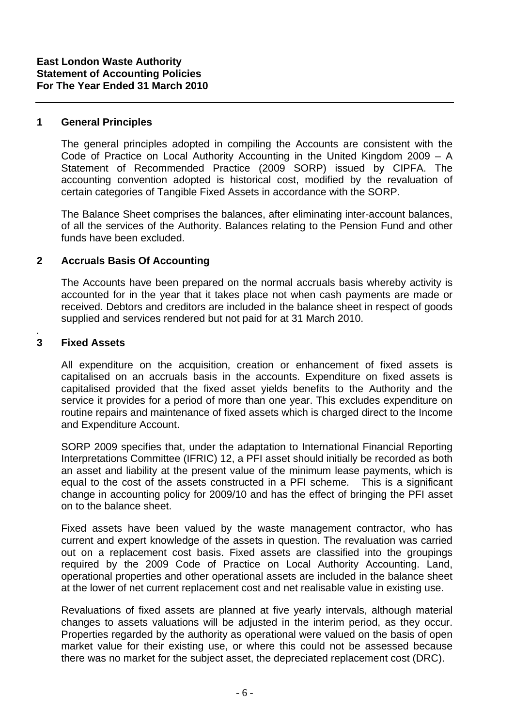**East London Waste Authority**
**Statement of Accounting Policies**
**For The Year Ended 31 March 2010**

## 1 General Principles

The general principles adopted in compiling the Accounts are consistent with the Code of Practice on Local Authority Accounting in the United Kingdom 2009 – A Statement of Recommended Practice (2009 SORP) issued by CIPFA. The accounting convention adopted is historical cost, modified by the revaluation of certain categories of Tangible Fixed Assets in accordance with the SORP.

The Balance Sheet comprises the balances, after eliminating inter-account balances, of all the services of the Authority. Balances relating to the Pension Fund and other funds have been excluded.

## 2 Accruals Basis Of Accounting

The Accounts have been prepared on the normal accruals basis whereby activity is accounted for in the year that it takes place not when cash payments are made or received. Debtors and creditors are included in the balance sheet in respect of goods supplied and services rendered but not paid for at 31 March 2010.

## 3 Fixed Assets

All expenditure on the acquisition, creation or enhancement of fixed assets is capitalised on an accruals basis in the accounts. Expenditure on fixed assets is capitalised provided that the fixed asset yields benefits to the Authority and the service it provides for a period of more than one year. This excludes expenditure on routine repairs and maintenance of fixed assets which is charged direct to the Income and Expenditure Account.

SORP 2009 specifies that, under the adaptation to International Financial Reporting Interpretations Committee (IFRIC) 12, a PFI asset should initially be recorded as both an asset and liability at the present value of the minimum lease payments, which is equal to the cost of the assets constructed in a PFI scheme. This is a significant change in accounting policy for 2009/10 and has the effect of bringing the PFI asset on to the balance sheet.

Fixed assets have been valued by the waste management contractor, who has current and expert knowledge of the assets in question. The revaluation was carried out on a replacement cost basis. Fixed assets are classified into the groupings required by the 2009 Code of Practice on Local Authority Accounting. Land, operational properties and other operational assets are included in the balance sheet at the lower of net current replacement cost and net realisable value in existing use.

Revaluations of fixed assets are planned at five yearly intervals, although material changes to assets valuations will be adjusted in the interim period, as they occur. Properties regarded by the authority as operational were valued on the basis of open market value for their existing use, or where this could not be assessed because there was no market for the subject asset, the depreciated replacement cost (DRC).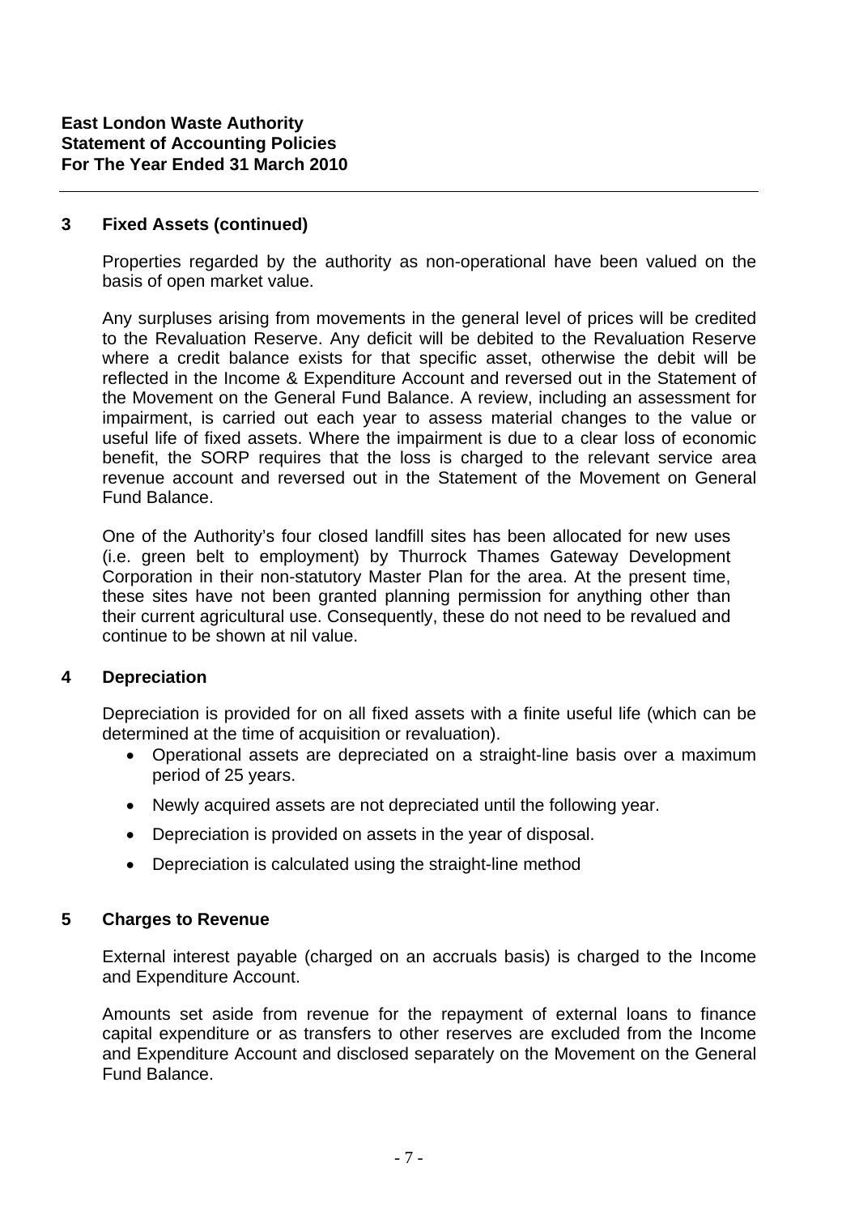**East London Waste Authority**
**Statement of Accounting Policies**
**For The Year Ended 31 March 2010**

## 3 Fixed Assets (continued)

Properties regarded by the authority as non-operational have been valued on the basis of open market value.

Any surpluses arising from movements in the general level of prices will be credited to the Revaluation Reserve. Any deficit will be debited to the Revaluation Reserve where a credit balance exists for that specific asset, otherwise the debit will be reflected in the Income & Expenditure Account and reversed out in the Statement of the Movement on the General Fund Balance. A review, including an assessment for impairment, is carried out each year to assess material changes to the value or useful life of fixed assets. Where the impairment is due to a clear loss of economic benefit, the SORP requires that the loss is charged to the relevant service area revenue account and reversed out in the Statement of the Movement on General Fund Balance.

One of the Authority's four closed landfill sites has been allocated for new uses (i.e. green belt to employment) by Thurrock Thames Gateway Development Corporation in their non-statutory Master Plan for the area. At the present time, these sites have not been granted planning permission for anything other than their current agricultural use. Consequently, these do not need to be revalued and continue to be shown at nil value.

## 4 Depreciation

Depreciation is provided for on all fixed assets with a finite useful life (which can be determined at the time of acquisition or revaluation).

- Operational assets are depreciated on a straight-line basis over a maximum period of 25 years.
- Newly acquired assets are not depreciated until the following year.
- Depreciation is provided on assets in the year of disposal.
- Depreciation is calculated using the straight-line method

## 5 Charges to Revenue

External interest payable (charged on an accruals basis) is charged to the Income and Expenditure Account.

Amounts set aside from revenue for the repayment of external loans to finance capital expenditure or as transfers to other reserves are excluded from the Income and Expenditure Account and disclosed separately on the Movement on the General Fund Balance.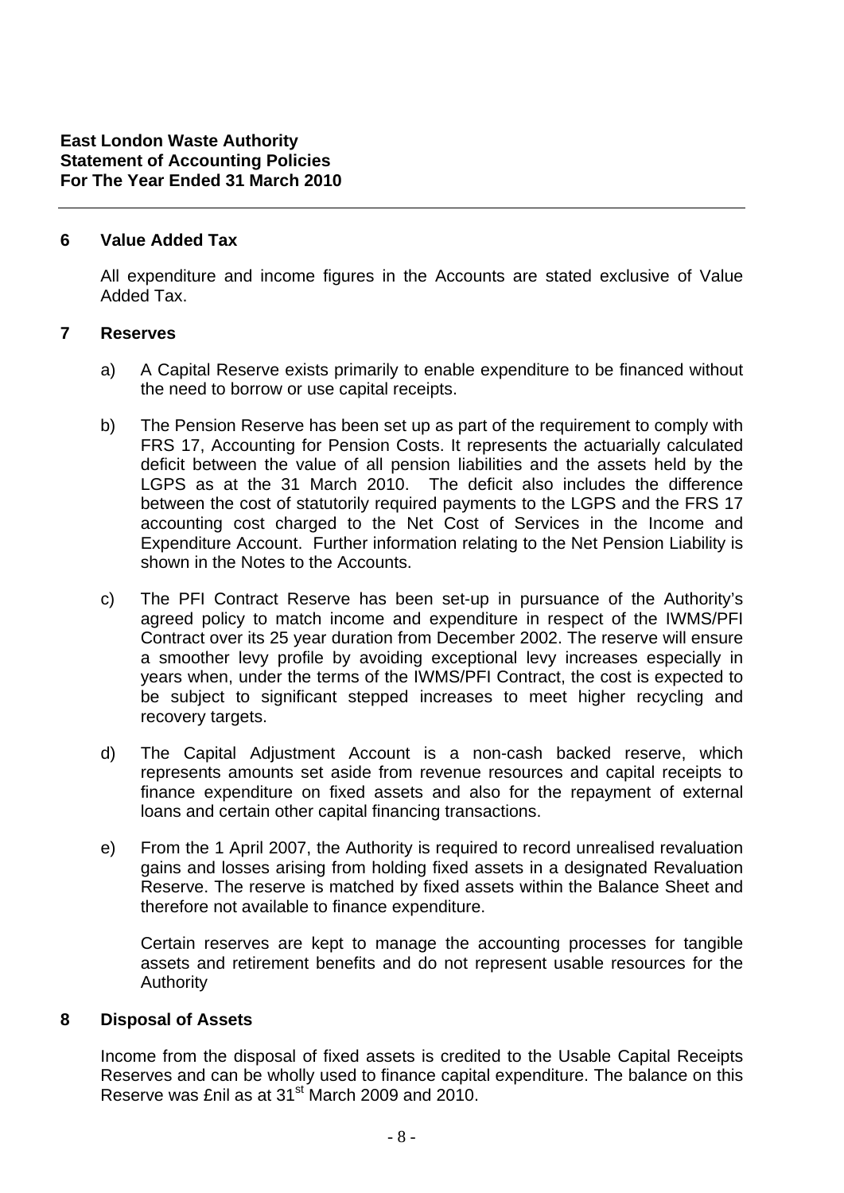**East London Waste Authority**
**Statement of Accounting Policies**
**For The Year Ended 31 March 2010**

## 6 Value Added Tax

All expenditure and income figures in the Accounts are stated exclusive of Value Added Tax.

## 7 Reserves

a) A Capital Reserve exists primarily to enable expenditure to be financed without the need to borrow or use capital receipts.

b) The Pension Reserve has been set up as part of the requirement to comply with FRS 17, Accounting for Pension Costs. It represents the actuarially calculated deficit between the value of all pension liabilities and the assets held by the LGPS as at the 31 March 2010. The deficit also includes the difference between the cost of statutorily required payments to the LGPS and the FRS 17 accounting cost charged to the Net Cost of Services in the Income and Expenditure Account. Further information relating to the Net Pension Liability is shown in the Notes to the Accounts.

c) The PFI Contract Reserve has been set-up in pursuance of the Authority's agreed policy to match income and expenditure in respect of the IWMS/PFI Contract over its 25 year duration from December 2002. The reserve will ensure a smoother levy profile by avoiding exceptional levy increases especially in years when, under the terms of the IWMS/PFI Contract, the cost is expected to be subject to significant stepped increases to meet higher recycling and recovery targets.

d) The Capital Adjustment Account is a non-cash backed reserve, which represents amounts set aside from revenue resources and capital receipts to finance expenditure on fixed assets and also for the repayment of external loans and certain other capital financing transactions.

e) From the 1 April 2007, the Authority is required to record unrealised revaluation gains and losses arising from holding fixed assets in a designated Revaluation Reserve. The reserve is matched by fixed assets within the Balance Sheet and therefore not available to finance expenditure.

Certain reserves are kept to manage the accounting processes for tangible assets and retirement benefits and do not represent usable resources for the Authority

## 8 Disposal of Assets

Income from the disposal of fixed assets is credited to the Usable Capital Receipts Reserves and can be wholly used to finance capital expenditure. The balance on this Reserve was £nil as at 31st March 2009 and 2010.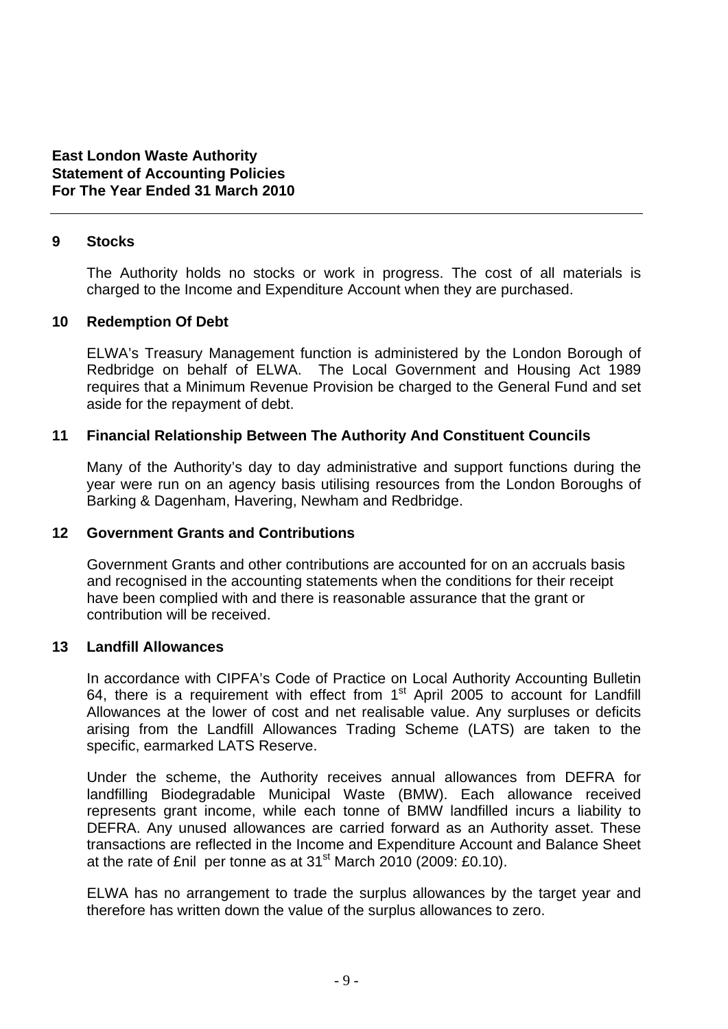**East London Waste Authority**
**Statement of Accounting Policies**
**For The Year Ended 31 March 2010**

---

## 9 Stocks

The Authority holds no stocks or work in progress. The cost of all materials is charged to the Income and Expenditure Account when they are purchased.

## 10 Redemption Of Debt

ELWA's Treasury Management function is administered by the London Borough of Redbridge on behalf of ELWA. The Local Government and Housing Act 1989 requires that a Minimum Revenue Provision be charged to the General Fund and set aside for the repayment of debt.

## 11 Financial Relationship Between The Authority And Constituent Councils

Many of the Authority's day to day administrative and support functions during the year were run on an agency basis utilising resources from the London Boroughs of Barking & Dagenham, Havering, Newham and Redbridge.

## 12 Government Grants and Contributions

Government Grants and other contributions are accounted for on an accruals basis and recognised in the accounting statements when the conditions for their receipt have been complied with and there is reasonable assurance that the grant or contribution will be received.

## 13 Landfill Allowances

In accordance with CIPFA's Code of Practice on Local Authority Accounting Bulletin 64, there is a requirement with effect from 1st April 2005 to account for Landfill Allowances at the lower of cost and net realisable value. Any surpluses or deficits arising from the Landfill Allowances Trading Scheme (LATS) are taken to the specific, earmarked LATS Reserve.

Under the scheme, the Authority receives annual allowances from DEFRA for landfilling Biodegradable Municipal Waste (BMW). Each allowance received represents grant income, while each tonne of BMW landfilled incurs a liability to DEFRA. Any unused allowances are carried forward as an Authority asset. These transactions are reflected in the Income and Expenditure Account and Balance Sheet at the rate of £nil per tonne as at 31st March 2010 (2009: £0.10).

ELWA has no arrangement to trade the surplus allowances by the target year and therefore has written down the value of the surplus allowances to zero.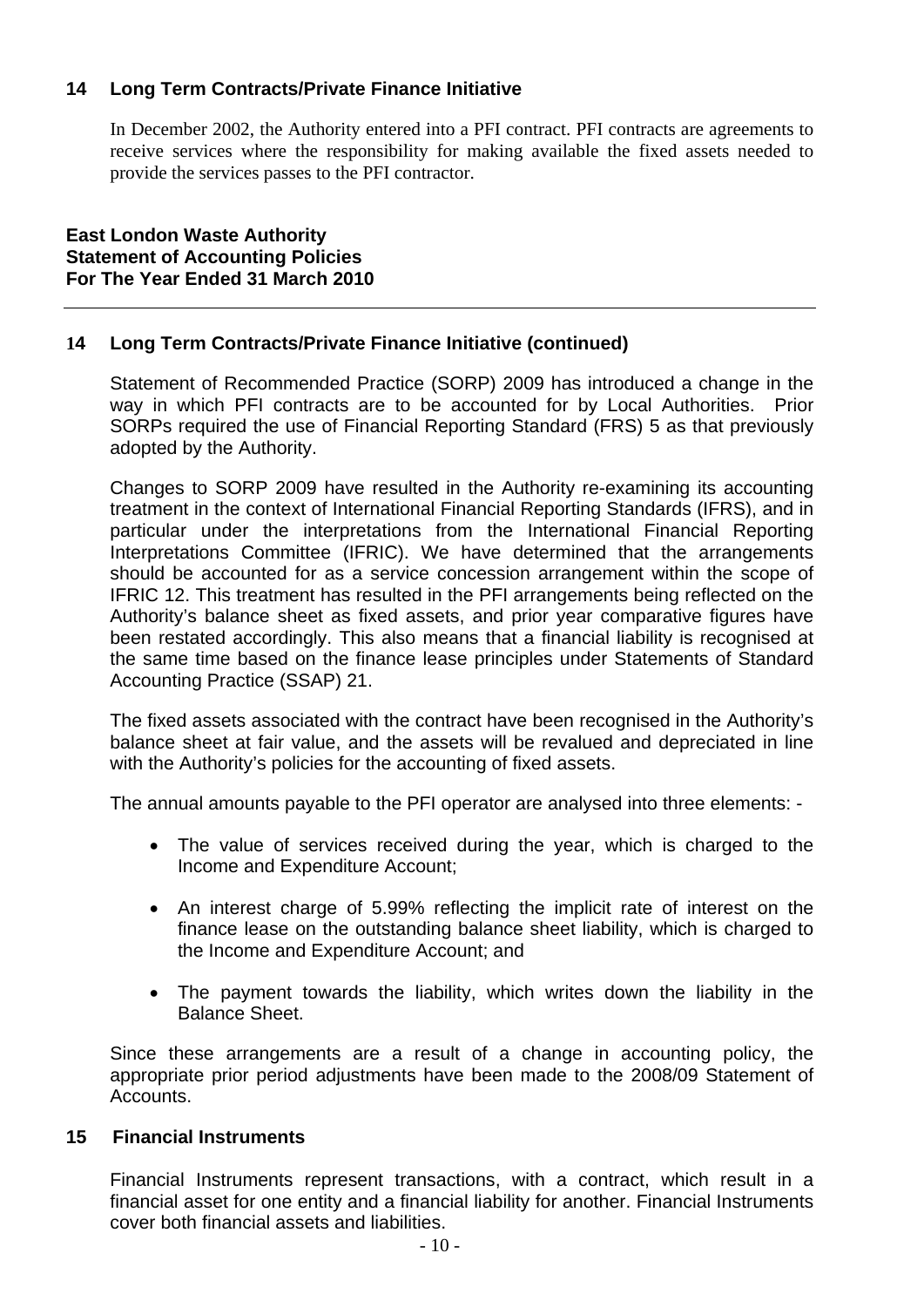## 14 Long Term Contracts/Private Finance Initiative

In December 2002, the Authority entered into a PFI contract. PFI contracts are agreements to receive services where the responsibility for making available the fixed assets needed to provide the services passes to the PFI contractor.

**East London Waste Authority**
**Statement of Accounting Policies**
**For The Year Ended 31 March 2010**

## 14 Long Term Contracts/Private Finance Initiative (continued)

Statement of Recommended Practice (SORP) 2009 has introduced a change in the way in which PFI contracts are to be accounted for by Local Authorities. Prior SORPs required the use of Financial Reporting Standard (FRS) 5 as that previously adopted by the Authority.

Changes to SORP 2009 have resulted in the Authority re-examining its accounting treatment in the context of International Financial Reporting Standards (IFRS), and in particular under the interpretations from the International Financial Reporting Interpretations Committee (IFRIC). We have determined that the arrangements should be accounted for as a service concession arrangement within the scope of IFRIC 12. This treatment has resulted in the PFI arrangements being reflected on the Authority's balance sheet as fixed assets, and prior year comparative figures have been restated accordingly. This also means that a financial liability is recognised at the same time based on the finance lease principles under Statements of Standard Accounting Practice (SSAP) 21.

The fixed assets associated with the contract have been recognised in the Authority's balance sheet at fair value, and the assets will be revalued and depreciated in line with the Authority's policies for the accounting of fixed assets.

The annual amounts payable to the PFI operator are analysed into three elements: -

- The value of services received during the year, which is charged to the Income and Expenditure Account;
- An interest charge of 5.99% reflecting the implicit rate of interest on the finance lease on the outstanding balance sheet liability, which is charged to the Income and Expenditure Account; and
- The payment towards the liability, which writes down the liability in the Balance Sheet.

Since these arrangements are a result of a change in accounting policy, the appropriate prior period adjustments have been made to the 2008/09 Statement of Accounts.

## 15 Financial Instruments

Financial Instruments represent transactions, with a contract, which result in a financial asset for one entity and a financial liability for another. Financial Instruments cover both financial assets and liabilities.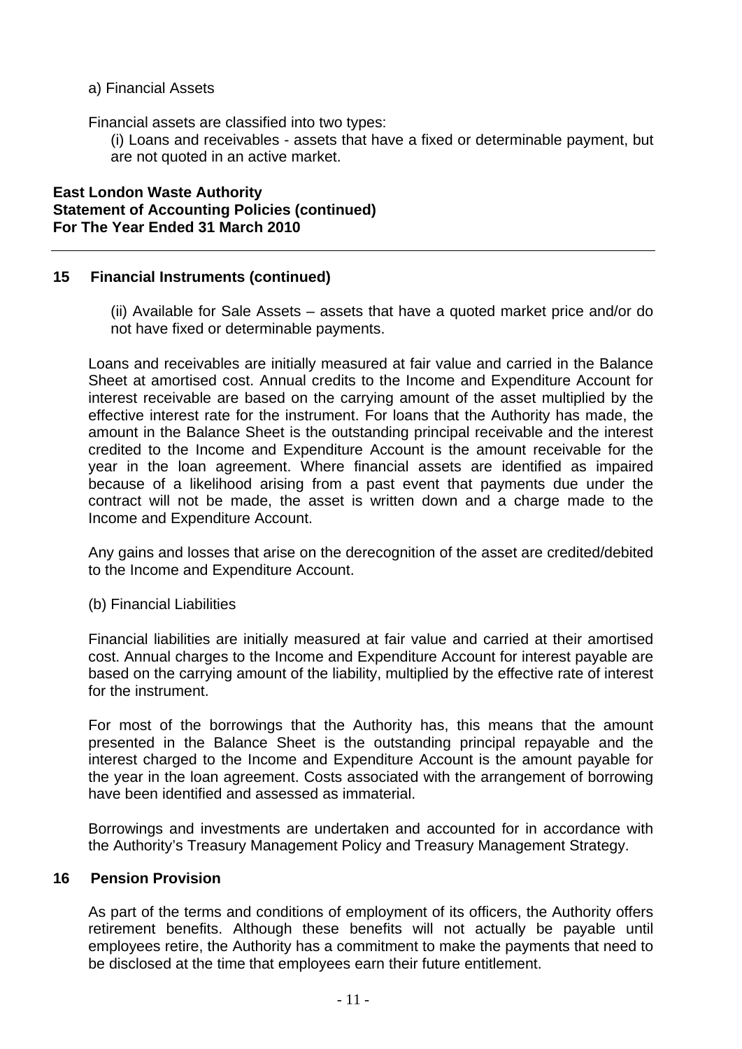a) Financial Assets

Financial assets are classified into two types:

(i) Loans and receivables - assets that have a fixed or determinable payment, but are not quoted in an active market.

## 15 Financial Instruments (continued)

(ii) Available for Sale Assets – assets that have a quoted market price and/or do not have fixed or determinable payments.

Loans and receivables are initially measured at fair value and carried in the Balance Sheet at amortised cost. Annual credits to the Income and Expenditure Account for interest receivable are based on the carrying amount of the asset multiplied by the effective interest rate for the instrument. For loans that the Authority has made, the amount in the Balance Sheet is the outstanding principal receivable and the interest credited to the Income and Expenditure Account is the amount receivable for the year in the loan agreement. Where financial assets are identified as impaired because of a likelihood arising from a past event that payments due under the contract will not be made, the asset is written down and a charge made to the Income and Expenditure Account.

Any gains and losses that arise on the derecognition of the asset are credited/debited to the Income and Expenditure Account.

(b) Financial Liabilities

Financial liabilities are initially measured at fair value and carried at their amortised cost. Annual charges to the Income and Expenditure Account for interest payable are based on the carrying amount of the liability, multiplied by the effective rate of interest for the instrument.

For most of the borrowings that the Authority has, this means that the amount presented in the Balance Sheet is the outstanding principal repayable and the interest charged to the Income and Expenditure Account is the amount payable for the year in the loan agreement. Costs associated with the arrangement of borrowing have been identified and assessed as immaterial.

Borrowings and investments are undertaken and accounted for in accordance with the Authority's Treasury Management Policy and Treasury Management Strategy.

## 16 Pension Provision

As part of the terms and conditions of employment of its officers, the Authority offers retirement benefits. Although these benefits will not actually be payable until employees retire, the Authority has a commitment to make the payments that need to be disclosed at the time that employees earn their future entitlement.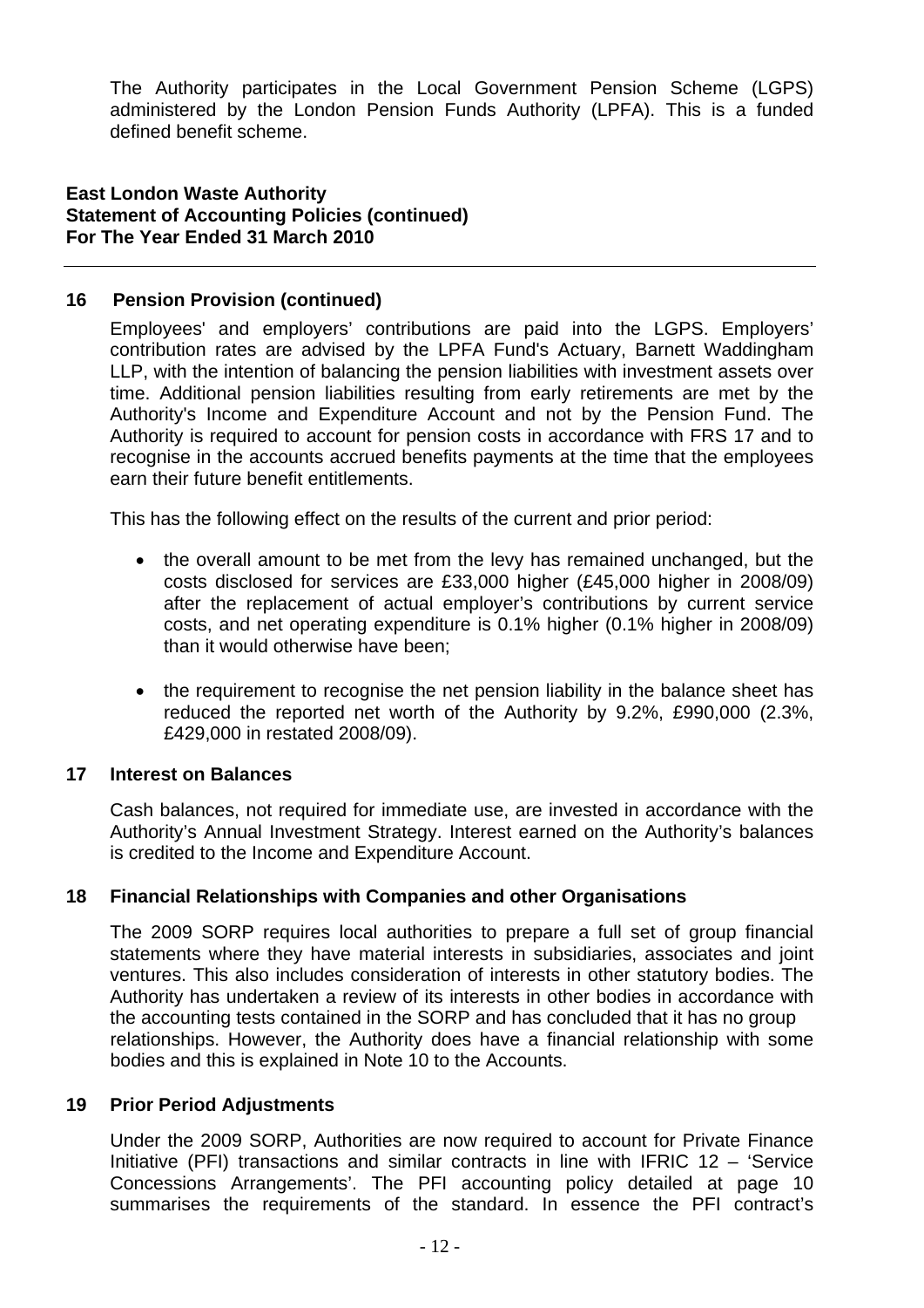The Authority participates in the Local Government Pension Scheme (LGPS) administered by the London Pension Funds Authority (LPFA). This is a funded defined benefit scheme.

**East London Waste Authority**
**Statement of Accounting Policies (continued)**
**For The Year Ended 31 March 2010**

---

### 16 Pension Provision (continued)

Employees' and employers' contributions are paid into the LGPS. Employers' contribution rates are advised by the LPFA Fund's Actuary, Barnett Waddingham LLP, with the intention of balancing the pension liabilities with investment assets over time. Additional pension liabilities resulting from early retirements are met by the Authority's Income and Expenditure Account and not by the Pension Fund. The Authority is required to account for pension costs in accordance with FRS 17 and to recognise in the accounts accrued benefits payments at the time that the employees earn their future benefit entitlements.

This has the following effect on the results of the current and prior period:

- the overall amount to be met from the levy has remained unchanged, but the costs disclosed for services are £33,000 higher (£45,000 higher in 2008/09) after the replacement of actual employer's contributions by current service costs, and net operating expenditure is 0.1% higher (0.1% higher in 2008/09) than it would otherwise have been;

- the requirement to recognise the net pension liability in the balance sheet has reduced the reported net worth of the Authority by 9.2%, £990,000 (2.3%, £429,000 in restated 2008/09).

### 17 Interest on Balances

Cash balances, not required for immediate use, are invested in accordance with the Authority's Annual Investment Strategy. Interest earned on the Authority's balances is credited to the Income and Expenditure Account.

### 18 Financial Relationships with Companies and other Organisations

The 2009 SORP requires local authorities to prepare a full set of group financial statements where they have material interests in subsidiaries, associates and joint ventures. This also includes consideration of interests in other statutory bodies. The Authority has undertaken a review of its interests in other bodies in accordance with the accounting tests contained in the SORP and has concluded that it has no group relationships. However, the Authority does have a financial relationship with some bodies and this is explained in Note 10 to the Accounts.

### 19 Prior Period Adjustments

Under the 2009 SORP, Authorities are now required to account for Private Finance Initiative (PFI) transactions and similar contracts in line with IFRIC 12 – 'Service Concessions Arrangements'. The PFI accounting policy detailed at page 10 summarises the requirements of the standard. In essence the PFI contract's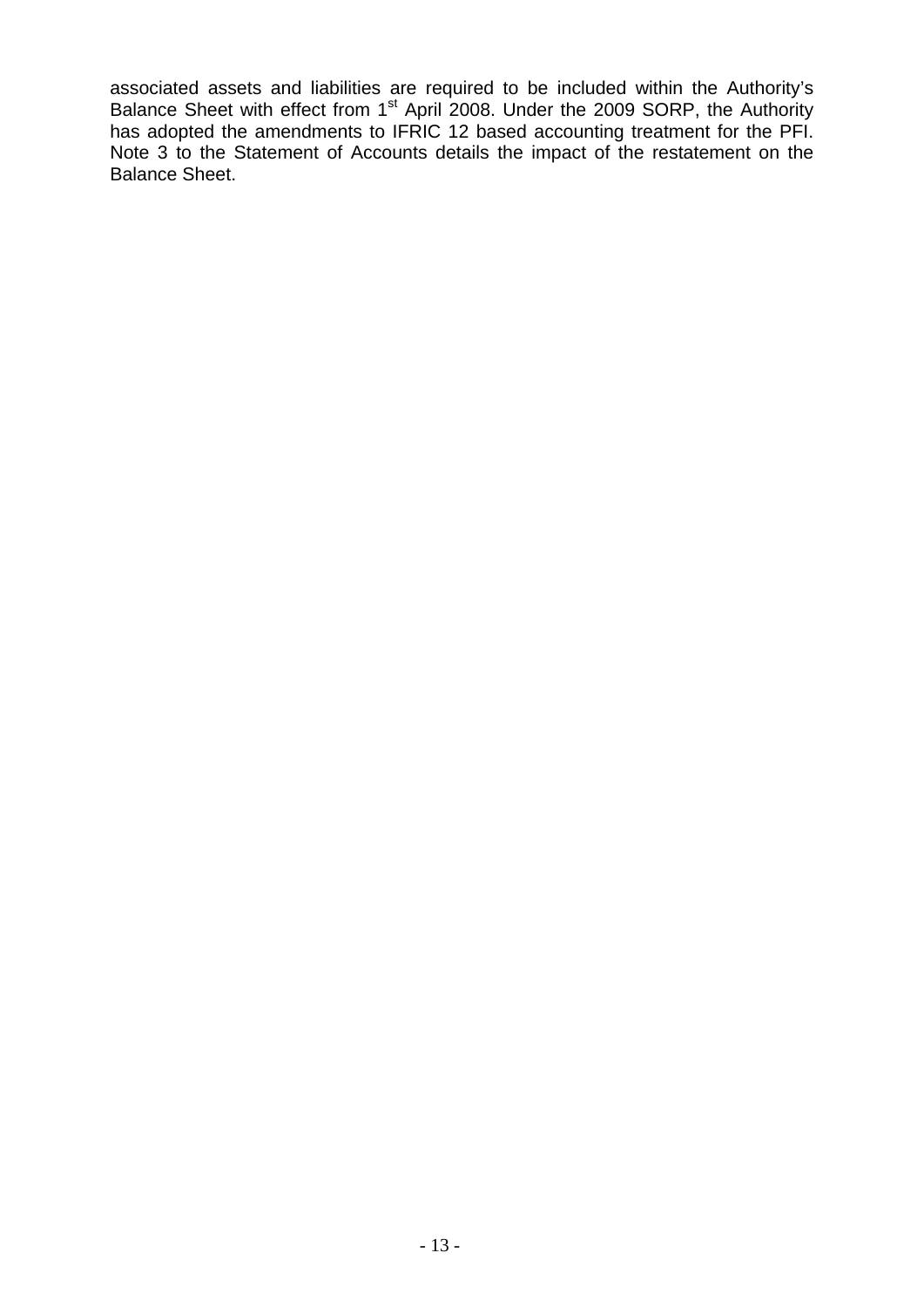associated assets and liabilities are required to be included within the Authority's Balance Sheet with effect from 1st April 2008. Under the 2009 SORP, the Authority has adopted the amendments to IFRIC 12 based accounting treatment for the PFI. Note 3 to the Statement of Accounts details the impact of the restatement on the Balance Sheet.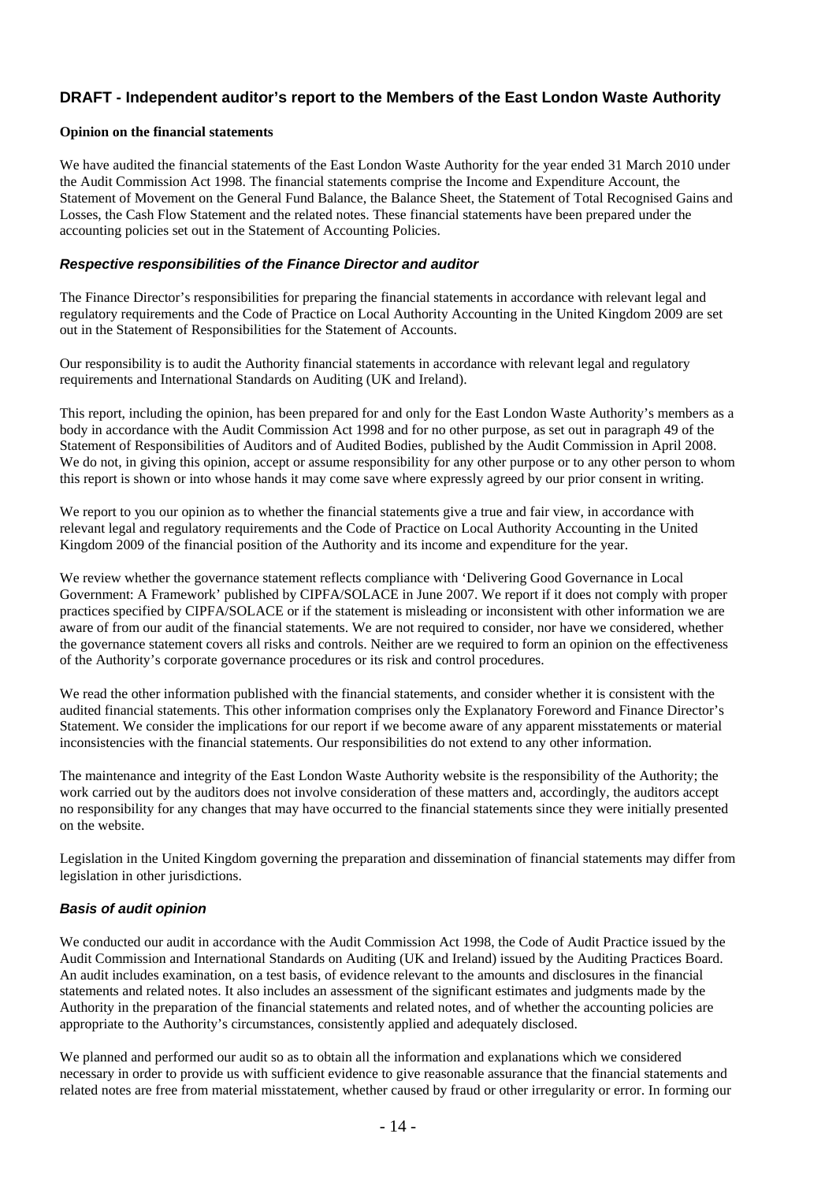## DRAFT - Independent auditor's report to the Members of the East London Waste Authority

**Opinion on the financial statements**

We have audited the financial statements of the East London Waste Authority for the year ended 31 March 2010 under the Audit Commission Act 1998. The financial statements comprise the Income and Expenditure Account, the Statement of Movement on the General Fund Balance, the Balance Sheet, the Statement of Total Recognised Gains and Losses, the Cash Flow Statement and the related notes. These financial statements have been prepared under the accounting policies set out in the Statement of Accounting Policies.

### *Respective responsibilities of the Finance Director and auditor*

The Finance Director's responsibilities for preparing the financial statements in accordance with relevant legal and regulatory requirements and the Code of Practice on Local Authority Accounting in the United Kingdom 2009 are set out in the Statement of Responsibilities for the Statement of Accounts.

Our responsibility is to audit the Authority financial statements in accordance with relevant legal and regulatory requirements and International Standards on Auditing (UK and Ireland).

This report, including the opinion, has been prepared for and only for the East London Waste Authority's members as a body in accordance with the Audit Commission Act 1998 and for no other purpose, as set out in paragraph 49 of the Statement of Responsibilities of Auditors and of Audited Bodies, published by the Audit Commission in April 2008. We do not, in giving this opinion, accept or assume responsibility for any other purpose or to any other person to whom this report is shown or into whose hands it may come save where expressly agreed by our prior consent in writing.

We report to you our opinion as to whether the financial statements give a true and fair view, in accordance with relevant legal and regulatory requirements and the Code of Practice on Local Authority Accounting in the United Kingdom 2009 of the financial position of the Authority and its income and expenditure for the year.

We review whether the governance statement reflects compliance with 'Delivering Good Governance in Local Government: A Framework' published by CIPFA/SOLACE in June 2007. We report if it does not comply with proper practices specified by CIPFA/SOLACE or if the statement is misleading or inconsistent with other information we are aware of from our audit of the financial statements. We are not required to consider, nor have we considered, whether the governance statement covers all risks and controls. Neither are we required to form an opinion on the effectiveness of the Authority's corporate governance procedures or its risk and control procedures.

We read the other information published with the financial statements, and consider whether it is consistent with the audited financial statements. This other information comprises only the Explanatory Foreword and Finance Director's Statement. We consider the implications for our report if we become aware of any apparent misstatements or material inconsistencies with the financial statements. Our responsibilities do not extend to any other information.

The maintenance and integrity of the East London Waste Authority website is the responsibility of the Authority; the work carried out by the auditors does not involve consideration of these matters and, accordingly, the auditors accept no responsibility for any changes that may have occurred to the financial statements since they were initially presented on the website.

Legislation in the United Kingdom governing the preparation and dissemination of financial statements may differ from legislation in other jurisdictions.

### *Basis of audit opinion*

We conducted our audit in accordance with the Audit Commission Act 1998, the Code of Audit Practice issued by the Audit Commission and International Standards on Auditing (UK and Ireland) issued by the Auditing Practices Board. An audit includes examination, on a test basis, of evidence relevant to the amounts and disclosures in the financial statements and related notes. It also includes an assessment of the significant estimates and judgments made by the Authority in the preparation of the financial statements and related notes, and of whether the accounting policies are appropriate to the Authority's circumstances, consistently applied and adequately disclosed.

We planned and performed our audit so as to obtain all the information and explanations which we considered necessary in order to provide us with sufficient evidence to give reasonable assurance that the financial statements and related notes are free from material misstatement, whether caused by fraud or other irregularity or error. In forming our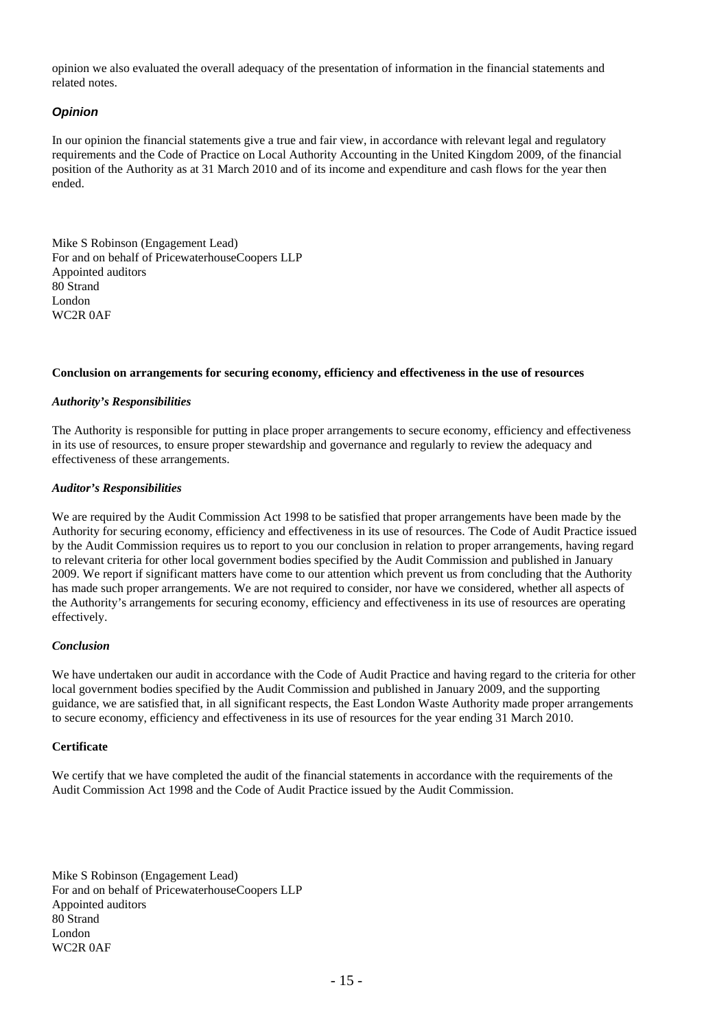opinion we also evaluated the overall adequacy of the presentation of information in the financial statements and related notes.

### *Opinion*

In our opinion the financial statements give a true and fair view, in accordance with relevant legal and regulatory requirements and the Code of Practice on Local Authority Accounting in the United Kingdom 2009, of the financial position of the Authority as at 31 March 2010 and of its income and expenditure and cash flows for the year then ended.

Mike S Robinson (Engagement Lead)
For and on behalf of PricewaterhouseCoopers LLP
Appointed auditors
80 Strand
London
WC2R 0AF

**Conclusion on arrangements for securing economy, efficiency and effectiveness in the use of resources**

***Authority's Responsibilities***

The Authority is responsible for putting in place proper arrangements to secure economy, efficiency and effectiveness in its use of resources, to ensure proper stewardship and governance and regularly to review the adequacy and effectiveness of these arrangements.

***Auditor's Responsibilities***

We are required by the Audit Commission Act 1998 to be satisfied that proper arrangements have been made by the Authority for securing economy, efficiency and effectiveness in its use of resources. The Code of Audit Practice issued by the Audit Commission requires us to report to you our conclusion in relation to proper arrangements, having regard to relevant criteria for other local government bodies specified by the Audit Commission and published in January 2009. We report if significant matters have come to our attention which prevent us from concluding that the Authority has made such proper arrangements. We are not required to consider, nor have we considered, whether all aspects of the Authority's arrangements for securing economy, efficiency and effectiveness in its use of resources are operating effectively.

***Conclusion***

We have undertaken our audit in accordance with the Code of Audit Practice and having regard to the criteria for other local government bodies specified by the Audit Commission and published in January 2009, and the supporting guidance, we are satisfied that, in all significant respects, the East London Waste Authority made proper arrangements to secure economy, efficiency and effectiveness in its use of resources for the year ending 31 March 2010.

**Certificate**

We certify that we have completed the audit of the financial statements in accordance with the requirements of the Audit Commission Act 1998 and the Code of Audit Practice issued by the Audit Commission.

Mike S Robinson (Engagement Lead)
For and on behalf of PricewaterhouseCoopers LLP
Appointed auditors
80 Strand
London
WC2R 0AF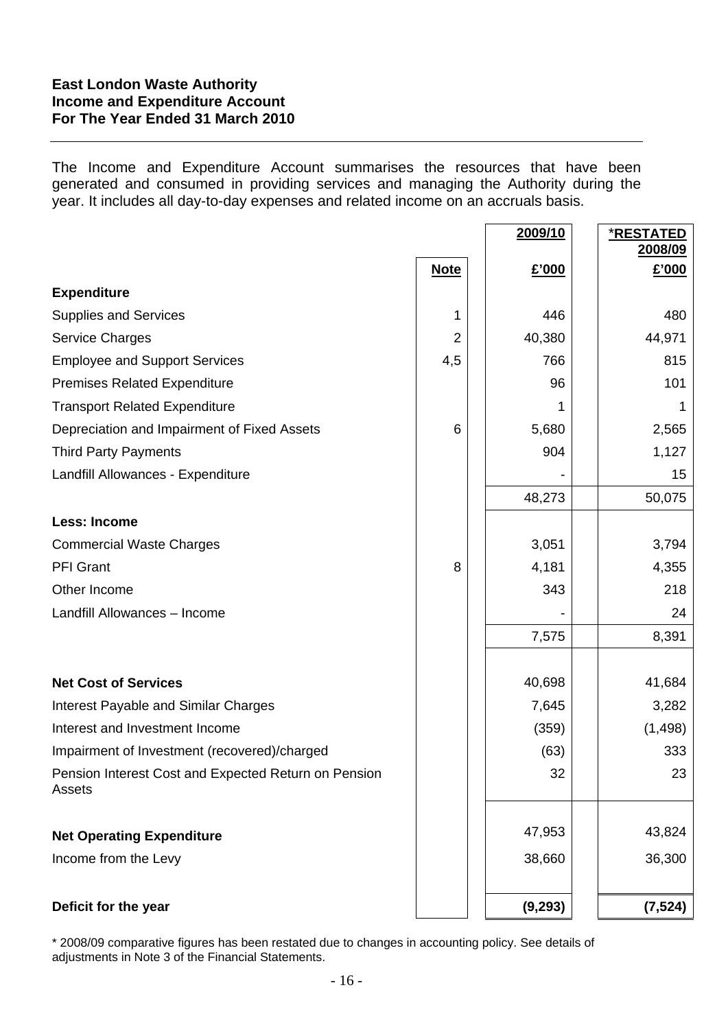**East London Waste Authority**
**Income and Expenditure Account**
**For The Year Ended 31 March 2010**

The Income and Expenditure Account summarises the resources that have been generated and consumed in providing services and managing the Authority during the year. It includes all day-to-day expenses and related income on an accruals basis.

| | Note | 2009/10 | *RESTATED 2008/09 |
|---|---|---|---|
| | | £'000 | £'000 |
| **Expenditure** | | | |
| Supplies and Services | 1 | 446 | 480 |
| Service Charges | 2 | 40,380 | 44,971 |
| Employee and Support Services | 4,5 | 766 | 815 |
| Premises Related Expenditure | | 96 | 101 |
| Transport Related Expenditure | | 1 | 1 |
| Depreciation and Impairment of Fixed Assets | 6 | 5,680 | 2,565 |
| Third Party Payments | | 904 | 1,127 |
| Landfill Allowances - Expenditure | | - | 15 |
| | | 48,273 | 50,075 |
| **Less: Income** | | | |
| Commercial Waste Charges | | 3,051 | 3,794 |
| PFI Grant | 8 | 4,181 | 4,355 |
| Other Income | | 343 | 218 |
| Landfill Allowances – Income | | - | 24 |
| | | 7,575 | 8,391 |
| **Net Cost of Services** | | 40,698 | 41,684 |
| Interest Payable and Similar Charges | | 7,645 | 3,282 |
| Interest and Investment Income | | (359) | (1,498) |
| Impairment of Investment (recovered)/charged | | (63) | 333 |
| Pension Interest Cost and Expected Return on Pension Assets | | 32 | 23 |
| **Net Operating Expenditure** | | 47,953 | 43,824 |
| Income from the Levy | | 38,660 | 36,300 |
| **Deficit for the year** | | **(9,293)** | **(7,524)** |

* 2008/09 comparative figures has been restated due to changes in accounting policy. See details of adjustments in Note 3 of the Financial Statements.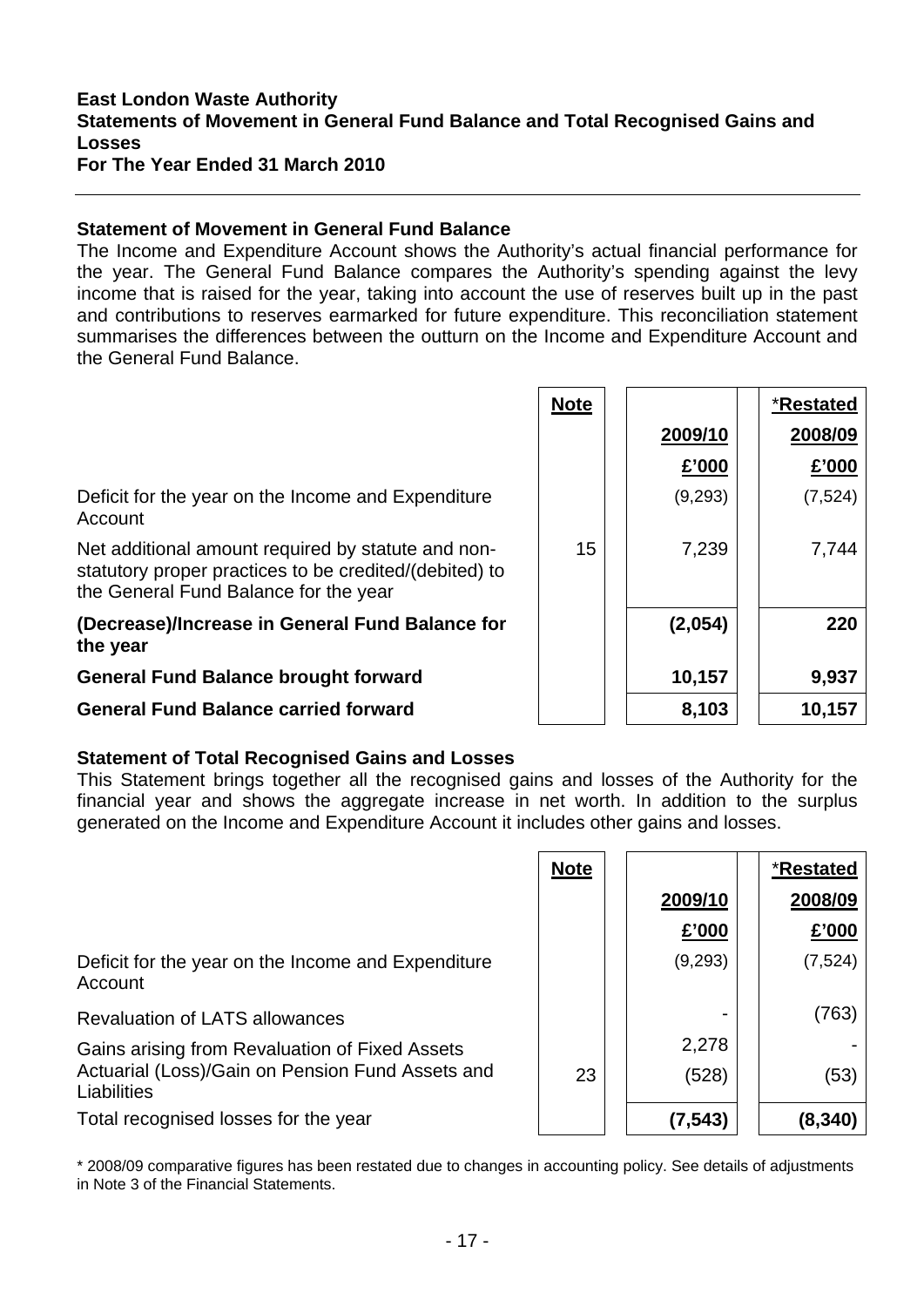**East London Waste Authority**
**Statements of Movement in General Fund Balance and Total Recognised Gains and Losses**
**For The Year Ended 31 March 2010**

## Statement of Movement in General Fund Balance

The Income and Expenditure Account shows the Authority's actual financial performance for the year. The General Fund Balance compares the Authority's spending against the levy income that is raised for the year, taking into account the use of reserves built up in the past and contributions to reserves earmarked for future expenditure. This reconciliation statement summarises the differences between the outturn on the Income and Expenditure Account and the General Fund Balance.

| | Note | 2009/10 £'000 | *Restated 2008/09 £'000 |
|---|---|---|---|
| Deficit for the year on the Income and Expenditure Account | | (9,293) | (7,524) |
| Net additional amount required by statute and non-statutory proper practices to be credited/(debited) to the General Fund Balance for the year | 15 | 7,239 | 7,744 |
| **(Decrease)/Increase in General Fund Balance for the year** | | **(2,054)** | **220** |
| **General Fund Balance brought forward** | | **10,157** | **9,937** |
| **General Fund Balance carried forward** | | **8,103** | **10,157** |

## Statement of Total Recognised Gains and Losses

This Statement brings together all the recognised gains and losses of the Authority for the financial year and shows the aggregate increase in net worth. In addition to the surplus generated on the Income and Expenditure Account it includes other gains and losses.

| | Note | 2009/10 £'000 | *Restated 2008/09 £'000 |
|---|---|---|---|
| Deficit for the year on the Income and Expenditure Account | | (9,293) | (7,524) |
| Revaluation of LATS allowances | | - | (763) |
| Gains arising from Revaluation of Fixed Assets | | 2,278 | - |
| Actuarial (Loss)/Gain on Pension Fund Assets and Liabilities | 23 | (528) | (53) |
| Total recognised losses for the year | | **(7,543)** | **(8,340)** |

\* 2008/09 comparative figures has been restated due to changes in accounting policy. See details of adjustments in Note 3 of the Financial Statements.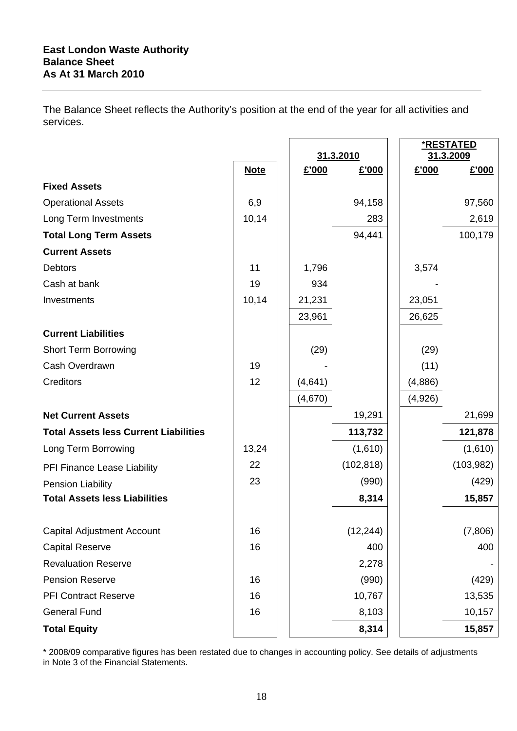## East London Waste Authority
## Balance Sheet
## As At 31 March 2010

The Balance Sheet reflects the Authority's position at the end of the year for all activities and services.

| | Note | 31.3.2010 £'000 | 31.3.2010 £'000 | *RESTATED 31.3.2009 £'000 | *RESTATED 31.3.2009 £'000 |
|---|---|---|---|---|---|
| **Fixed Assets** | | | | | |
| Operational Assets | 6,9 | | 94,158 | | 97,560 |
| Long Term Investments | 10,14 | | 283 | | 2,619 |
| **Total Long Term Assets** | | | 94,441 | | 100,179 |
| **Current Assets** | | | | | |
| Debtors | 11 | 1,796 | | 3,574 | |
| Cash at bank | 19 | 934 | | - | |
| Investments | 10,14 | 21,231 | | 23,051 | |
| | | 23,961 | | 26,625 | |
| **Current Liabilities** | | | | | |
| Short Term Borrowing | | (29) | | (29) | |
| Cash Overdrawn | 19 | - | | (11) | |
| Creditors | 12 | (4,641) | | (4,886) | |
| | | (4,670) | | (4,926) | |
| **Net Current Assets** | | | 19,291 | | 21,699 |
| **Total Assets less Current Liabilities** | | | **113,732** | | **121,878** |
| Long Term Borrowing | 13,24 | | (1,610) | | (1,610) |
| PFI Finance Lease Liability | 22 | | (102,818) | | (103,982) |
| Pension Liability | 23 | | (990) | | (429) |
| **Total Assets less Liabilities** | | | **8,314** | | **15,857** |
| | | | | | |
| Capital Adjustment Account | 16 | | (12,244) | | (7,806) |
| Capital Reserve | 16 | | 400 | | 400 |
| Revaluation Reserve | | | 2,278 | | - |
| Pension Reserve | 16 | | (990) | | (429) |
| PFI Contract Reserve | 16 | | 10,767 | | 13,535 |
| General Fund | 16 | | 8,103 | | 10,157 |
| **Total Equity** | | | **8,314** | | **15,857** |

* 2008/09 comparative figures has been restated due to changes in accounting policy. See details of adjustments in Note 3 of the Financial Statements.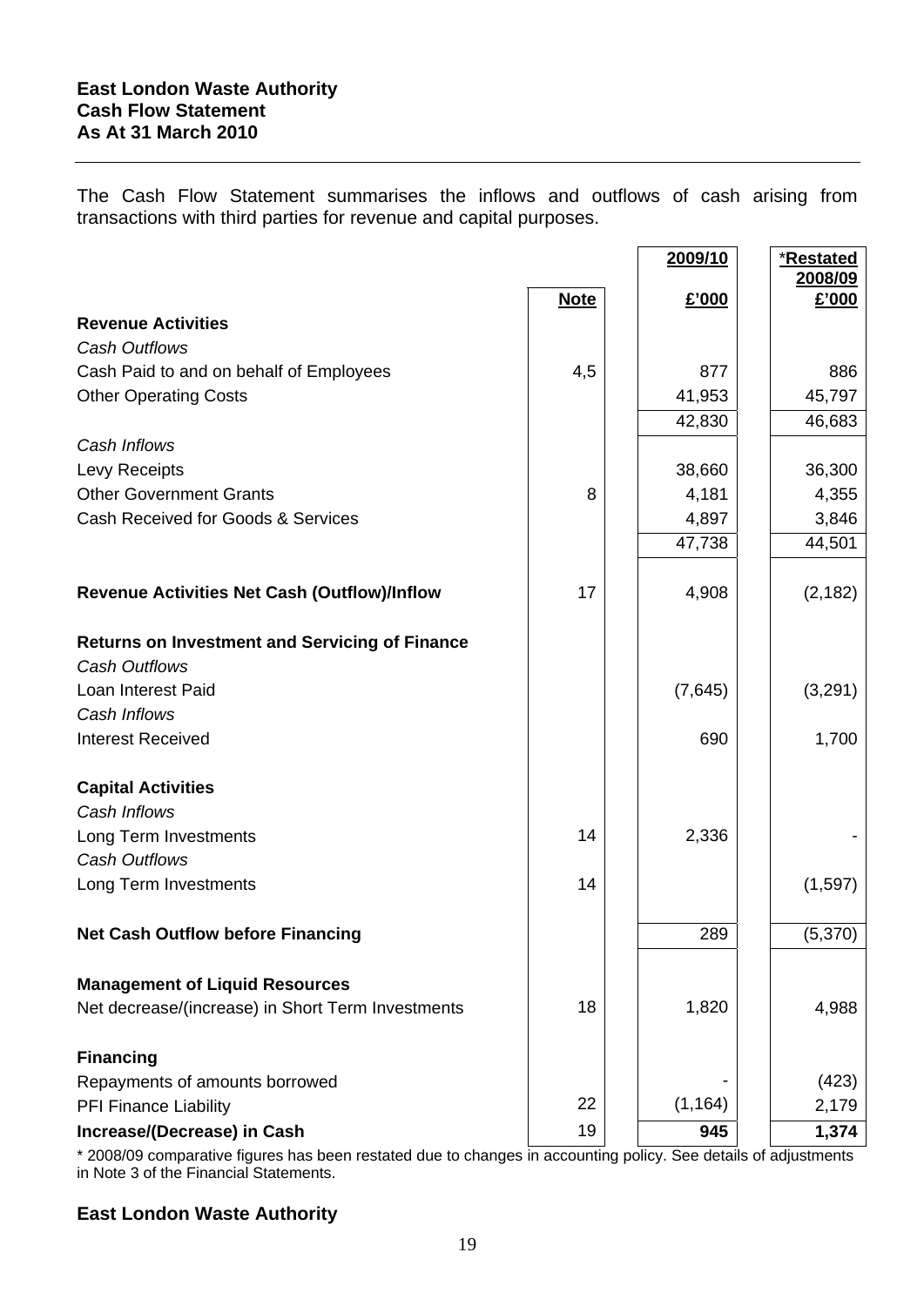**East London Waste Authority**
**Cash Flow Statement**
**As At 31 March 2010**

---

The Cash Flow Statement summarises the inflows and outflows of cash arising from transactions with third parties for revenue and capital purposes.

| | Note | 2009/10 £'000 | *Restated 2008/09 £'000 |
|---|---|---|---|
| **Revenue Activities** | | | |
| *Cash Outflows* | | | |
| Cash Paid to and on behalf of Employees | 4,5 | 877 | 886 |
| Other Operating Costs | | 41,953 | 45,797 |
| | | 42,830 | 46,683 |
| *Cash Inflows* | | | |
| Levy Receipts | | 38,660 | 36,300 |
| Other Government Grants | 8 | 4,181 | 4,355 |
| Cash Received for Goods & Services | | 4,897 | 3,846 |
| | | 47,738 | 44,501 |
| **Revenue Activities Net Cash (Outflow)/Inflow** | 17 | 4,908 | (2,182) |
| **Returns on Investment and Servicing of Finance** | | | |
| *Cash Outflows* | | | |
| Loan Interest Paid | | (7,645) | (3,291) |
| *Cash Inflows* | | | |
| Interest Received | | 690 | 1,700 |
| **Capital Activities** | | | |
| *Cash Inflows* | | | |
| Long Term Investments | 14 | 2,336 | - |
| *Cash Outflows* | | | |
| Long Term Investments | 14 | | (1,597) |
| **Net Cash Outflow before Financing** | | 289 | (5,370) |
| **Management of Liquid Resources** | | | |
| Net decrease/(increase) in Short Term Investments | 18 | 1,820 | 4,988 |
| **Financing** | | | |
| Repayments of amounts borrowed | | - | (423) |
| PFI Finance Liability | 22 | (1,164) | 2,179 |
| **Increase/(Decrease) in Cash** | 19 | **945** | **1,374** |

* 2008/09 comparative figures has been restated due to changes in accounting policy. See details of adjustments in Note 3 of the Financial Statements.

**East London Waste Authority**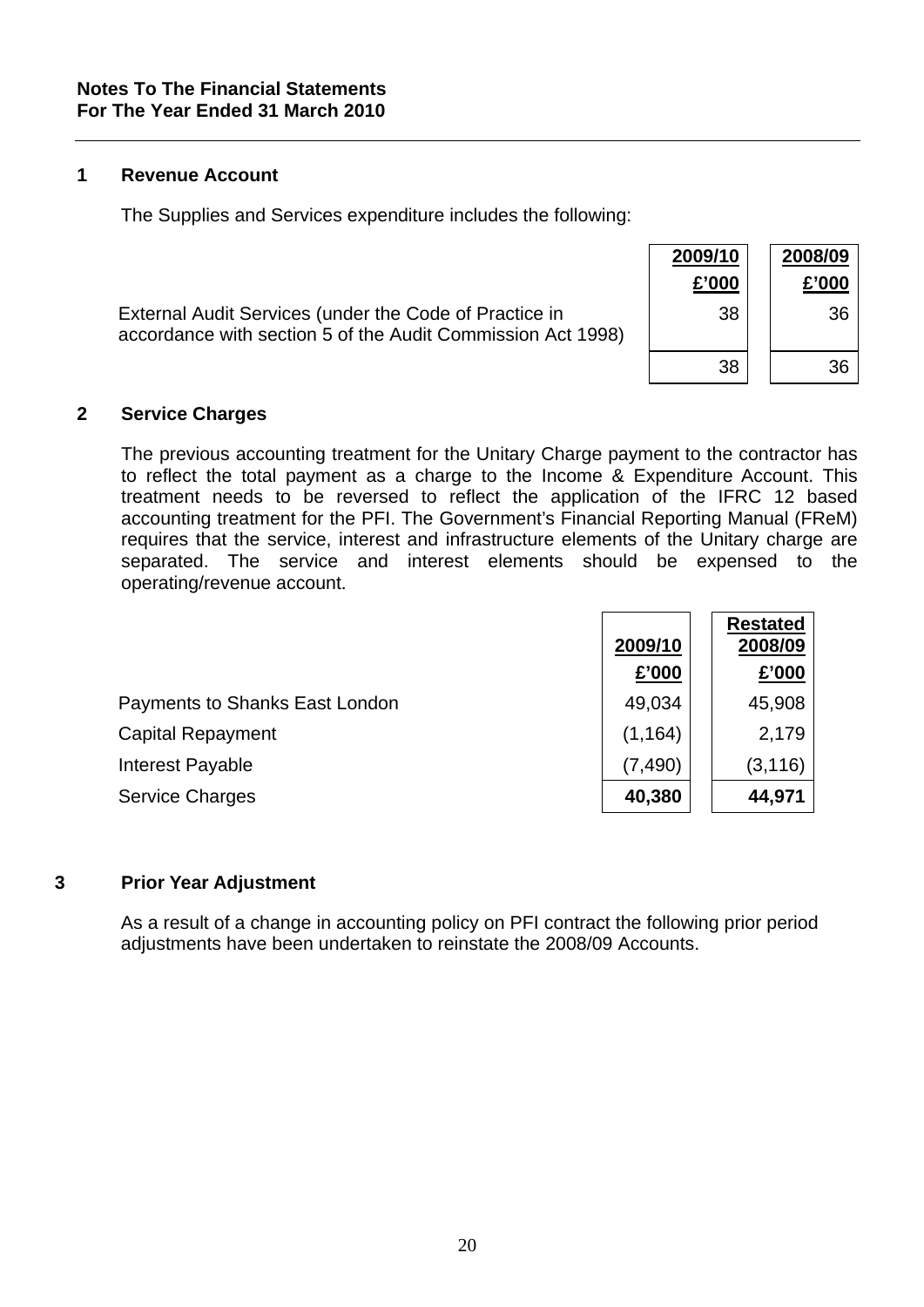**Notes To The Financial Statements**
**For The Year Ended 31 March 2010**

## 1 Revenue Account

The Supplies and Services expenditure includes the following:

| | 2009/10 | 2008/09 |
|---|---|---|
| | £'000 | £'000 |
| External Audit Services (under the Code of Practice in accordance with section 5 of the Audit Commission Act 1998) | 38 | 36 |
| | 38 | 36 |

## 2 Service Charges

The previous accounting treatment for the Unitary Charge payment to the contractor has to reflect the total payment as a charge to the Income & Expenditure Account. This treatment needs to be reversed to reflect the application of the IFRC 12 based accounting treatment for the PFI. The Government's Financial Reporting Manual (FReM) requires that the service, interest and infrastructure elements of the Unitary charge are separated. The service and interest elements should be expensed to the operating/revenue account.

| | 2009/10 | Restated 2008/09 |
|---|---|---|
| | £'000 | £'000 |
| Payments to Shanks East London | 49,034 | 45,908 |
| Capital Repayment | (1,164) | 2,179 |
| Interest Payable | (7,490) | (3,116) |
| Service Charges | **40,380** | **44,971** |

## 3 Prior Year Adjustment

As a result of a change in accounting policy on PFI contract the following prior period adjustments have been undertaken to reinstate the 2008/09 Accounts.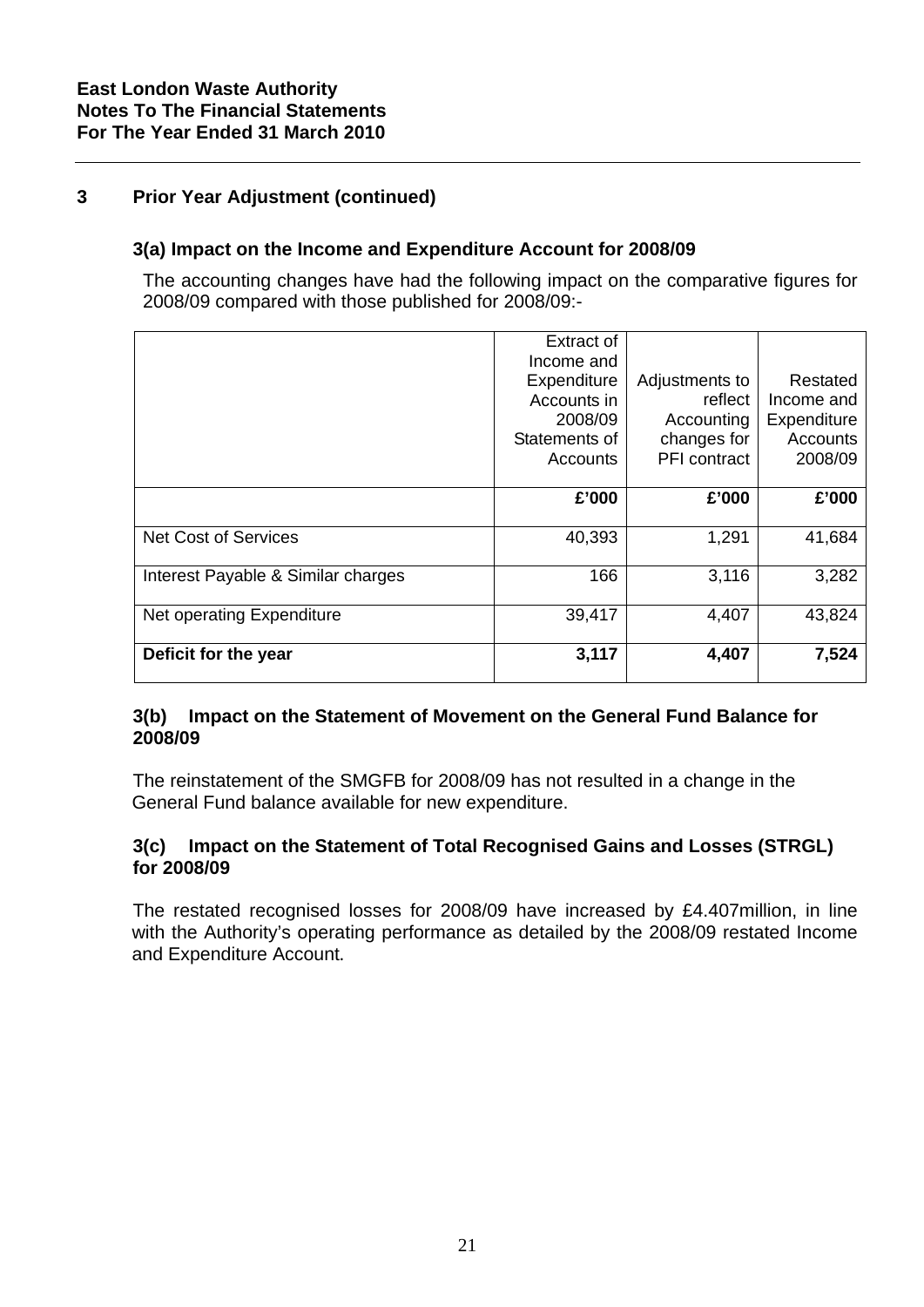**East London Waste Authority**
**Notes To The Financial Statements**
**For The Year Ended 31 March 2010**

## 3 Prior Year Adjustment (continued)

### 3(a) Impact on the Income and Expenditure Account for 2008/09

The accounting changes have had the following impact on the comparative figures for 2008/09 compared with those published for 2008/09:-

| | Extract of Income and Expenditure Accounts in 2008/09 Statements of Accounts | Adjustments to reflect Accounting changes for PFI contract | Restated Income and Expenditure Accounts 2008/09 |
|---|---|---|---|
| | **£'000** | **£'000** | **£'000** |
| Net Cost of Services | 40,393 | 1,291 | 41,684 |
| Interest Payable & Similar charges | 166 | 3,116 | 3,282 |
| Net operating Expenditure | 39,417 | 4,407 | 43,824 |
| **Deficit for the year** | **3,117** | **4,407** | **7,524** |

### 3(b) Impact on the Statement of Movement on the General Fund Balance for 2008/09

The reinstatement of the SMGFB for 2008/09 has not resulted in a change in the General Fund balance available for new expenditure.

### 3(c) Impact on the Statement of Total Recognised Gains and Losses (STRGL) for 2008/09

The restated recognised losses for 2008/09 have increased by £4.407million, in line with the Authority's operating performance as detailed by the 2008/09 restated Income and Expenditure Account.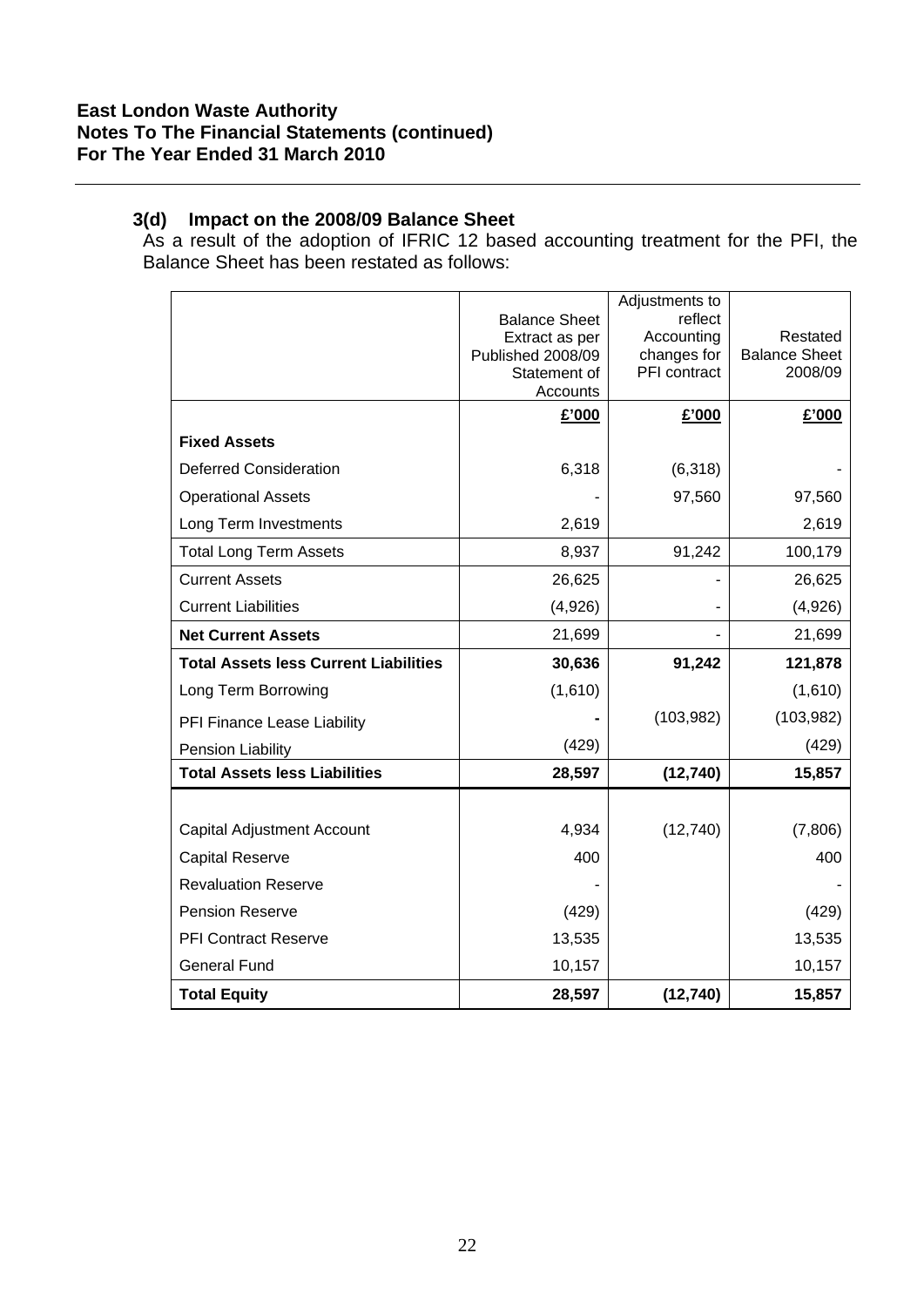**East London Waste Authority**
**Notes To The Financial Statements (continued)**
**For The Year Ended 31 March 2010**

### 3(d) Impact on the 2008/09 Balance Sheet

As a result of the adoption of IFRIC 12 based accounting treatment for the PFI, the Balance Sheet has been restated as follows:

| | Balance Sheet Extract as per Published 2008/09 Statement of Accounts | Adjustments to reflect Accounting changes for PFI contract | Restated Balance Sheet 2008/09 |
|---|---|---|---|
| | £'000 | £'000 | £'000 |
| **Fixed Assets** | | | |
| Deferred Consideration | 6,318 | (6,318) | - |
| Operational Assets | - | 97,560 | 97,560 |
| Long Term Investments | 2,619 | | 2,619 |
| Total Long Term Assets | 8,937 | 91,242 | 100,179 |
| Current Assets | 26,625 | - | 26,625 |
| Current Liabilities | (4,926) | - | (4,926) |
| **Net Current Assets** | 21,699 | - | 21,699 |
| **Total Assets less Current Liabilities** | **30,636** | **91,242** | **121,878** |
| Long Term Borrowing | (1,610) | | (1,610) |
| PFI Finance Lease Liability | - | (103,982) | (103,982) |
| Pension Liability | (429) | | (429) |
| **Total Assets less Liabilities** | **28,597** | **(12,740)** | **15,857** |
| | | | |
| Capital Adjustment Account | 4,934 | (12,740) | (7,806) |
| Capital Reserve | 400 | | 400 |
| Revaluation Reserve | - | | - |
| Pension Reserve | (429) | | (429) |
| PFI Contract Reserve | 13,535 | | 13,535 |
| General Fund | 10,157 | | 10,157 |
| **Total Equity** | **28,597** | **(12,740)** | **15,857** |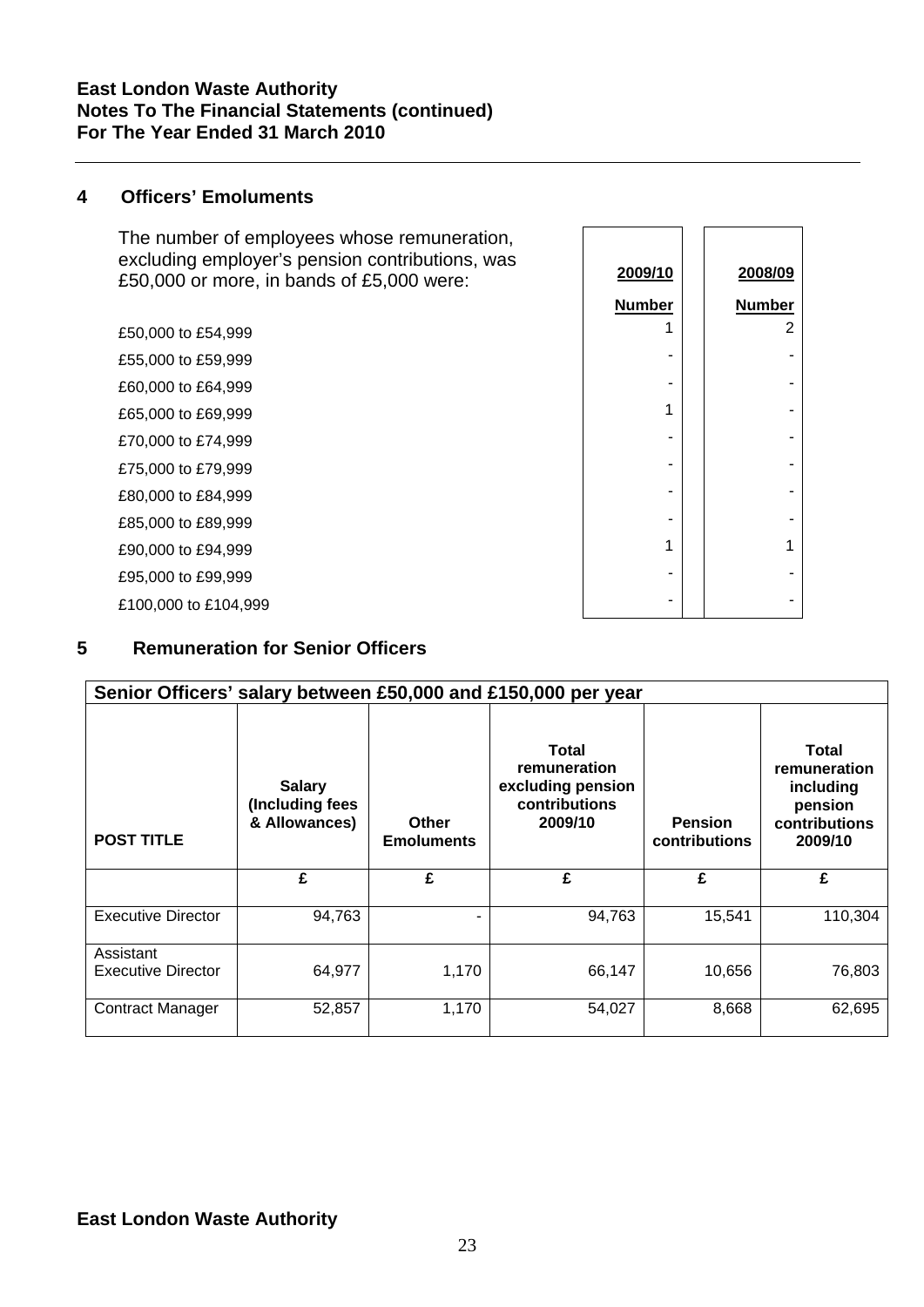## 4 Officers' Emoluments

| The number of employees whose remuneration, excluding employer's pension contributions, was £50,000 or more, in bands of £5,000 were: | 2009/10 | 2008/09 |
|---|---|---|
| | Number | Number |
| £50,000 to £54,999 | 1 | 2 |
| £55,000 to £59,999 | - | - |
| £60,000 to £64,999 | - | - |
| £65,000 to £69,999 | 1 | - |
| £70,000 to £74,999 | - | - |
| £75,000 to £79,999 | - | - |
| £80,000 to £84,999 | - | - |
| £85,000 to £89,999 | - | - |
| £90,000 to £94,999 | 1 | 1 |
| £95,000 to £99,999 | - | - |
| £100,000 to £104,999 | - | - |

## 5 Remuneration for Senior Officers

| Senior Officers' salary between £50,000 and £150,000 per year | | | | | |
|---|---|---|---|---|---|
| POST TITLE | Salary (Including fees & Allowances) | Other Emoluments | Total remuneration excluding pension contributions 2009/10 | Pension contributions | Total remuneration including pension contributions 2009/10 |
| | £ | £ | £ | £ | £ |
| Executive Director | 94,763 | - | 94,763 | 15,541 | 110,304 |
| Assistant Executive Director | 64,977 | 1,170 | 66,147 | 10,656 | 76,803 |
| Contract Manager | 52,857 | 1,170 | 54,027 | 8,668 | 62,695 |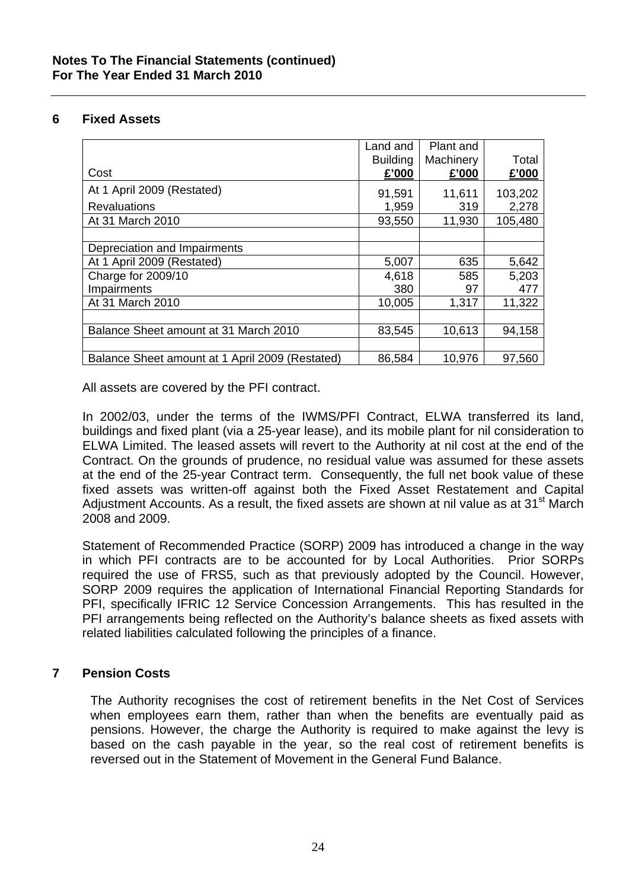## 6 Fixed Assets

| Cost | Land and Building £'000 | Plant and Machinery £'000 | Total £'000 |
|---|---|---|---|
| At 1 April 2009 (Restated) | 91,591 | 11,611 | 103,202 |
| Revaluations | 1,959 | 319 | 2,278 |
| At 31 March 2010 | 93,550 | 11,930 | 105,480 |
| | | | |
| Depreciation and Impairments | | | |
| At 1 April 2009 (Restated) | 5,007 | 635 | 5,642 |
| Charge for 2009/10 | 4,618 | 585 | 5,203 |
| Impairments | 380 | 97 | 477 |
| At 31 March 2010 | 10,005 | 1,317 | 11,322 |
| | | | |
| Balance Sheet amount at 31 March 2010 | 83,545 | 10,613 | 94,158 |
| | | | |
| Balance Sheet amount at 1 April 2009 (Restated) | 86,584 | 10,976 | 97,560 |

All assets are covered by the PFI contract.

In 2002/03, under the terms of the IWMS/PFI Contract, ELWA transferred its land, buildings and fixed plant (via a 25-year lease), and its mobile plant for nil consideration to ELWA Limited. The leased assets will revert to the Authority at nil cost at the end of the Contract. On the grounds of prudence, no residual value was assumed for these assets at the end of the 25-year Contract term. Consequently, the full net book value of these fixed assets was written-off against both the Fixed Asset Restatement and Capital Adjustment Accounts. As a result, the fixed assets are shown at nil value as at 31st March 2008 and 2009.

Statement of Recommended Practice (SORP) 2009 has introduced a change in the way in which PFI contracts are to be accounted for by Local Authorities. Prior SORPs required the use of FRS5, such as that previously adopted by the Council. However, SORP 2009 requires the application of International Financial Reporting Standards for PFI, specifically IFRIC 12 Service Concession Arrangements. This has resulted in the PFI arrangements being reflected on the Authority's balance sheets as fixed assets with related liabilities calculated following the principles of a finance.

## 7 Pension Costs

The Authority recognises the cost of retirement benefits in the Net Cost of Services when employees earn them, rather than when the benefits are eventually paid as pensions. However, the charge the Authority is required to make against the levy is based on the cash payable in the year, so the real cost of retirement benefits is reversed out in the Statement of Movement in the General Fund Balance.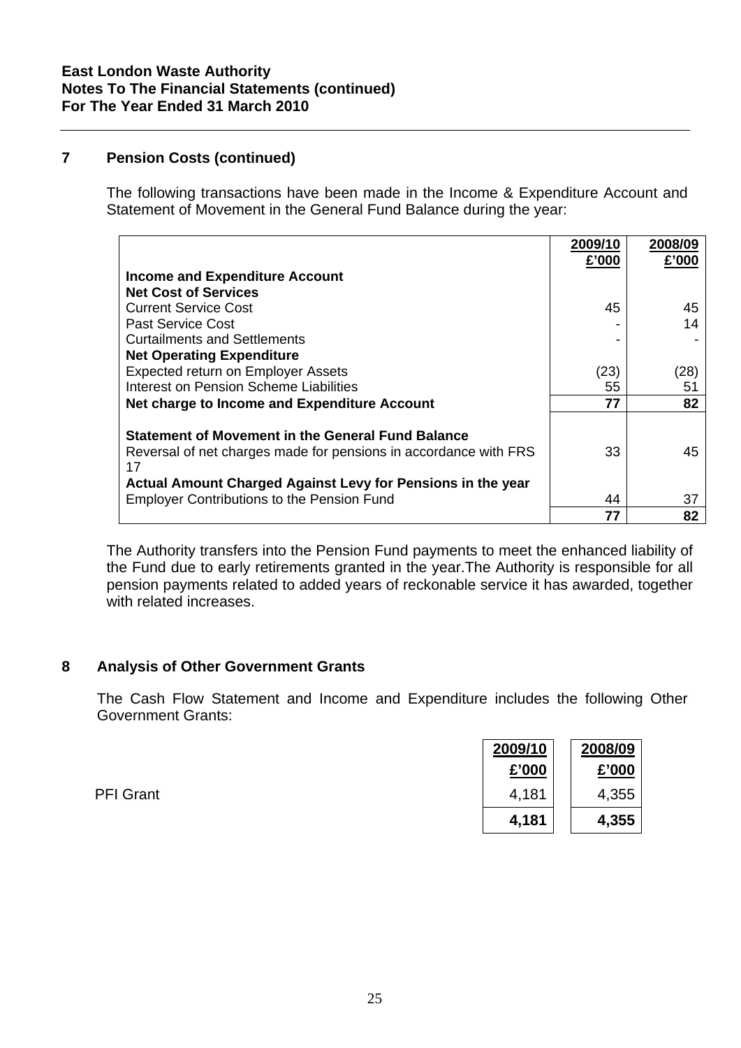**East London Waste Authority**
**Notes To The Financial Statements (continued)**
**For The Year Ended 31 March 2010**

## 7 Pension Costs (continued)

The following transactions have been made in the Income & Expenditure Account and Statement of Movement in the General Fund Balance during the year:

| | 2009/10 £'000 | 2008/09 £'000 |
|---|---|---|
| **Income and Expenditure Account** | | |
| **Net Cost of Services** | | |
| Current Service Cost | 45 | 45 |
| Past Service Cost | - | 14 |
| Curtailments and Settlements | - | - |
| **Net Operating Expenditure** | | |
| Expected return on Employer Assets | (23) | (28) |
| Interest on Pension Scheme Liabilities | 55 | 51 |
| **Net charge to Income and Expenditure Account** | **77** | **82** |
| | | |
| **Statement of Movement in the General Fund Balance** | | |
| Reversal of net charges made for pensions in accordance with FRS 17 | 33 | 45 |
| **Actual Amount Charged Against Levy for Pensions in the year** | | |
| Employer Contributions to the Pension Fund | 44 | 37 |
| | **77** | **82** |

The Authority transfers into the Pension Fund payments to meet the enhanced liability of the Fund due to early retirements granted in the year.The Authority is responsible for all pension payments related to added years of reckonable service it has awarded, together with related increases.

## 8 Analysis of Other Government Grants

The Cash Flow Statement and Income and Expenditure includes the following Other Government Grants:

| | 2009/10 £'000 | 2008/09 £'000 |
|---|---|---|
| PFI Grant | 4,181 | 4,355 |
| | **4,181** | **4,355** |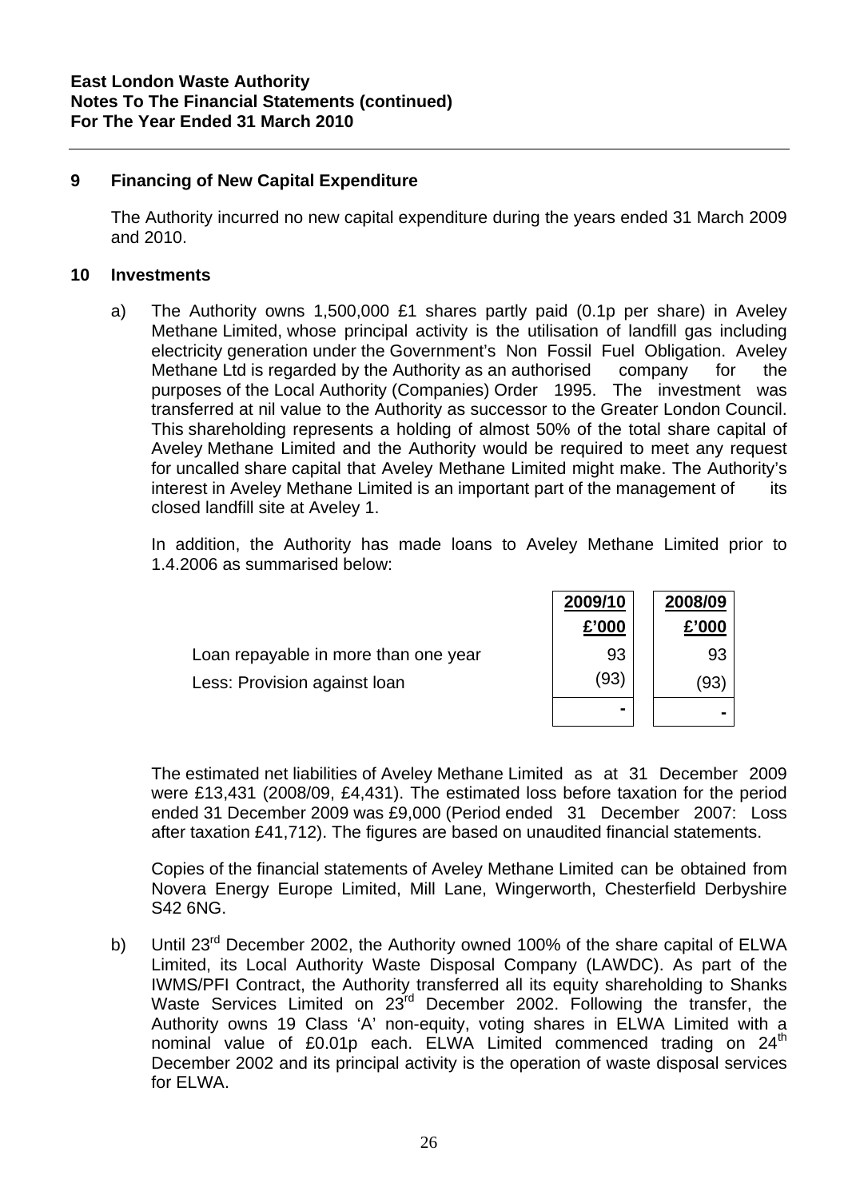**East London Waste Authority**
**Notes To The Financial Statements (continued)**
**For The Year Ended 31 March 2010**

## 9 Financing of New Capital Expenditure

The Authority incurred no new capital expenditure during the years ended 31 March 2009 and 2010.

## 10 Investments

a) The Authority owns 1,500,000 £1 shares partly paid (0.1p per share) in Aveley Methane Limited, whose principal activity is the utilisation of landfill gas including electricity generation under the Government's Non Fossil Fuel Obligation. Aveley Methane Ltd is regarded by the Authority as an authorised company for the purposes of the Local Authority (Companies) Order 1995. The investment was transferred at nil value to the Authority as successor to the Greater London Council. This shareholding represents a holding of almost 50% of the total share capital of Aveley Methane Limited and the Authority would be required to meet any request for uncalled share capital that Aveley Methane Limited might make. The Authority's interest in Aveley Methane Limited is an important part of the management of its closed landfill site at Aveley 1.

In addition, the Authority has made loans to Aveley Methane Limited prior to 1.4.2006 as summarised below:

| | 2009/10 £'000 | 2008/09 £'000 |
|---|---|---|
| Loan repayable in more than one year | 93 | 93 |
| Less: Provision against loan | (93) | (93) |
| | - | - |

The estimated net liabilities of Aveley Methane Limited as at 31 December 2009 were £13,431 (2008/09, £4,431). The estimated loss before taxation for the period ended 31 December 2009 was £9,000 (Period ended 31 December 2007: Loss after taxation £41,712). The figures are based on unaudited financial statements.

Copies of the financial statements of Aveley Methane Limited can be obtained from Novera Energy Europe Limited, Mill Lane, Wingerworth, Chesterfield Derbyshire S42 6NG.

b) Until 23rd December 2002, the Authority owned 100% of the share capital of ELWA Limited, its Local Authority Waste Disposal Company (LAWDC). As part of the IWMS/PFI Contract, the Authority transferred all its equity shareholding to Shanks Waste Services Limited on 23rd December 2002. Following the transfer, the Authority owns 19 Class 'A' non-equity, voting shares in ELWA Limited with a nominal value of £0.01p each. ELWA Limited commenced trading on 24th December 2002 and its principal activity is the operation of waste disposal services for ELWA.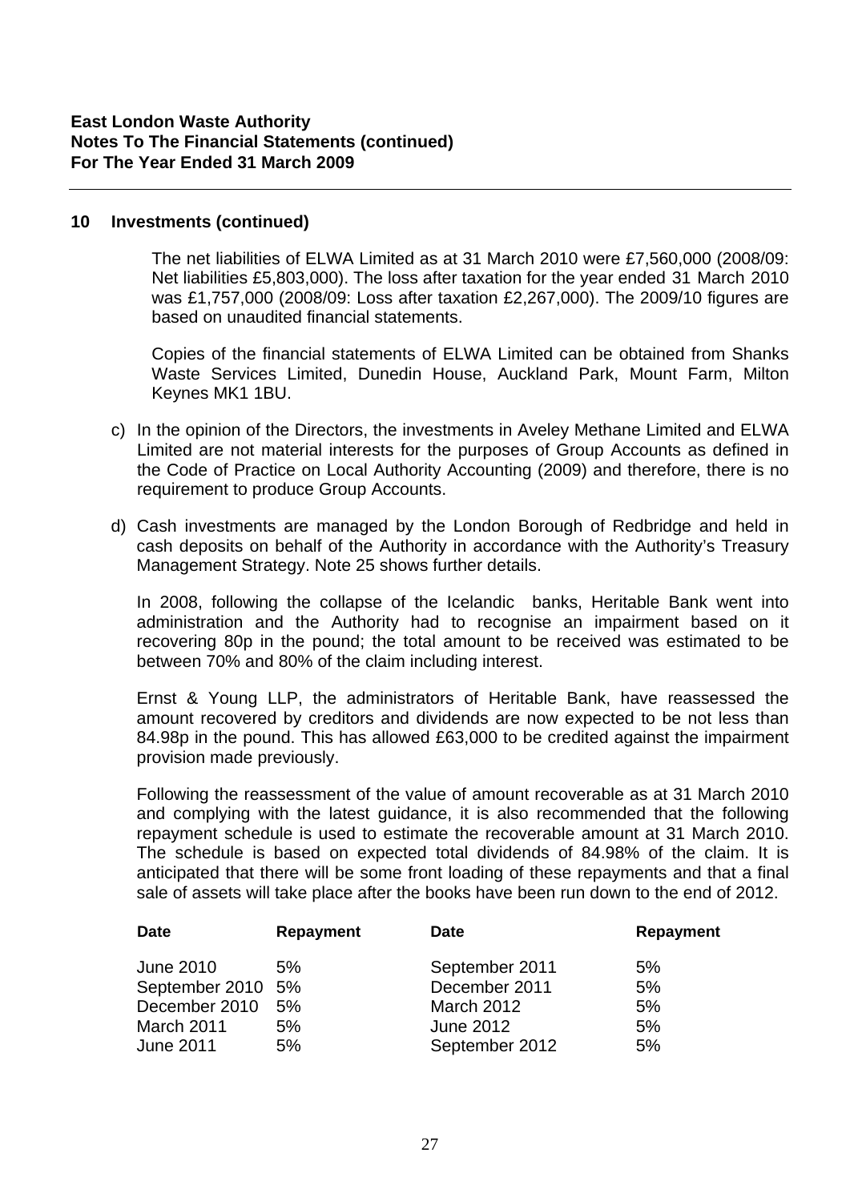**East London Waste Authority**
**Notes To The Financial Statements (continued)**
**For The Year Ended 31 March 2009**

## 10 Investments (continued)

The net liabilities of ELWA Limited as at 31 March 2010 were £7,560,000 (2008/09: Net liabilities £5,803,000). The loss after taxation for the year ended 31 March 2010 was £1,757,000 (2008/09: Loss after taxation £2,267,000). The 2009/10 figures are based on unaudited financial statements.

Copies of the financial statements of ELWA Limited can be obtained from Shanks Waste Services Limited, Dunedin House, Auckland Park, Mount Farm, Milton Keynes MK1 1BU.

c) In the opinion of the Directors, the investments in Aveley Methane Limited and ELWA Limited are not material interests for the purposes of Group Accounts as defined in the Code of Practice on Local Authority Accounting (2009) and therefore, there is no requirement to produce Group Accounts.

d) Cash investments are managed by the London Borough of Redbridge and held in cash deposits on behalf of the Authority in accordance with the Authority's Treasury Management Strategy. Note 25 shows further details.

In 2008, following the collapse of the Icelandic banks, Heritable Bank went into administration and the Authority had to recognise an impairment based on it recovering 80p in the pound; the total amount to be received was estimated to be between 70% and 80% of the claim including interest.

Ernst & Young LLP, the administrators of Heritable Bank, have reassessed the amount recovered by creditors and dividends are now expected to be not less than 84.98p in the pound. This has allowed £63,000 to be credited against the impairment provision made previously.

Following the reassessment of the value of amount recoverable as at 31 March 2010 and complying with the latest guidance, it is also recommended that the following repayment schedule is used to estimate the recoverable amount at 31 March 2010. The schedule is based on expected total dividends of 84.98% of the claim. It is anticipated that there will be some front loading of these repayments and that a final sale of assets will take place after the books have been run down to the end of 2012.

| Date | Repayment | Date | Repayment |
|---|---|---|---|
| June 2010 | 5% | September 2011 | 5% |
| September 2010 | 5% | December 2011 | 5% |
| December 2010 | 5% | March 2012 | 5% |
| March 2011 | 5% | June 2012 | 5% |
| June 2011 | 5% | September 2012 | 5% |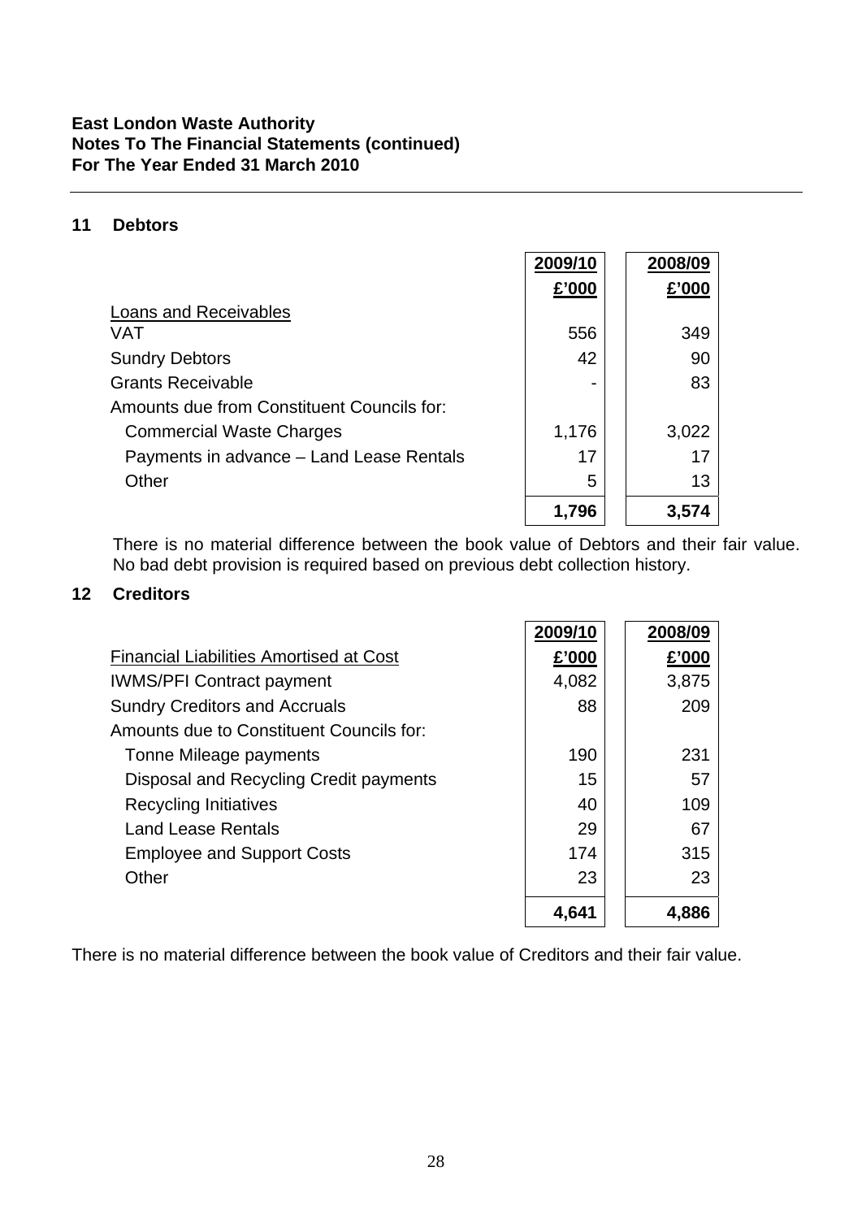## 11 Debtors

| | 2009/10 | 2008/09 |
|---|---|---|
| | £'000 | £'000 |
| Loans and Receivables | | |
| VAT | 556 | 349 |
| Sundry Debtors | 42 | 90 |
| Grants Receivable | - | 83 |
| Amounts due from Constituent Councils for: | | |
| Commercial Waste Charges | 1,176 | 3,022 |
| Payments in advance – Land Lease Rentals | 17 | 17 |
| Other | 5 | 13 |
| | **1,796** | **3,574** |

There is no material difference between the book value of Debtors and their fair value. No bad debt provision is required based on previous debt collection history.

## 12 Creditors

| | 2009/10 | 2008/09 |
|---|---|---|
| Financial Liabilities Amortised at Cost | £'000 | £'000 |
| IWMS/PFI Contract payment | 4,082 | 3,875 |
| Sundry Creditors and Accruals | 88 | 209 |
| Amounts due to Constituent Councils for: | | |
| Tonne Mileage payments | 190 | 231 |
| Disposal and Recycling Credit payments | 15 | 57 |
| Recycling Initiatives | 40 | 109 |
| Land Lease Rentals | 29 | 67 |
| Employee and Support Costs | 174 | 315 |
| Other | 23 | 23 |
| | **4,641** | **4,886** |

There is no material difference between the book value of Creditors and their fair value.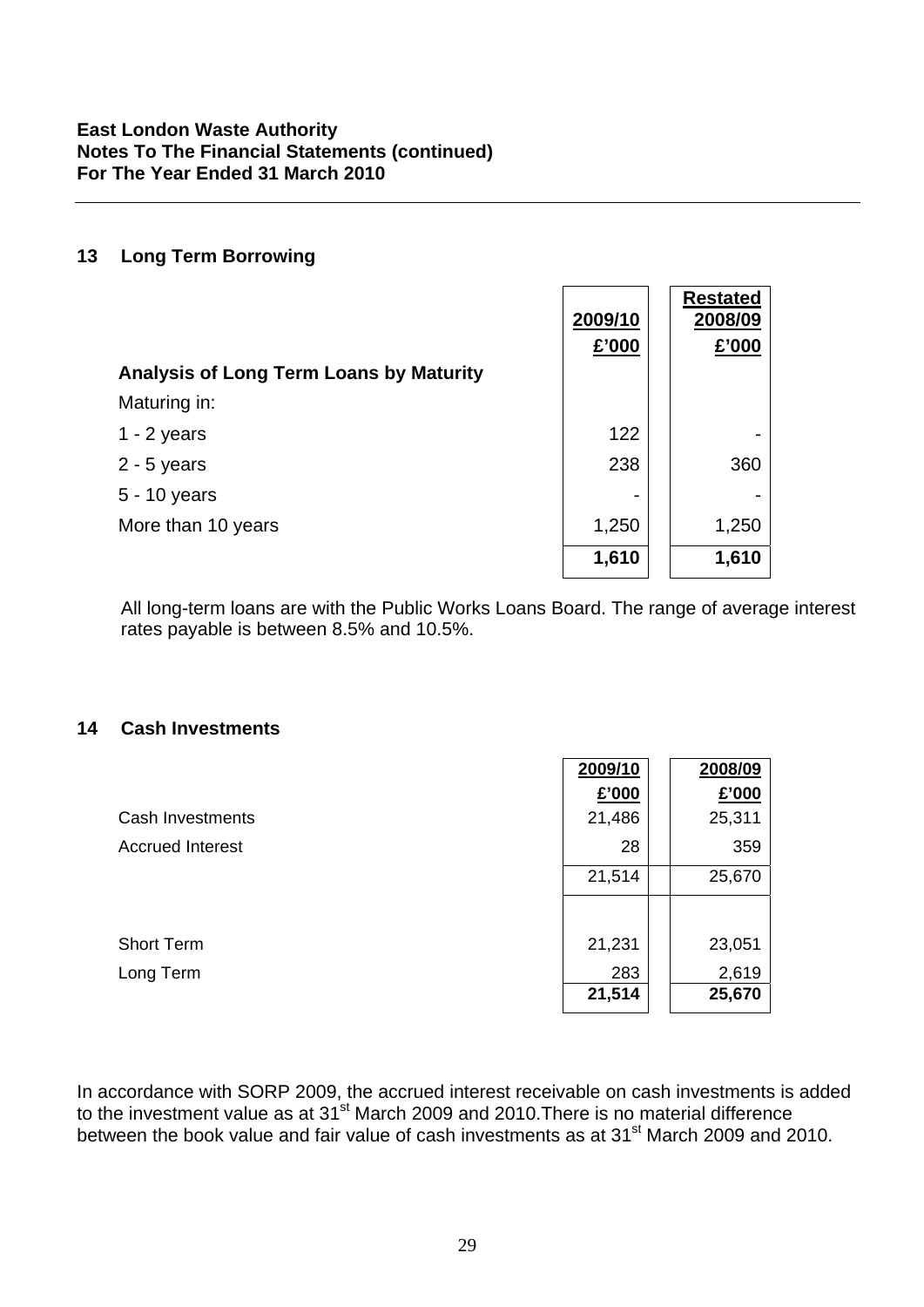**East London Waste Authority**
**Notes To The Financial Statements (continued)**
**For The Year Ended 31 March 2010**

## 13 Long Term Borrowing

| | 2009/10 £'000 | Restated 2008/09 £'000 |
|---|---|---|
| **Analysis of Long Term Loans by Maturity** | | |
| Maturing in: | | |
| 1 - 2 years | 122 | - |
| 2 - 5 years | 238 | 360 |
| 5 - 10 years | - | - |
| More than 10 years | 1,250 | 1,250 |
| | **1,610** | **1,610** |

All long-term loans are with the Public Works Loans Board. The range of average interest rates payable is between 8.5% and 10.5%.

## 14 Cash Investments

| | 2009/10 £'000 | 2008/09 £'000 |
|---|---|---|
| Cash Investments | 21,486 | 25,311 |
| Accrued Interest | 28 | 359 |
| | 21,514 | 25,670 |
| | | |
| Short Term | 21,231 | 23,051 |
| Long Term | 283 | 2,619 |
| | **21,514** | **25,670** |

In accordance with SORP 2009, the accrued interest receivable on cash investments is added to the investment value as at 31st March 2009 and 2010.There is no material difference between the book value and fair value of cash investments as at 31st March 2009 and 2010.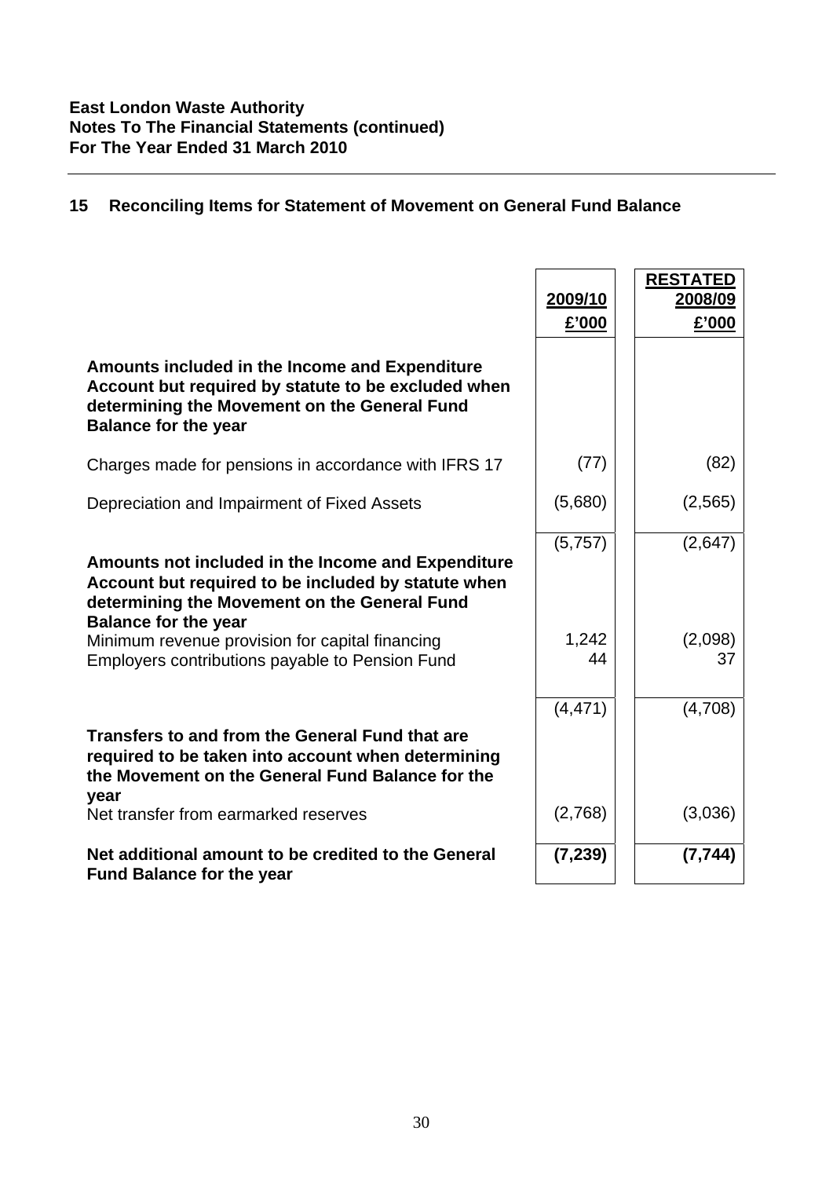**East London Waste Authority**
**Notes To The Financial Statements (continued)**
**For The Year Ended 31 March 2010**

## 15 Reconciling Items for Statement of Movement on General Fund Balance

| | 2009/10 £'000 | RESTATED 2008/09 £'000 |
|---|---|---|
| **Amounts included in the Income and Expenditure Account but required by statute to be excluded when determining the Movement on the General Fund Balance for the year** | | |
| Charges made for pensions in accordance with IFRS 17 | (77) | (82) |
| Depreciation and Impairment of Fixed Assets | (5,680) | (2,565) |
| | (5,757) | (2,647) |
| **Amounts not included in the Income and Expenditure Account but required to be included by statute when determining the Movement on the General Fund Balance for the year** | | |
| Minimum revenue provision for capital financing | 1,242 | (2,098) |
| Employers contributions payable to Pension Fund | 44 | 37 |
| | (4,471) | (4,708) |
| **Transfers to and from the General Fund that are required to be taken into account when determining the Movement on the General Fund Balance for the year** | | |
| Net transfer from earmarked reserves | (2,768) | (3,036) |
| **Net additional amount to be credited to the General Fund Balance for the year** | **(7,239)** | **(7,744)** |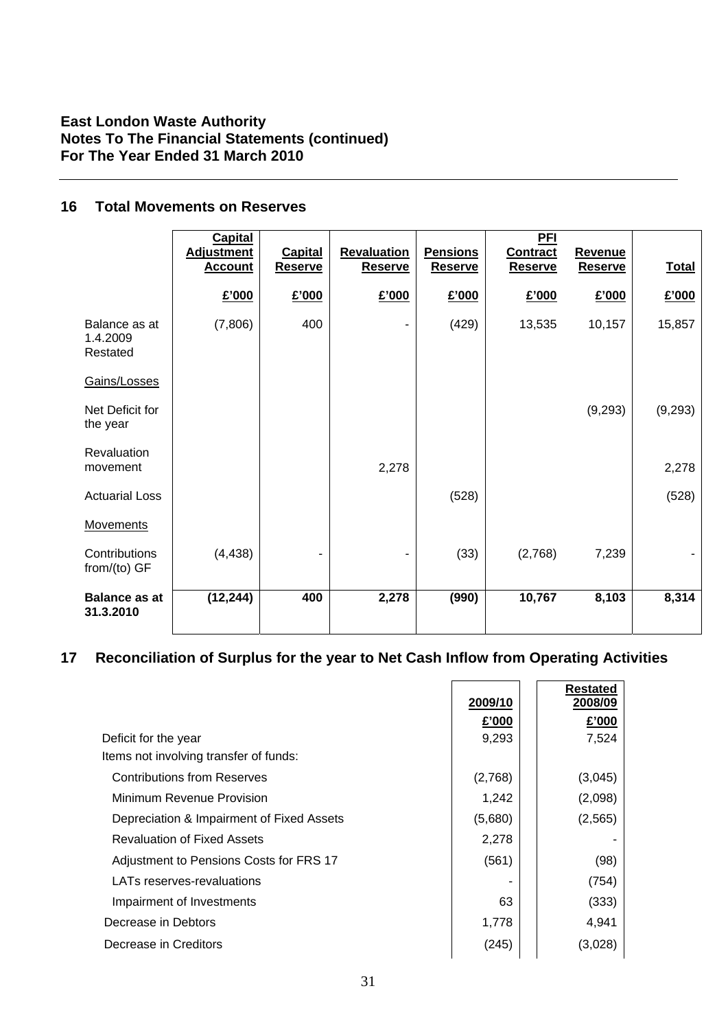**East London Waste Authority**
**Notes To The Financial Statements (continued)**
**For The Year Ended 31 March 2010**

## 16 Total Movements on Reserves

| | Capital Adjustment Account | Capital Reserve | Revaluation Reserve | Pensions Reserve | PFI Contract Reserve | Revenue Reserve | Total |
|---|---|---|---|---|---|---|---|
| | £'000 | £'000 | £'000 | £'000 | £'000 | £'000 | £'000 |
| Balance as at 1.4.2009 Restated | (7,806) | 400 | - | (429) | 13,535 | 10,157 | 15,857 |
| Gains/Losses | | | | | | | |
| Net Deficit for the year | | | | | | (9,293) | (9,293) |
| Revaluation movement | | | 2,278 | | | | 2,278 |
| Actuarial Loss | | | | (528) | | | (528) |
| Movements | | | | | | | |
| Contributions from/(to) GF | (4,438) | - | - | (33) | (2,768) | 7,239 | - |
| **Balance as at 31.3.2010** | **(12,244)** | **400** | **2,278** | **(990)** | **10,767** | **8,103** | **8,314** |

## 17 Reconciliation of Surplus for the year to Net Cash Inflow from Operating Activities

| | 2009/10 | Restated 2008/09 |
|---|---|---|
| | £'000 | £'000 |
| Deficit for the year | 9,293 | 7,524 |
| Items not involving transfer of funds: | | |
| Contributions from Reserves | (2,768) | (3,045) |
| Minimum Revenue Provision | 1,242 | (2,098) |
| Depreciation & Impairment of Fixed Assets | (5,680) | (2,565) |
| Revaluation of Fixed Assets | 2,278 | - |
| Adjustment to Pensions Costs for FRS 17 | (561) | (98) |
| LATs reserves-revaluations | - | (754) |
| Impairment of Investments | 63 | (333) |
| Decrease in Debtors | 1,778 | 4,941 |
| Decrease in Creditors | (245) | (3,028) |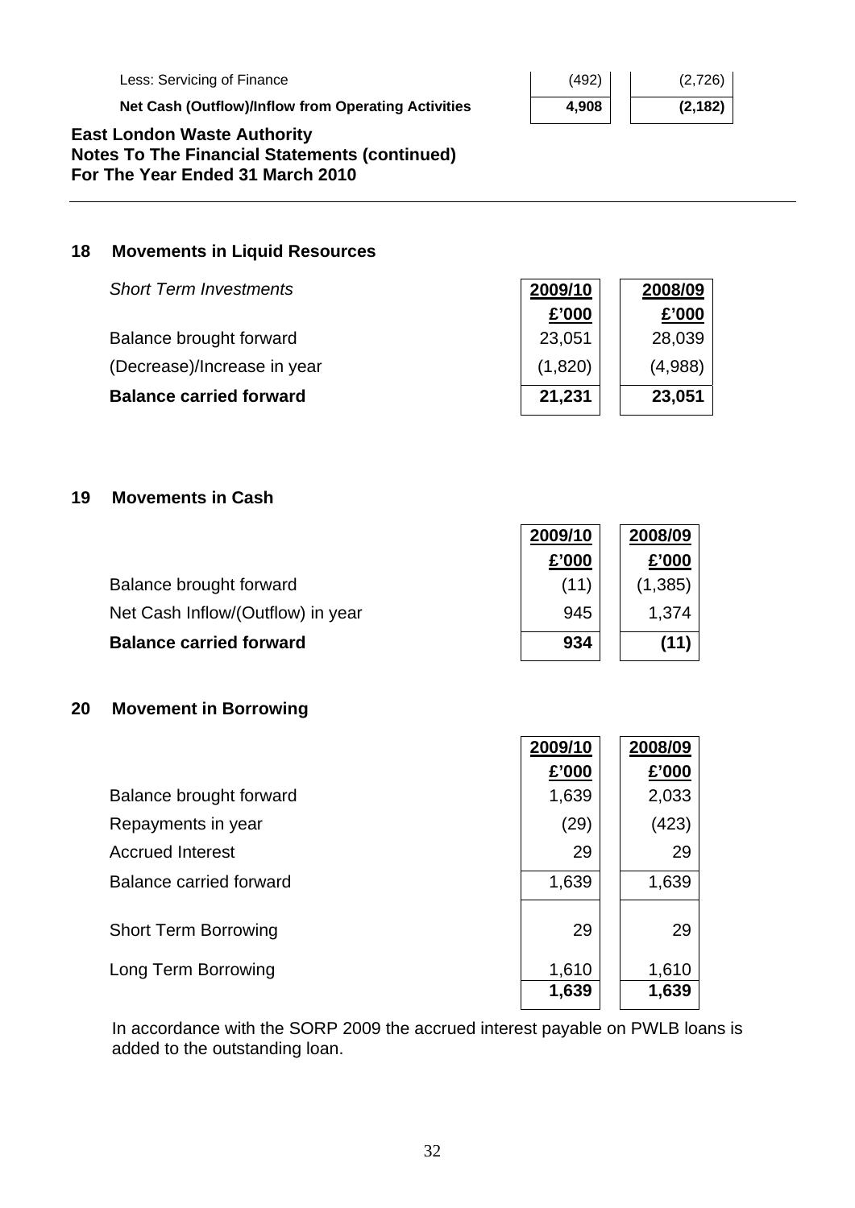| | | |
|---|---|---|
| Less: Servicing of Finance | (492) | (2,726) |
| **Net Cash (Outflow)/Inflow from Operating Activities** | **4,908** | **(2,182)** |

**East London Waste Authority**
**Notes To The Financial Statements (continued)**
**For The Year Ended 31 March 2010**

## 18 Movements in Liquid Resources

| *Short Term Investments* | 2009/10 | 2008/09 |
|---|---|---|
| | £'000 | £'000 |
| Balance brought forward | 23,051 | 28,039 |
| (Decrease)/Increase in year | (1,820) | (4,988) |
| **Balance carried forward** | **21,231** | **23,051** |

## 19 Movements in Cash

| | 2009/10 | 2008/09 |
|---|---|---|
| | £'000 | £'000 |
| Balance brought forward | (11) | (1,385) |
| Net Cash Inflow/(Outflow) in year | 945 | 1,374 |
| **Balance carried forward** | **934** | **(11)** |

## 20 Movement in Borrowing

| | 2009/10 | 2008/09 |
|---|---|---|
| | £'000 | £'000 |
| Balance brought forward | 1,639 | 2,033 |
| Repayments in year | (29) | (423) |
| Accrued Interest | 29 | 29 |
| Balance carried forward | 1,639 | 1,639 |
| Short Term Borrowing | 29 | 29 |
| Long Term Borrowing | 1,610 | 1,610 |
| | **1,639** | **1,639** |

In accordance with the SORP 2009 the accrued interest payable on PWLB loans is added to the outstanding loan.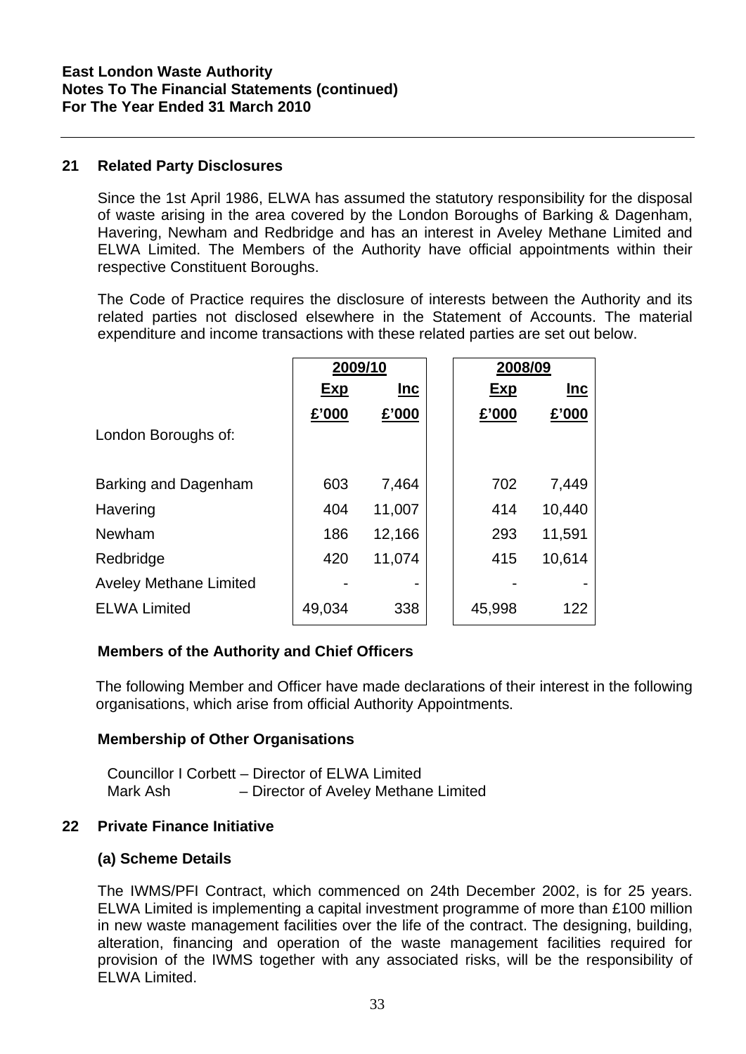**East London Waste Authority**
**Notes To The Financial Statements (continued)**
**For The Year Ended 31 March 2010**

## 21 Related Party Disclosures

Since the 1st April 1986, ELWA has assumed the statutory responsibility for the disposal of waste arising in the area covered by the London Boroughs of Barking & Dagenham, Havering, Newham and Redbridge and has an interest in Aveley Methane Limited and ELWA Limited. The Members of the Authority have official appointments within their respective Constituent Boroughs.

The Code of Practice requires the disclosure of interests between the Authority and its related parties not disclosed elsewhere in the Statement of Accounts. The material expenditure and income transactions with these related parties are set out below.

| | 2009/10 | | 2008/09 | |
|---|---|---|---|---|
| | Exp | Inc | Exp | Inc |
| | £'000 | £'000 | £'000 | £'000 |
| London Boroughs of: | | | | |
| Barking and Dagenham | 603 | 7,464 | 702 | 7,449 |
| Havering | 404 | 11,007 | 414 | 10,440 |
| Newham | 186 | 12,166 | 293 | 11,591 |
| Redbridge | 420 | 11,074 | 415 | 10,614 |
| Aveley Methane Limited | - | - | - | - |
| ELWA Limited | 49,034 | 338 | 45,998 | 122 |

### Members of the Authority and Chief Officers

The following Member and Officer have made declarations of their interest in the following organisations, which arise from official Authority Appointments.

### Membership of Other Organisations

Councillor I Corbett – Director of ELWA Limited
Mark Ash – Director of Aveley Methane Limited

## 22 Private Finance Initiative

### (a) Scheme Details

The IWMS/PFI Contract, which commenced on 24th December 2002, is for 25 years. ELWA Limited is implementing a capital investment programme of more than £100 million in new waste management facilities over the life of the contract. The designing, building, alteration, financing and operation of the waste management facilities required for provision of the IWMS together with any associated risks, will be the responsibility of ELWA Limited.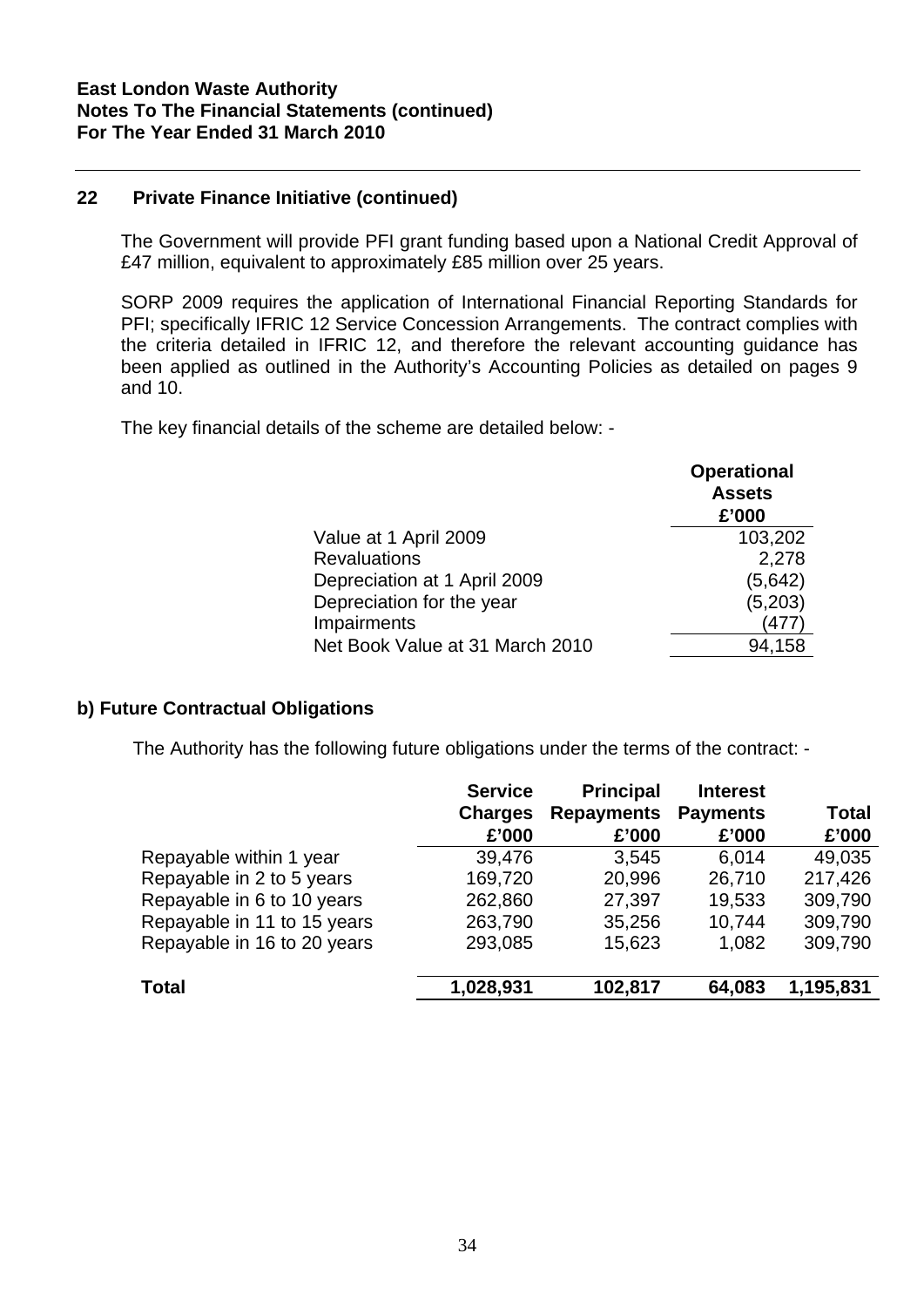**East London Waste Authority**
**Notes To The Financial Statements (continued)**
**For The Year Ended 31 March 2010**

## 22 Private Finance Initiative (continued)

The Government will provide PFI grant funding based upon a National Credit Approval of £47 million, equivalent to approximately £85 million over 25 years.

SORP 2009 requires the application of International Financial Reporting Standards for PFI; specifically IFRIC 12 Service Concession Arrangements. The contract complies with the criteria detailed in IFRIC 12, and therefore the relevant accounting guidance has been applied as outlined in the Authority's Accounting Policies as detailed on pages 9 and 10.

The key financial details of the scheme are detailed below: -

| | Operational Assets £'000 |
|---|---|
| Value at 1 April 2009 | 103,202 |
| Revaluations | 2,278 |
| Depreciation at 1 April 2009 | (5,642) |
| Depreciation for the year | (5,203) |
| Impairments | (477) |
| Net Book Value at 31 March 2010 | 94,158 |

### b) Future Contractual Obligations

The Authority has the following future obligations under the terms of the contract: -

| | Service Charges £'000 | Principal Repayments £'000 | Interest Payments £'000 | Total £'000 |
|---|---|---|---|---|
| Repayable within 1 year | 39,476 | 3,545 | 6,014 | 49,035 |
| Repayable in 2 to 5 years | 169,720 | 20,996 | 26,710 | 217,426 |
| Repayable in 6 to 10 years | 262,860 | 27,397 | 19,533 | 309,790 |
| Repayable in 11 to 15 years | 263,790 | 35,256 | 10,744 | 309,790 |
| Repayable in 16 to 20 years | 293,085 | 15,623 | 1,082 | 309,790 |
| **Total** | **1,028,931** | **102,817** | **64,083** | **1,195,831** |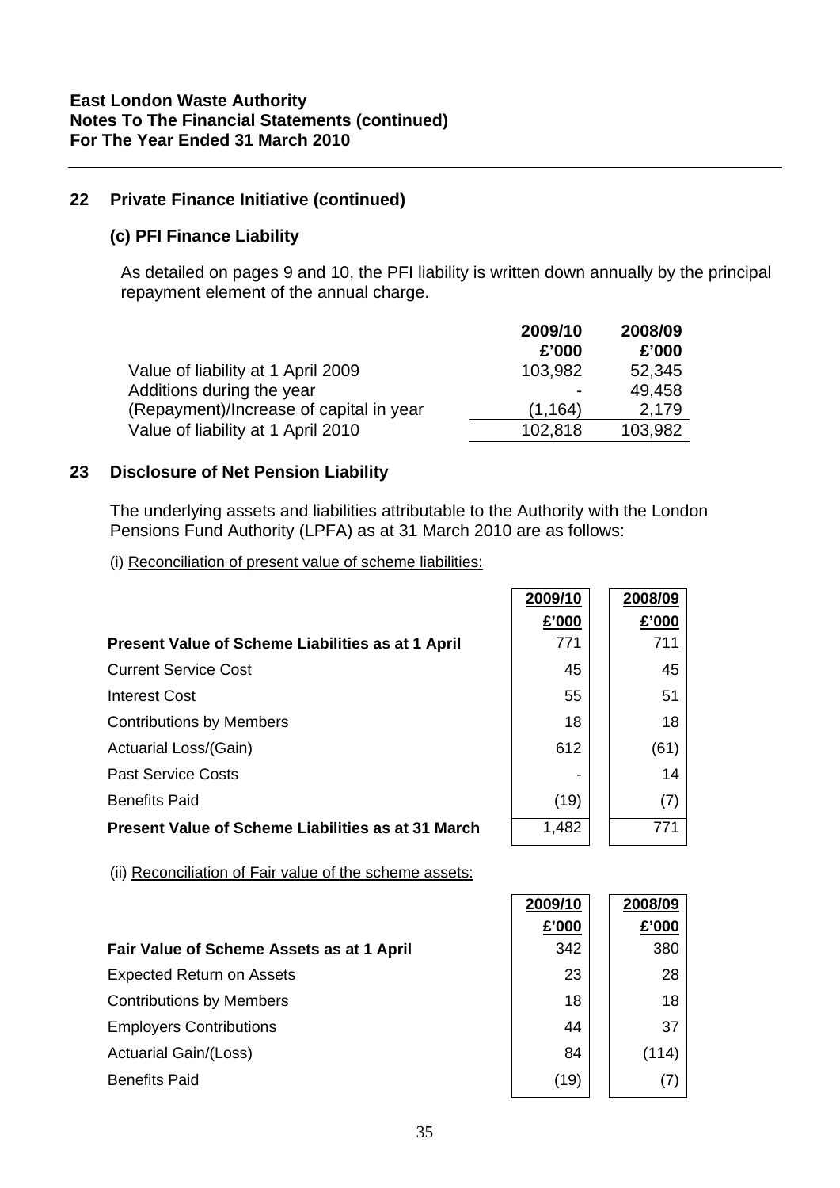**East London Waste Authority**
**Notes To The Financial Statements (continued)**
**For The Year Ended 31 March 2010**

## 22 Private Finance Initiative (continued)

### (c) PFI Finance Liability

As detailed on pages 9 and 10, the PFI liability is written down annually by the principal repayment element of the annual charge.

| | 2009/10 £'000 | 2008/09 £'000 |
|---|---|---|
| Value of liability at 1 April 2009 | 103,982 | 52,345 |
| Additions during the year | - | 49,458 |
| (Repayment)/Increase of capital in year | (1,164) | 2,179 |
| Value of liability at 1 April 2010 | 102,818 | 103,982 |

## 23 Disclosure of Net Pension Liability

The underlying assets and liabilities attributable to the Authority with the London Pensions Fund Authority (LPFA) as at 31 March 2010 are as follows:

(i) Reconciliation of present value of scheme liabilities:

| | 2009/10 £'000 | 2008/09 £'000 |
|---|---|---|
| **Present Value of Scheme Liabilities as at 1 April** | 771 | 711 |
| Current Service Cost | 45 | 45 |
| Interest Cost | 55 | 51 |
| Contributions by Members | 18 | 18 |
| Actuarial Loss/(Gain) | 612 | (61) |
| Past Service Costs | - | 14 |
| Benefits Paid | (19) | (7) |
| **Present Value of Scheme Liabilities as at 31 March** | 1,482 | 771 |

(ii) Reconciliation of Fair value of the scheme assets:

| | 2009/10 £'000 | 2008/09 £'000 |
|---|---|---|
| **Fair Value of Scheme Assets as at 1 April** | 342 | 380 |
| Expected Return on Assets | 23 | 28 |
| Contributions by Members | 18 | 18 |
| Employers Contributions | 44 | 37 |
| Actuarial Gain/(Loss) | 84 | (114) |
| Benefits Paid | (19) | (7) |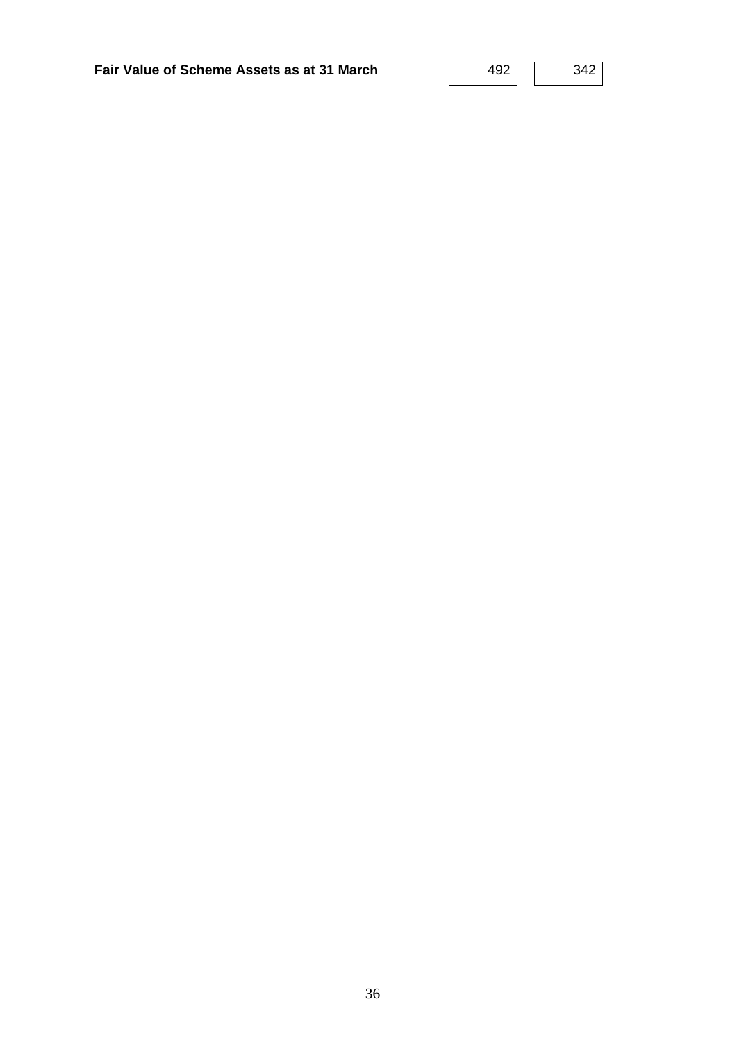| **Fair Value of Scheme Assets as at 31 March** | 492 | 342 |
|---|---|---|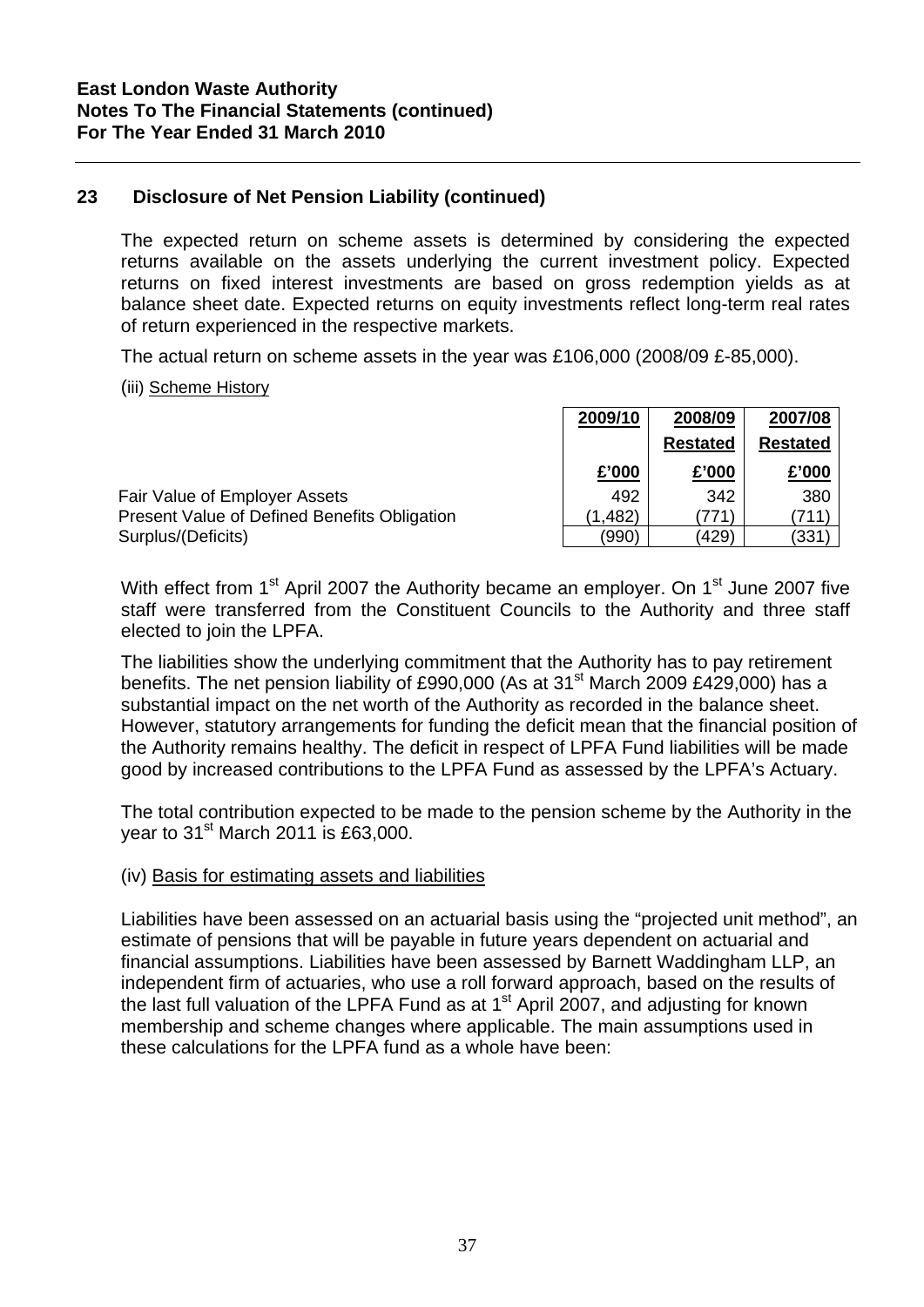**East London Waste Authority**
**Notes To The Financial Statements (continued)**
**For The Year Ended 31 March 2010**

## 23 Disclosure of Net Pension Liability (continued)

The expected return on scheme assets is determined by considering the expected returns available on the assets underlying the current investment policy. Expected returns on fixed interest investments are based on gross redemption yields as at balance sheet date. Expected returns on equity investments reflect long-term real rates of return experienced in the respective markets.

The actual return on scheme assets in the year was £106,000 (2008/09 £-85,000).

(iii) Scheme History

| | 2009/10 | 2008/09 | 2007/08 |
|---|---|---|---|
| | | Restated | Restated |
| | £'000 | £'000 | £'000 |
| Fair Value of Employer Assets | 492 | 342 | 380 |
| Present Value of Defined Benefits Obligation | (1,482) | (771) | (711) |
| Surplus/(Deficits) | (990) | (429) | (331) |

With effect from 1st April 2007 the Authority became an employer. On 1st June 2007 five staff were transferred from the Constituent Councils to the Authority and three staff elected to join the LPFA.

The liabilities show the underlying commitment that the Authority has to pay retirement benefits. The net pension liability of £990,000 (As at 31st March 2009 £429,000) has a substantial impact on the net worth of the Authority as recorded in the balance sheet. However, statutory arrangements for funding the deficit mean that the financial position of the Authority remains healthy. The deficit in respect of LPFA Fund liabilities will be made good by increased contributions to the LPFA Fund as assessed by the LPFA's Actuary.

The total contribution expected to be made to the pension scheme by the Authority in the year to 31st March 2011 is £63,000.

(iv) Basis for estimating assets and liabilities

Liabilities have been assessed on an actuarial basis using the "projected unit method", an estimate of pensions that will be payable in future years dependent on actuarial and financial assumptions. Liabilities have been assessed by Barnett Waddingham LLP, an independent firm of actuaries, who use a roll forward approach, based on the results of the last full valuation of the LPFA Fund as at 1st April 2007, and adjusting for known membership and scheme changes where applicable. The main assumptions used in these calculations for the LPFA fund as a whole have been: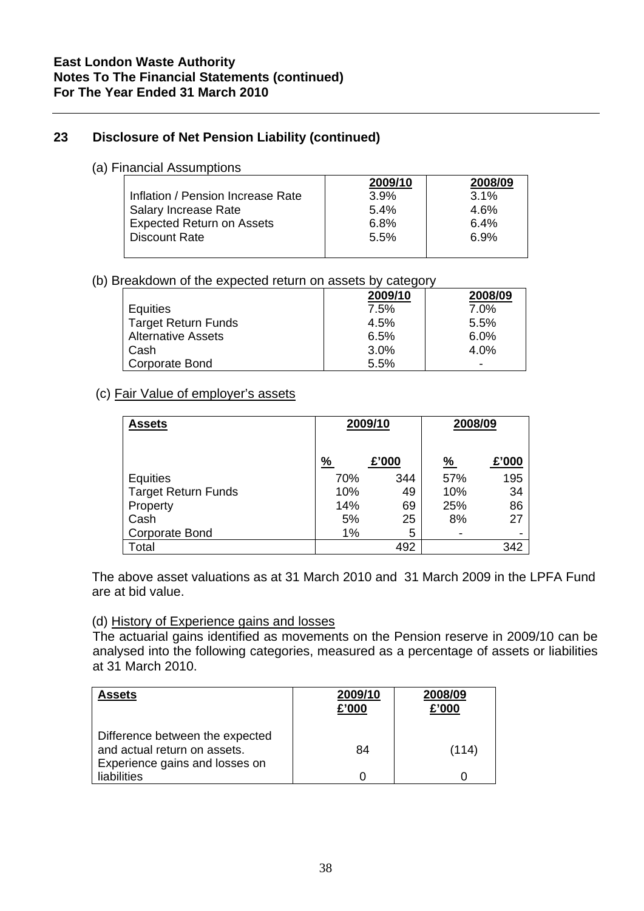**East London Waste Authority**
**Notes To The Financial Statements (continued)**
**For The Year Ended 31 March 2010**

## 23 Disclosure of Net Pension Liability (continued)

(a) Financial Assumptions

| | 2009/10 | 2008/09 |
|---|---|---|
| Inflation / Pension Increase Rate | 3.9% | 3.1% |
| Salary Increase Rate | 5.4% | 4.6% |
| Expected Return on Assets | 6.8% | 6.4% |
| Discount Rate | 5.5% | 6.9% |

(b) Breakdown of the expected return on assets by category

| | 2009/10 | 2008/09 |
|---|---|---|
| Equities | 7.5% | 7.0% |
| Target Return Funds | 4.5% | 5.5% |
| Alternative Assets | 6.5% | 6.0% |
| Cash | 3.0% | 4.0% |
| Corporate Bond | 5.5% | - |

(c) Fair Value of employer's assets

| **Assets** | 2009/10 | | 2008/09 | |
|---|---|---|---|---|
| | % | £'000 | % | £'000 |
| Equities | 70% | 344 | 57% | 195 |
| Target Return Funds | 10% | 49 | 10% | 34 |
| Property | 14% | 69 | 25% | 86 |
| Cash | 5% | 25 | 8% | 27 |
| Corporate Bond | 1% | 5 | - | - |
| Total | | 492 | | 342 |

The above asset valuations as at 31 March 2010 and 31 March 2009 in the LPFA Fund are at bid value.

(d) History of Experience gains and losses

The actuarial gains identified as movements on the Pension reserve in 2009/10 can be analysed into the following categories, measured as a percentage of assets or liabilities at 31 March 2010.

| **Assets** | 2009/10 £'000 | 2008/09 £'000 |
|---|---|---|
| Difference between the expected and actual return on assets. | 84 | (114) |
| Experience gains and losses on liabilities | 0 | 0 |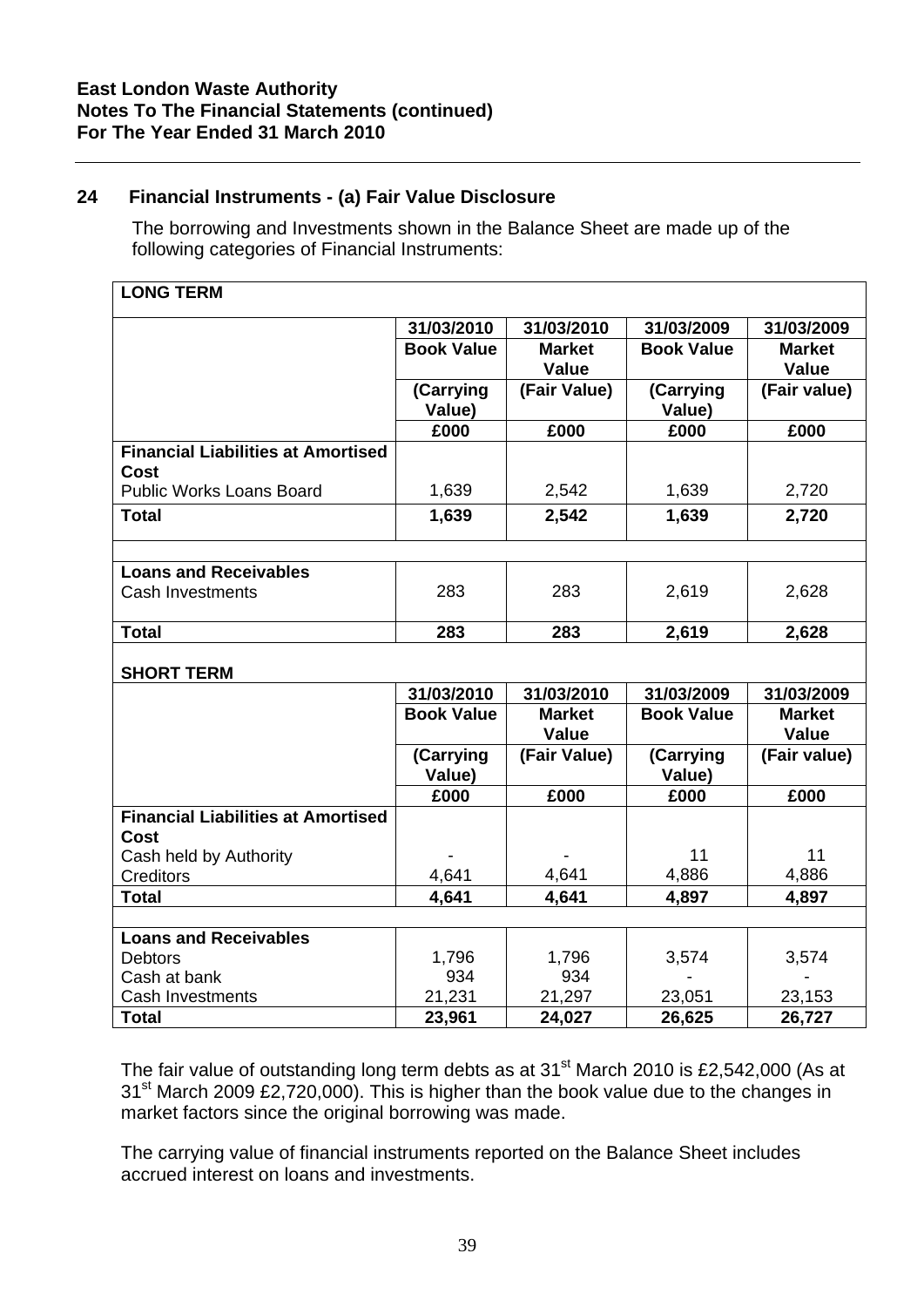## 24 Financial Instruments - (a) Fair Value Disclosure

The borrowing and Investments shown in the Balance Sheet are made up of the following categories of Financial Instruments:

| **LONG TERM** | | | | |
|---|---|---|---|---|
| | **31/03/2010** | **31/03/2010** | **31/03/2009** | **31/03/2009** |
| | **Book Value** | **Market Value** | **Book Value** | **Market Value** |
| | **(Carrying Value)** | **(Fair Value)** | **(Carrying Value)** | **(Fair value)** |
| | **£000** | **£000** | **£000** | **£000** |
| **Financial Liabilities at Amortised Cost** | | | | |
| Public Works Loans Board | 1,639 | 2,542 | 1,639 | 2,720 |
| **Total** | **1,639** | **2,542** | **1,639** | **2,720** |
| | | | | |
| **Loans and Receivables** | | | | |
| Cash Investments | 283 | 283 | 2,619 | 2,628 |
| **Total** | **283** | **283** | **2,619** | **2,628** |

| **SHORT TERM** | | | | |
|---|---|---|---|---|
| | **31/03/2010** | **31/03/2010** | **31/03/2009** | **31/03/2009** |
| | **Book Value** | **Market Value** | **Book Value** | **Market Value** |
| | **(Carrying Value)** | **(Fair Value)** | **(Carrying Value)** | **(Fair value)** |
| | **£000** | **£000** | **£000** | **£000** |
| **Financial Liabilities at Amortised Cost** | | | | |
| Cash held by Authority | - | - | 11 | 11 |
| Creditors | 4,641 | 4,641 | 4,886 | 4,886 |
| **Total** | **4,641** | **4,641** | **4,897** | **4,897** |
| | | | | |
| **Loans and Receivables** | | | | |
| Debtors | 1,796 | 1,796 | 3,574 | 3,574 |
| Cash at bank | 934 | 934 | - | - |
| Cash Investments | 21,231 | 21,297 | 23,051 | 23,153 |
| **Total** | **23,961** | **24,027** | **26,625** | **26,727** |

The fair value of outstanding long term debts as at 31st March 2010 is £2,542,000 (As at 31st March 2009 £2,720,000). This is higher than the book value due to the changes in market factors since the original borrowing was made.

The carrying value of financial instruments reported on the Balance Sheet includes accrued interest on loans and investments.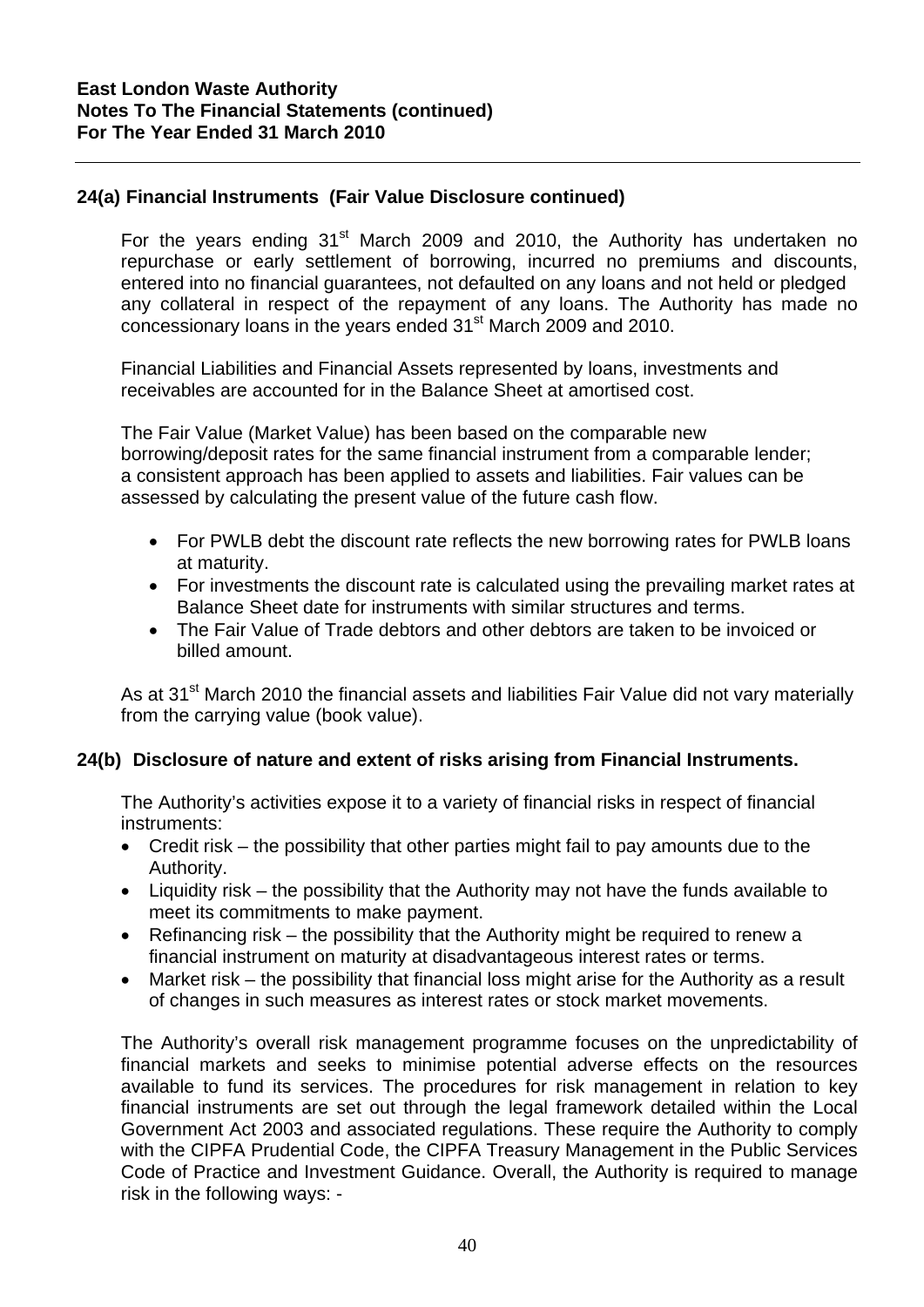## 24(a) Financial Instruments (Fair Value Disclosure continued)

For the years ending 31st March 2009 and 2010, the Authority has undertaken no repurchase or early settlement of borrowing, incurred no premiums and discounts, entered into no financial guarantees, not defaulted on any loans and not held or pledged any collateral in respect of the repayment of any loans. The Authority has made no concessionary loans in the years ended 31st March 2009 and 2010.

Financial Liabilities and Financial Assets represented by loans, investments and receivables are accounted for in the Balance Sheet at amortised cost.

The Fair Value (Market Value) has been based on the comparable new borrowing/deposit rates for the same financial instrument from a comparable lender; a consistent approach has been applied to assets and liabilities. Fair values can be assessed by calculating the present value of the future cash flow.

- For PWLB debt the discount rate reflects the new borrowing rates for PWLB loans at maturity.
- For investments the discount rate is calculated using the prevailing market rates at Balance Sheet date for instruments with similar structures and terms.
- The Fair Value of Trade debtors and other debtors are taken to be invoiced or billed amount.

As at 31st March 2010 the financial assets and liabilities Fair Value did not vary materially from the carrying value (book value).

## 24(b) Disclosure of nature and extent of risks arising from Financial Instruments.

The Authority's activities expose it to a variety of financial risks in respect of financial instruments:

- Credit risk – the possibility that other parties might fail to pay amounts due to the Authority.
- Liquidity risk – the possibility that the Authority may not have the funds available to meet its commitments to make payment.
- Refinancing risk – the possibility that the Authority might be required to renew a financial instrument on maturity at disadvantageous interest rates or terms.
- Market risk – the possibility that financial loss might arise for the Authority as a result of changes in such measures as interest rates or stock market movements.

The Authority's overall risk management programme focuses on the unpredictability of financial markets and seeks to minimise potential adverse effects on the resources available to fund its services. The procedures for risk management in relation to key financial instruments are set out through the legal framework detailed within the Local Government Act 2003 and associated regulations. These require the Authority to comply with the CIPFA Prudential Code, the CIPFA Treasury Management in the Public Services Code of Practice and Investment Guidance. Overall, the Authority is required to manage risk in the following ways: -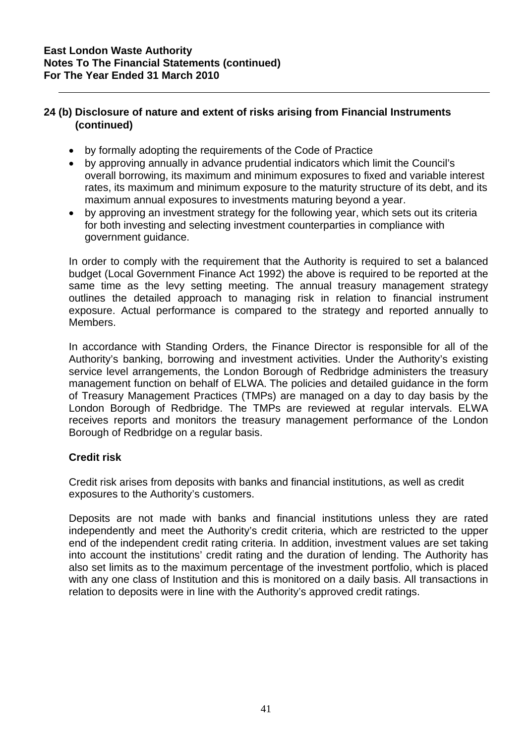## 24 (b) Disclosure of nature and extent of risks arising from Financial Instruments (continued)

- by formally adopting the requirements of the Code of Practice
- by approving annually in advance prudential indicators which limit the Council's overall borrowing, its maximum and minimum exposures to fixed and variable interest rates, its maximum and minimum exposure to the maturity structure of its debt, and its maximum annual exposures to investments maturing beyond a year.
- by approving an investment strategy for the following year, which sets out its criteria for both investing and selecting investment counterparties in compliance with government guidance.

In order to comply with the requirement that the Authority is required to set a balanced budget (Local Government Finance Act 1992) the above is required to be reported at the same time as the levy setting meeting. The annual treasury management strategy outlines the detailed approach to managing risk in relation to financial instrument exposure. Actual performance is compared to the strategy and reported annually to Members.

In accordance with Standing Orders, the Finance Director is responsible for all of the Authority's banking, borrowing and investment activities. Under the Authority's existing service level arrangements, the London Borough of Redbridge administers the treasury management function on behalf of ELWA. The policies and detailed guidance in the form of Treasury Management Practices (TMPs) are managed on a day to day basis by the London Borough of Redbridge. The TMPs are reviewed at regular intervals. ELWA receives reports and monitors the treasury management performance of the London Borough of Redbridge on a regular basis.

### Credit risk

Credit risk arises from deposits with banks and financial institutions, as well as credit exposures to the Authority's customers.

Deposits are not made with banks and financial institutions unless they are rated independently and meet the Authority's credit criteria, which are restricted to the upper end of the independent credit rating criteria. In addition, investment values are set taking into account the institutions' credit rating and the duration of lending. The Authority has also set limits as to the maximum percentage of the investment portfolio, which is placed with any one class of Institution and this is monitored on a daily basis. All transactions in relation to deposits were in line with the Authority's approved credit ratings.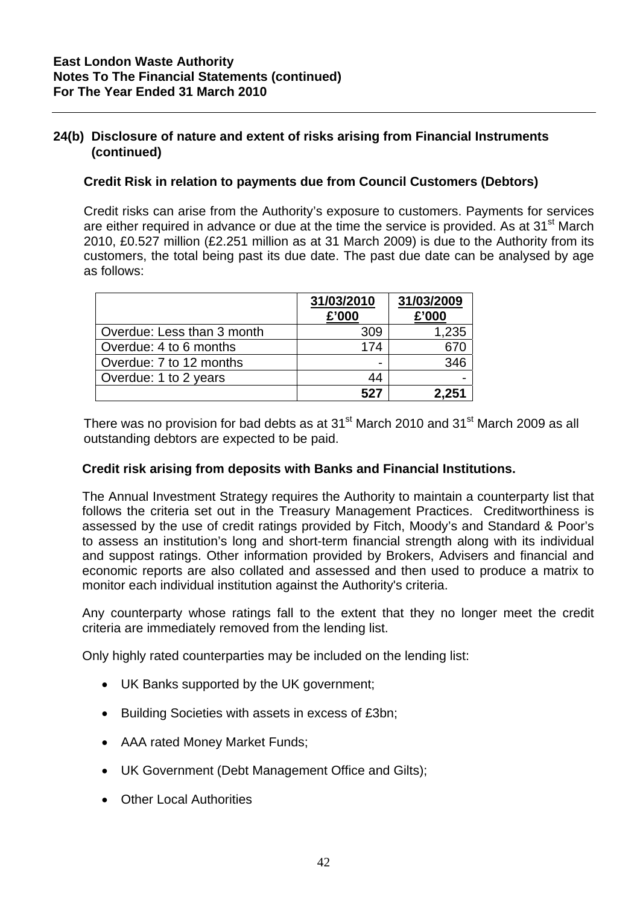**East London Waste Authority**
**Notes To The Financial Statements (continued)**
**For The Year Ended 31 March 2010**

## 24(b) Disclosure of nature and extent of risks arising from Financial Instruments (continued)

### Credit Risk in relation to payments due from Council Customers (Debtors)

Credit risks can arise from the Authority's exposure to customers. Payments for services are either required in advance or due at the time the service is provided. As at 31st March 2010, £0.527 million (£2.251 million as at 31 March 2009) is due to the Authority from its customers, the total being past its due date. The past due date can be analysed by age as follows:

| | 31/03/2010 £'000 | 31/03/2009 £'000 |
|---|---|---|
| Overdue: Less than 3 month | 309 | 1,235 |
| Overdue: 4 to 6 months | 174 | 670 |
| Overdue: 7 to 12 months | - | 346 |
| Overdue: 1 to 2 years | 44 | - |
| | **527** | **2,251** |

There was no provision for bad debts as at 31st March 2010 and 31st March 2009 as all outstanding debtors are expected to be paid.

### Credit risk arising from deposits with Banks and Financial Institutions.

The Annual Investment Strategy requires the Authority to maintain a counterparty list that follows the criteria set out in the Treasury Management Practices. Creditworthiness is assessed by the use of credit ratings provided by Fitch, Moody's and Standard & Poor's to assess an institution's long and short-term financial strength along with its individual and suppost ratings. Other information provided by Brokers, Advisers and financial and economic reports are also collated and assessed and then used to produce a matrix to monitor each individual institution against the Authority's criteria.

Any counterparty whose ratings fall to the extent that they no longer meet the credit criteria are immediately removed from the lending list.

Only highly rated counterparties may be included on the lending list:

- UK Banks supported by the UK government;
- Building Societies with assets in excess of £3bn;
- AAA rated Money Market Funds;
- UK Government (Debt Management Office and Gilts);
- Other Local Authorities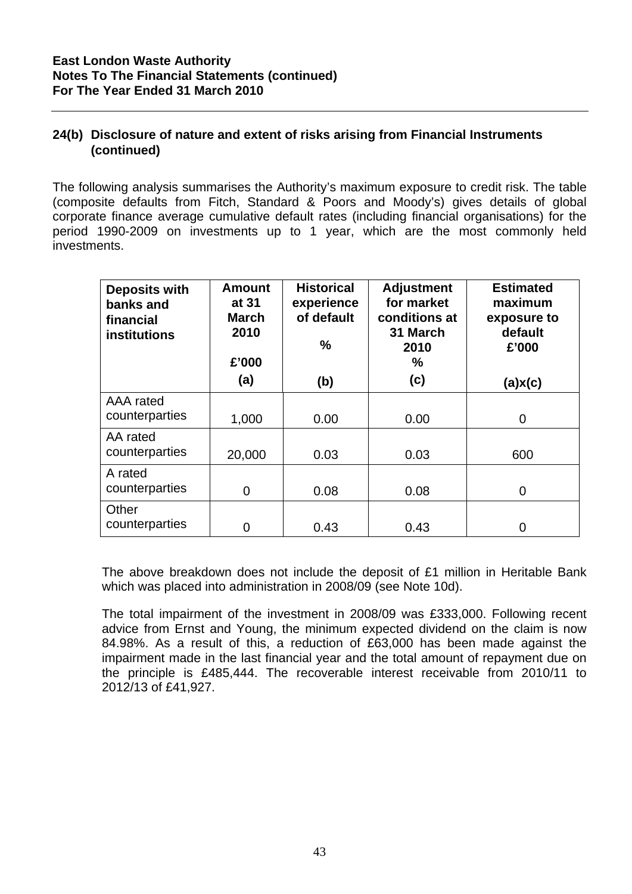**East London Waste Authority**
**Notes To The Financial Statements (continued)**
**For The Year Ended 31 March 2010**

## 24(b) Disclosure of nature and extent of risks arising from Financial Instruments (continued)

The following analysis summarises the Authority's maximum exposure to credit risk. The table (composite defaults from Fitch, Standard & Poors and Moody's) gives details of global corporate finance average cumulative default rates (including financial organisations) for the period 1990-2009 on investments up to 1 year, which are the most commonly held investments.

| **Deposits with banks and financial institutions** | **Amount at 31 March 2010 £'000 (a)** | **Historical experience of default % (b)** | **Adjustment for market conditions at 31 March 2010 % (c)** | **Estimated maximum exposure to default £'000 (a)x(c)** |
|---|---|---|---|---|
| AAA rated counterparties | 1,000 | 0.00 | 0.00 | 0 |
| AA rated counterparties | 20,000 | 0.03 | 0.03 | 600 |
| A rated counterparties | 0 | 0.08 | 0.08 | 0 |
| Other counterparties | 0 | 0.43 | 0.43 | 0 |

The above breakdown does not include the deposit of £1 million in Heritable Bank which was placed into administration in 2008/09 (see Note 10d).

The total impairment of the investment in 2008/09 was £333,000. Following recent advice from Ernst and Young, the minimum expected dividend on the claim is now 84.98%. As a result of this, a reduction of £63,000 has been made against the impairment made in the last financial year and the total amount of repayment due on the principle is £485,444. The recoverable interest receivable from 2010/11 to 2012/13 of £41,927.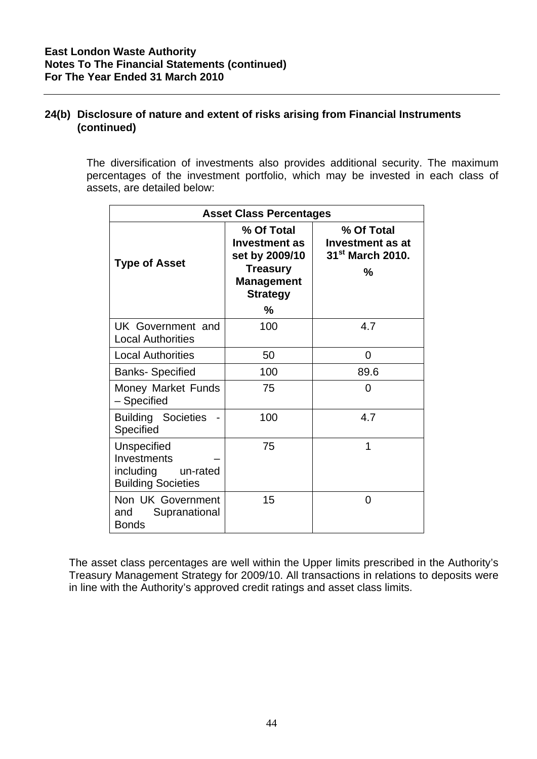**East London Waste Authority**
**Notes To The Financial Statements (continued)**
**For The Year Ended 31 March 2010**

## 24(b) Disclosure of nature and extent of risks arising from Financial Instruments (continued)

The diversification of investments also provides additional security. The maximum percentages of the investment portfolio, which may be invested in each class of assets, are detailed below:

| Asset Class Percentages | | |
|---|---|---|
| **Type of Asset** | **% Of Total Investment as set by 2009/10 Treasury Management Strategy %** | **% Of Total Investment as at 31st March 2010. %** |
| UK Government and Local Authorities | 100 | 4.7 |
| Local Authorities | 50 | 0 |
| Banks- Specified | 100 | 89.6 |
| Money Market Funds – Specified | 75 | 0 |
| Building Societies - Specified | 100 | 4.7 |
| Unspecified Investments – including un-rated Building Societies | 75 | 1 |
| Non UK Government and Supranational Bonds | 15 | 0 |

The asset class percentages are well within the Upper limits prescribed in the Authority's Treasury Management Strategy for 2009/10. All transactions in relations to deposits were in line with the Authority's approved credit ratings and asset class limits.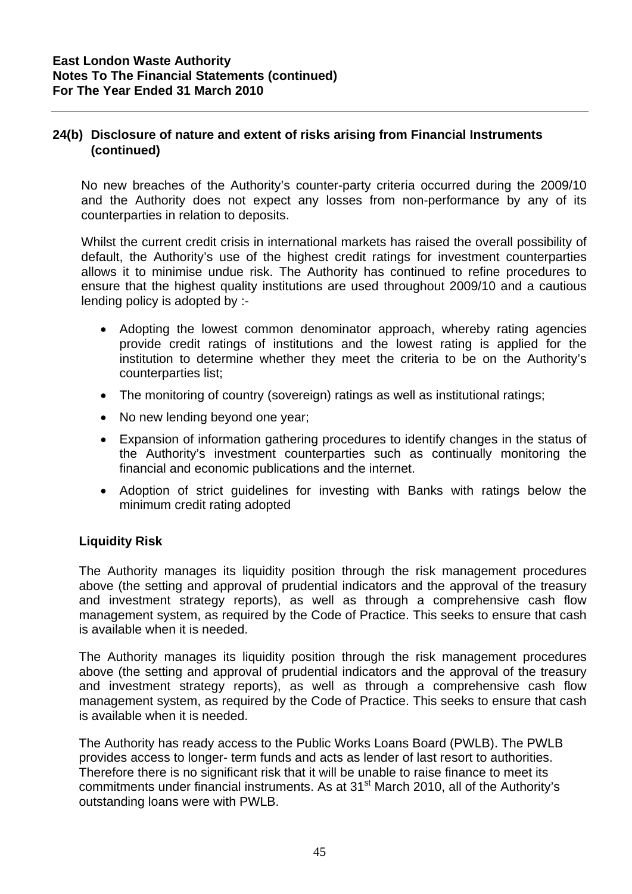**East London Waste Authority**
**Notes To The Financial Statements (continued)**
**For The Year Ended 31 March 2010**

## 24(b) Disclosure of nature and extent of risks arising from Financial Instruments (continued)

No new breaches of the Authority's counter-party criteria occurred during the 2009/10 and the Authority does not expect any losses from non-performance by any of its counterparties in relation to deposits.

Whilst the current credit crisis in international markets has raised the overall possibility of default, the Authority's use of the highest credit ratings for investment counterparties allows it to minimise undue risk. The Authority has continued to refine procedures to ensure that the highest quality institutions are used throughout 2009/10 and a cautious lending policy is adopted by :-

- Adopting the lowest common denominator approach, whereby rating agencies provide credit ratings of institutions and the lowest rating is applied for the institution to determine whether they meet the criteria to be on the Authority's counterparties list;
- The monitoring of country (sovereign) ratings as well as institutional ratings;
- No new lending beyond one year;
- Expansion of information gathering procedures to identify changes in the status of the Authority's investment counterparties such as continually monitoring the financial and economic publications and the internet.
- Adoption of strict guidelines for investing with Banks with ratings below the minimum credit rating adopted

### Liquidity Risk

The Authority manages its liquidity position through the risk management procedures above (the setting and approval of prudential indicators and the approval of the treasury and investment strategy reports), as well as through a comprehensive cash flow management system, as required by the Code of Practice. This seeks to ensure that cash is available when it is needed.

The Authority manages its liquidity position through the risk management procedures above (the setting and approval of prudential indicators and the approval of the treasury and investment strategy reports), as well as through a comprehensive cash flow management system, as required by the Code of Practice. This seeks to ensure that cash is available when it is needed.

The Authority has ready access to the Public Works Loans Board (PWLB). The PWLB provides access to longer- term funds and acts as lender of last resort to authorities. Therefore there is no significant risk that it will be unable to raise finance to meet its commitments under financial instruments. As at 31st March 2010, all of the Authority's outstanding loans were with PWLB.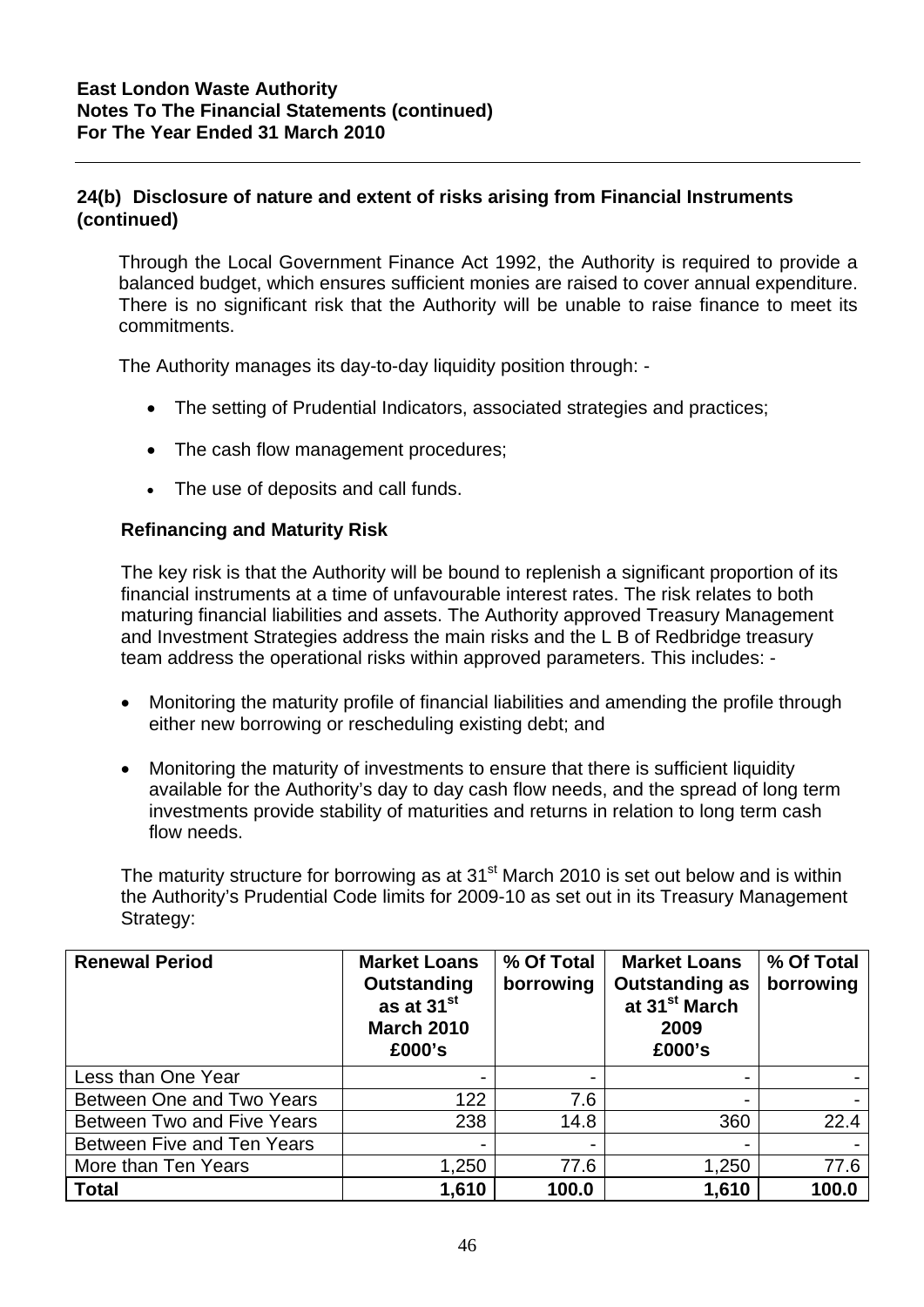## 24(b) Disclosure of nature and extent of risks arising from Financial Instruments (continued)

Through the Local Government Finance Act 1992, the Authority is required to provide a balanced budget, which ensures sufficient monies are raised to cover annual expenditure. There is no significant risk that the Authority will be unable to raise finance to meet its commitments.

The Authority manages its day-to-day liquidity position through: -

- The setting of Prudential Indicators, associated strategies and practices;
- The cash flow management procedures;
- The use of deposits and call funds.

### Refinancing and Maturity Risk

The key risk is that the Authority will be bound to replenish a significant proportion of its financial instruments at a time of unfavourable interest rates. The risk relates to both maturing financial liabilities and assets. The Authority approved Treasury Management and Investment Strategies address the main risks and the L B of Redbridge treasury team address the operational risks within approved parameters. This includes: -

- Monitoring the maturity profile of financial liabilities and amending the profile through either new borrowing or rescheduling existing debt; and
- Monitoring the maturity of investments to ensure that there is sufficient liquidity available for the Authority's day to day cash flow needs, and the spread of long term investments provide stability of maturities and returns in relation to long term cash flow needs.

The maturity structure for borrowing as at 31st March 2010 is set out below and is within the Authority's Prudential Code limits for 2009-10 as set out in its Treasury Management Strategy:

| Renewal Period | Market Loans Outstanding as at 31st March 2010 £000's | % Of Total borrowing | Market Loans Outstanding as at 31st March 2009 £000's | % Of Total borrowing |
|---|---|---|---|---|
| Less than One Year | - | - | - | - |
| Between One and Two Years | 122 | 7.6 | - | - |
| Between Two and Five Years | 238 | 14.8 | 360 | 22.4 |
| Between Five and Ten Years | - | - | - | - |
| More than Ten Years | 1,250 | 77.6 | 1,250 | 77.6 |
| **Total** | **1,610** | **100.0** | **1,610** | **100.0** |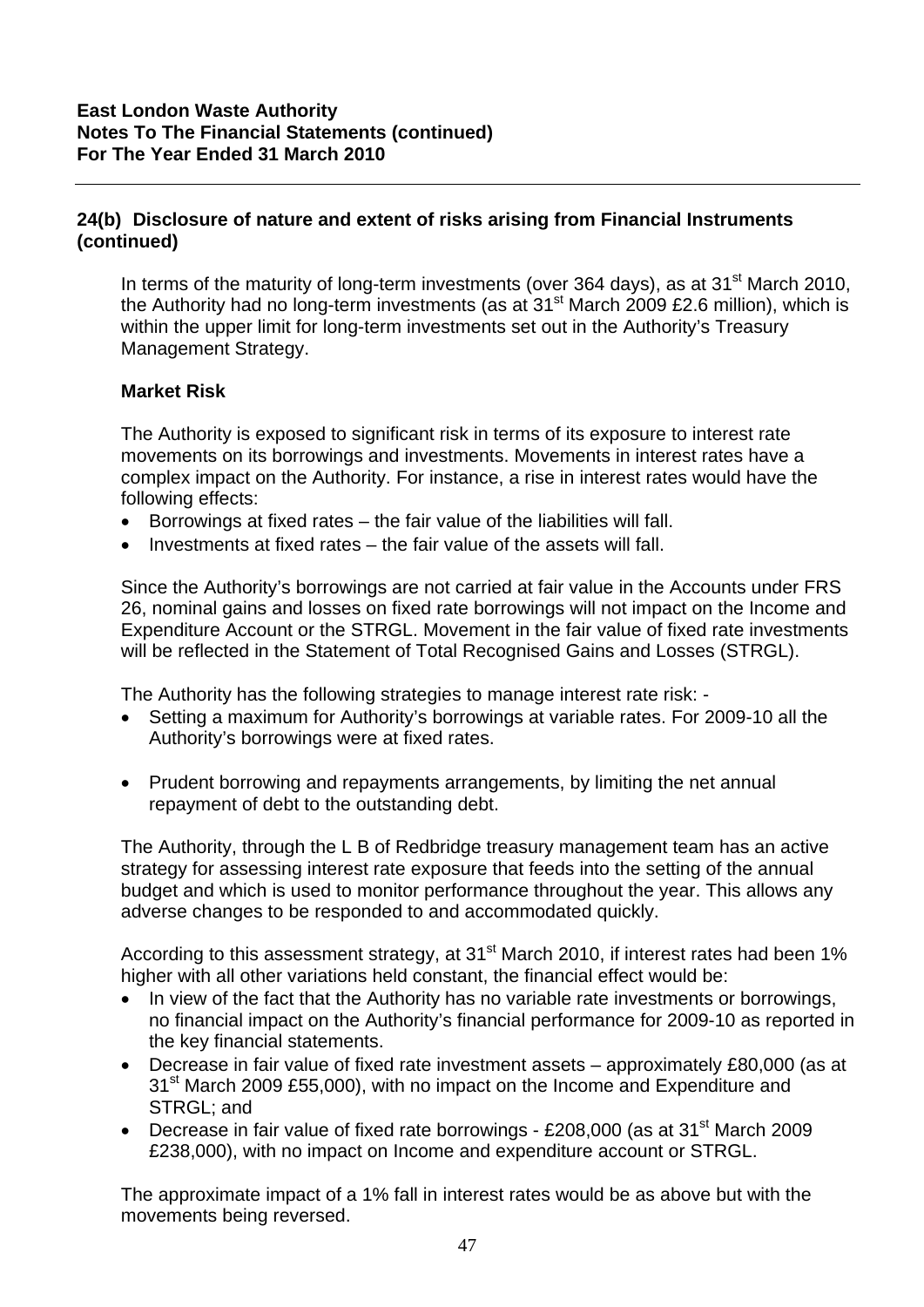**East London Waste Authority**
**Notes To The Financial Statements (continued)**
**For The Year Ended 31 March 2010**

## 24(b) Disclosure of nature and extent of risks arising from Financial Instruments (continued)

In terms of the maturity of long-term investments (over 364 days), as at 31st March 2010, the Authority had no long-term investments (as at 31st March 2009 £2.6 million), which is within the upper limit for long-term investments set out in the Authority's Treasury Management Strategy.

### Market Risk

The Authority is exposed to significant risk in terms of its exposure to interest rate movements on its borrowings and investments. Movements in interest rates have a complex impact on the Authority. For instance, a rise in interest rates would have the following effects:

- Borrowings at fixed rates – the fair value of the liabilities will fall.
- Investments at fixed rates – the fair value of the assets will fall.

Since the Authority's borrowings are not carried at fair value in the Accounts under FRS 26, nominal gains and losses on fixed rate borrowings will not impact on the Income and Expenditure Account or the STRGL. Movement in the fair value of fixed rate investments will be reflected in the Statement of Total Recognised Gains and Losses (STRGL).

The Authority has the following strategies to manage interest rate risk: -

- Setting a maximum for Authority's borrowings at variable rates. For 2009-10 all the Authority's borrowings were at fixed rates.
- Prudent borrowing and repayments arrangements, by limiting the net annual repayment of debt to the outstanding debt.

The Authority, through the L B of Redbridge treasury management team has an active strategy for assessing interest rate exposure that feeds into the setting of the annual budget and which is used to monitor performance throughout the year. This allows any adverse changes to be responded to and accommodated quickly.

According to this assessment strategy, at 31st March 2010, if interest rates had been 1% higher with all other variations held constant, the financial effect would be:

- In view of the fact that the Authority has no variable rate investments or borrowings, no financial impact on the Authority's financial performance for 2009-10 as reported in the key financial statements.
- Decrease in fair value of fixed rate investment assets – approximately £80,000 (as at 31st March 2009 £55,000), with no impact on the Income and Expenditure and STRGL; and
- Decrease in fair value of fixed rate borrowings - £208,000 (as at 31st March 2009 £238,000), with no impact on Income and expenditure account or STRGL.

The approximate impact of a 1% fall in interest rates would be as above but with the movements being reversed.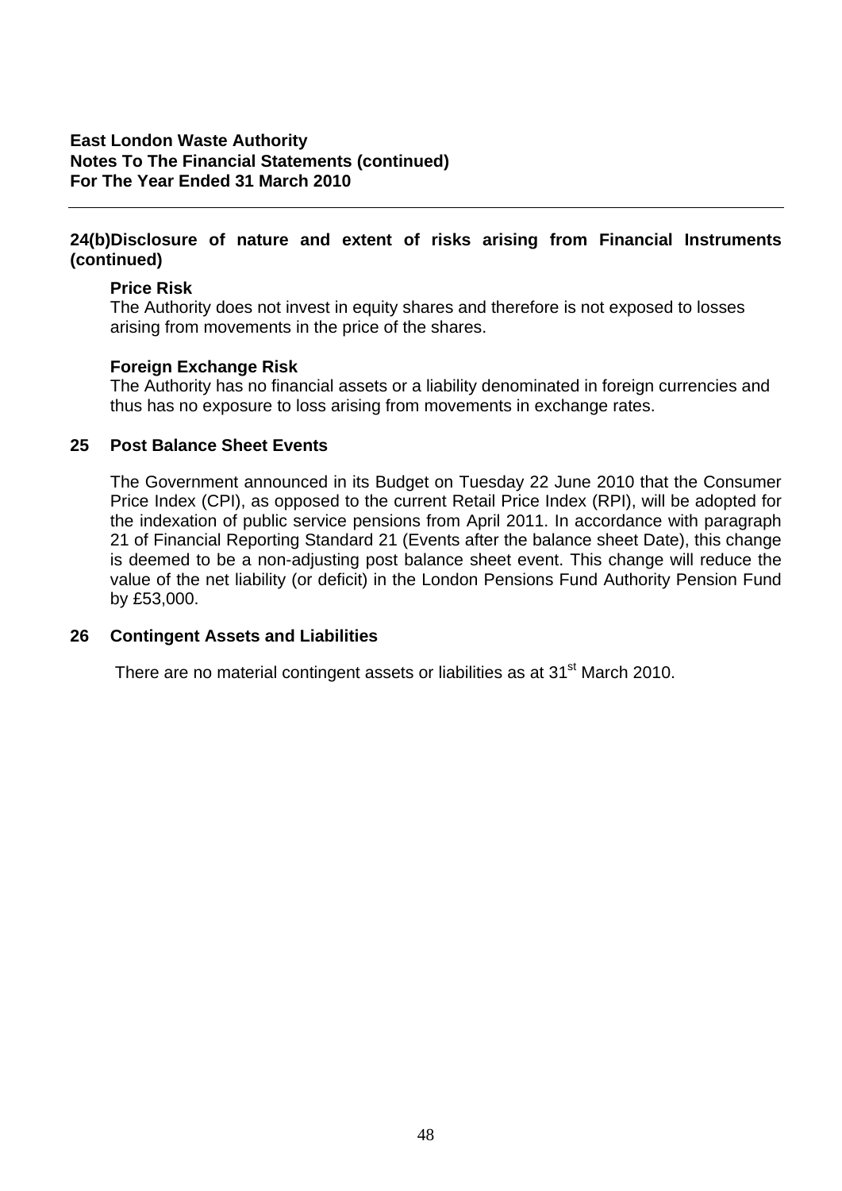**East London Waste Authority**
**Notes To The Financial Statements (continued)**
**For The Year Ended 31 March 2010**

---

## 24(b)Disclosure of nature and extent of risks arising from Financial Instruments (continued)

**Price Risk**
The Authority does not invest in equity shares and therefore is not exposed to losses arising from movements in the price of the shares.

**Foreign Exchange Risk**
The Authority has no financial assets or a liability denominated in foreign currencies and thus has no exposure to loss arising from movements in exchange rates.

## 25 Post Balance Sheet Events

The Government announced in its Budget on Tuesday 22 June 2010 that the Consumer Price Index (CPI), as opposed to the current Retail Price Index (RPI), will be adopted for the indexation of public service pensions from April 2011. In accordance with paragraph 21 of Financial Reporting Standard 21 (Events after the balance sheet Date), this change is deemed to be a non-adjusting post balance sheet event. This change will reduce the value of the net liability (or deficit) in the London Pensions Fund Authority Pension Fund by £53,000.

## 26 Contingent Assets and Liabilities

There are no material contingent assets or liabilities as at 31st March 2010.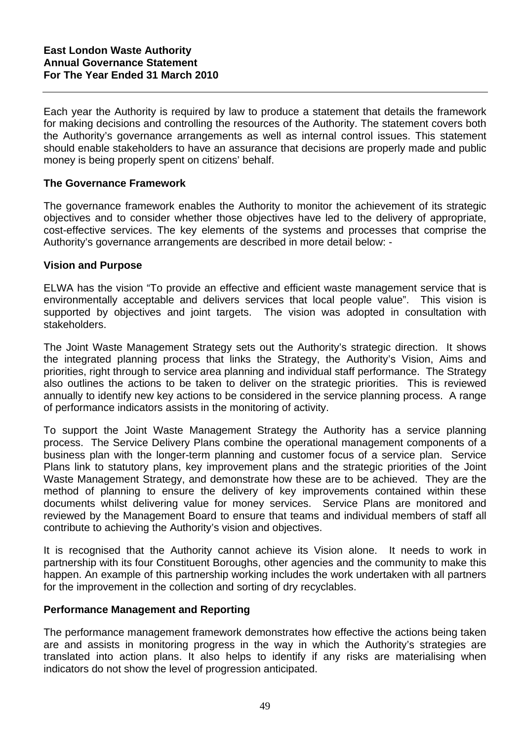**East London Waste Authority**
**Annual Governance Statement**
**For The Year Ended 31 March 2010**

---

Each year the Authority is required by law to produce a statement that details the framework for making decisions and controlling the resources of the Authority. The statement covers both the Authority's governance arrangements as well as internal control issues. This statement should enable stakeholders to have an assurance that decisions are properly made and public money is being properly spent on citizens' behalf.

## The Governance Framework

The governance framework enables the Authority to monitor the achievement of its strategic objectives and to consider whether those objectives have led to the delivery of appropriate, cost-effective services. The key elements of the systems and processes that comprise the Authority's governance arrangements are described in more detail below: -

### Vision and Purpose

ELWA has the vision "To provide an effective and efficient waste management service that is environmentally acceptable and delivers services that local people value". This vision is supported by objectives and joint targets. The vision was adopted in consultation with stakeholders.

The Joint Waste Management Strategy sets out the Authority's strategic direction. It shows the integrated planning process that links the Strategy, the Authority's Vision, Aims and priorities, right through to service area planning and individual staff performance. The Strategy also outlines the actions to be taken to deliver on the strategic priorities. This is reviewed annually to identify new key actions to be considered in the service planning process. A range of performance indicators assists in the monitoring of activity.

To support the Joint Waste Management Strategy the Authority has a service planning process. The Service Delivery Plans combine the operational management components of a business plan with the longer-term planning and customer focus of a service plan. Service Plans link to statutory plans, key improvement plans and the strategic priorities of the Joint Waste Management Strategy, and demonstrate how these are to be achieved. They are the method of planning to ensure the delivery of key improvements contained within these documents whilst delivering value for money services. Service Plans are monitored and reviewed by the Management Board to ensure that teams and individual members of staff all contribute to achieving the Authority's vision and objectives.

It is recognised that the Authority cannot achieve its Vision alone. It needs to work in partnership with its four Constituent Boroughs, other agencies and the community to make this happen. An example of this partnership working includes the work undertaken with all partners for the improvement in the collection and sorting of dry recyclables.

### Performance Management and Reporting

The performance management framework demonstrates how effective the actions being taken are and assists in monitoring progress in the way in which the Authority's strategies are translated into action plans. It also helps to identify if any risks are materialising when indicators do not show the level of progression anticipated.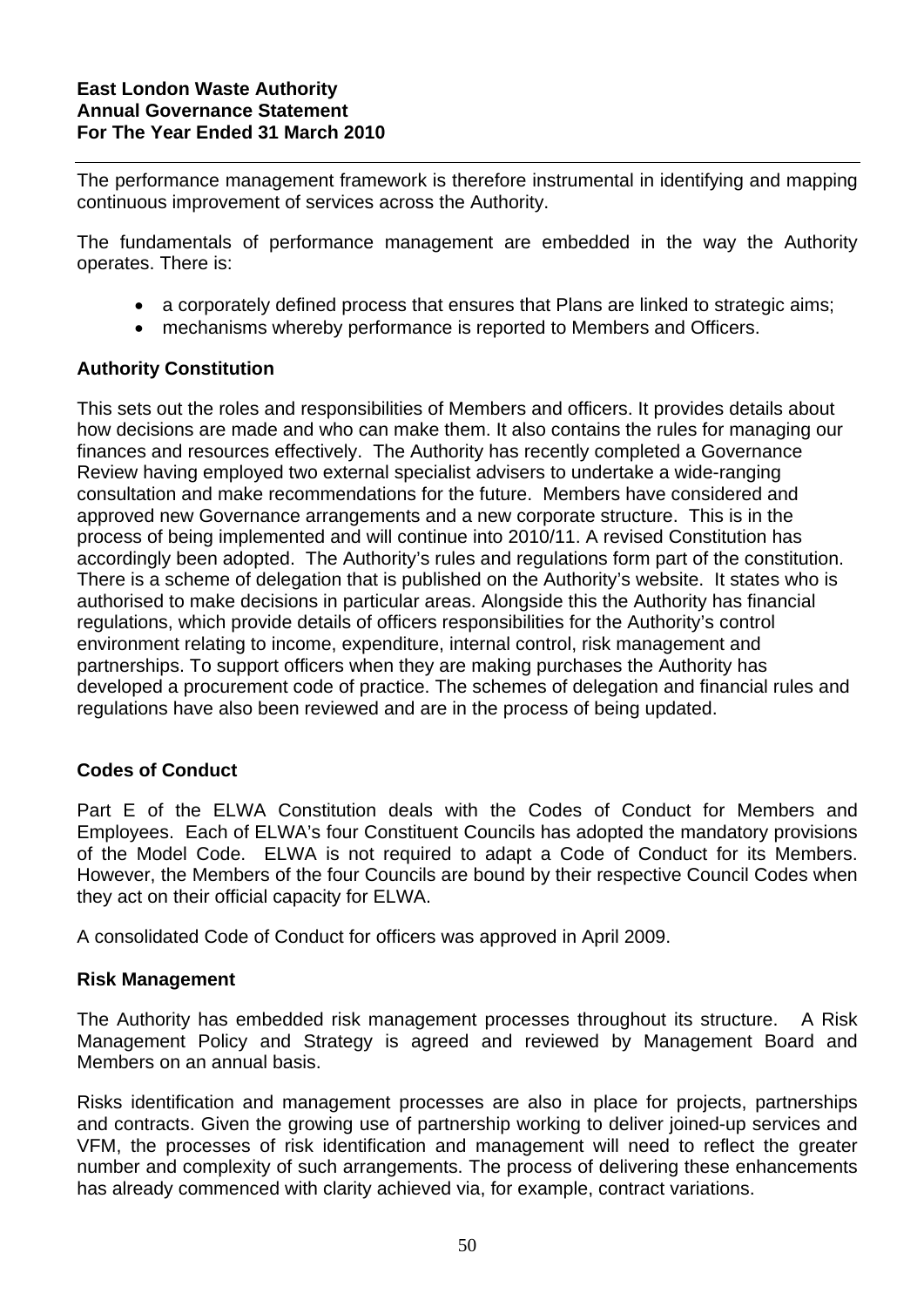The performance management framework is therefore instrumental in identifying and mapping continuous improvement of services across the Authority.

The fundamentals of performance management are embedded in the way the Authority operates. There is:

- a corporately defined process that ensures that Plans are linked to strategic aims;
- mechanisms whereby performance is reported to Members and Officers.

**Authority Constitution**

This sets out the roles and responsibilities of Members and officers. It provides details about how decisions are made and who can make them. It also contains the rules for managing our finances and resources effectively. The Authority has recently completed a Governance Review having employed two external specialist advisers to undertake a wide-ranging consultation and make recommendations for the future. Members have considered and approved new Governance arrangements and a new corporate structure. This is in the process of being implemented and will continue into 2010/11. A revised Constitution has accordingly been adopted. The Authority's rules and regulations form part of the constitution. There is a scheme of delegation that is published on the Authority's website. It states who is authorised to make decisions in particular areas. Alongside this the Authority has financial regulations, which provide details of officers responsibilities for the Authority's control environment relating to income, expenditure, internal control, risk management and partnerships. To support officers when they are making purchases the Authority has developed a procurement code of practice. The schemes of delegation and financial rules and regulations have also been reviewed and are in the process of being updated.

**Codes of Conduct**

Part E of the ELWA Constitution deals with the Codes of Conduct for Members and Employees. Each of ELWA's four Constituent Councils has adopted the mandatory provisions of the Model Code. ELWA is not required to adapt a Code of Conduct for its Members. However, the Members of the four Councils are bound by their respective Council Codes when they act on their official capacity for ELWA.

A consolidated Code of Conduct for officers was approved in April 2009.

**Risk Management**

The Authority has embedded risk management processes throughout its structure. A Risk Management Policy and Strategy is agreed and reviewed by Management Board and Members on an annual basis.

Risks identification and management processes are also in place for projects, partnerships and contracts. Given the growing use of partnership working to deliver joined-up services and VFM, the processes of risk identification and management will need to reflect the greater number and complexity of such arrangements. The process of delivering these enhancements has already commenced with clarity achieved via, for example, contract variations.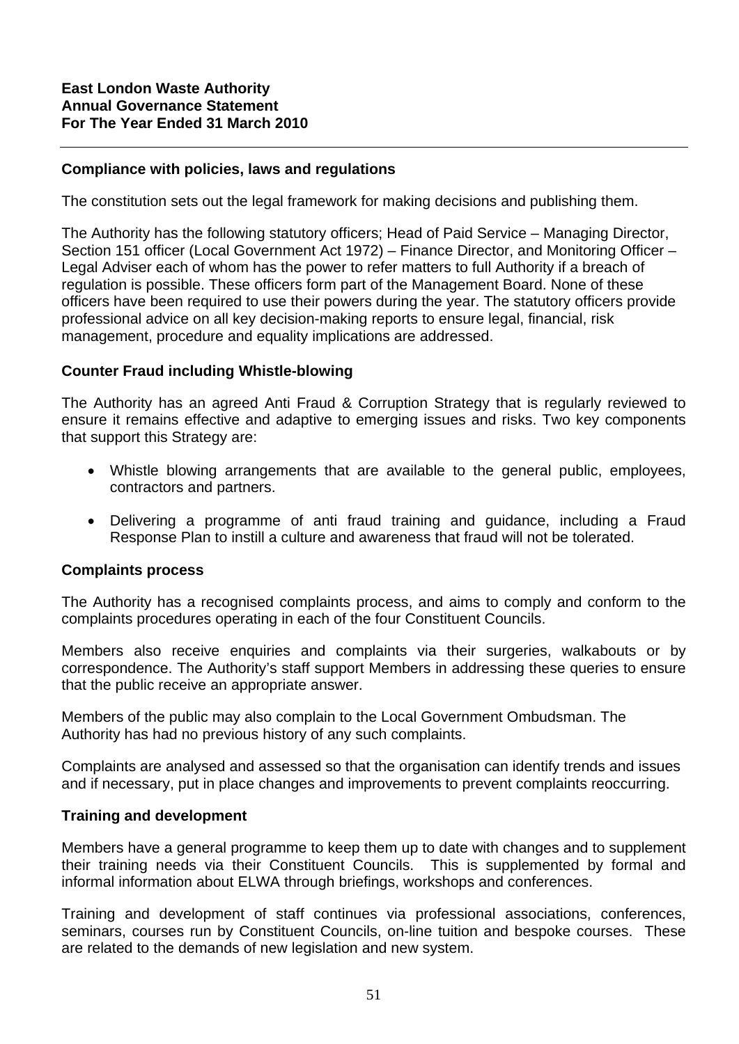**East London Waste Authority**
**Annual Governance Statement**
**For The Year Ended 31 March 2010**

**Compliance with policies, laws and regulations**

The constitution sets out the legal framework for making decisions and publishing them.

The Authority has the following statutory officers; Head of Paid Service – Managing Director, Section 151 officer (Local Government Act 1972) – Finance Director, and Monitoring Officer – Legal Adviser each of whom has the power to refer matters to full Authority if a breach of regulation is possible. These officers form part of the Management Board. None of these officers have been required to use their powers during the year. The statutory officers provide professional advice on all key decision-making reports to ensure legal, financial, risk management, procedure and equality implications are addressed.

**Counter Fraud including Whistle-blowing**

The Authority has an agreed Anti Fraud & Corruption Strategy that is regularly reviewed to ensure it remains effective and adaptive to emerging issues and risks. Two key components that support this Strategy are:

- Whistle blowing arrangements that are available to the general public, employees, contractors and partners.
- Delivering a programme of anti fraud training and guidance, including a Fraud Response Plan to instill a culture and awareness that fraud will not be tolerated.

**Complaints process**

The Authority has a recognised complaints process, and aims to comply and conform to the complaints procedures operating in each of the four Constituent Councils.

Members also receive enquiries and complaints via their surgeries, walkabouts or by correspondence. The Authority's staff support Members in addressing these queries to ensure that the public receive an appropriate answer.

Members of the public may also complain to the Local Government Ombudsman. The Authority has had no previous history of any such complaints.

Complaints are analysed and assessed so that the organisation can identify trends and issues and if necessary, put in place changes and improvements to prevent complaints reoccurring.

**Training and development**

Members have a general programme to keep them up to date with changes and to supplement their training needs via their Constituent Councils. This is supplemented by formal and informal information about ELWA through briefings, workshops and conferences.

Training and development of staff continues via professional associations, conferences, seminars, courses run by Constituent Councils, on-line tuition and bespoke courses. These are related to the demands of new legislation and new system.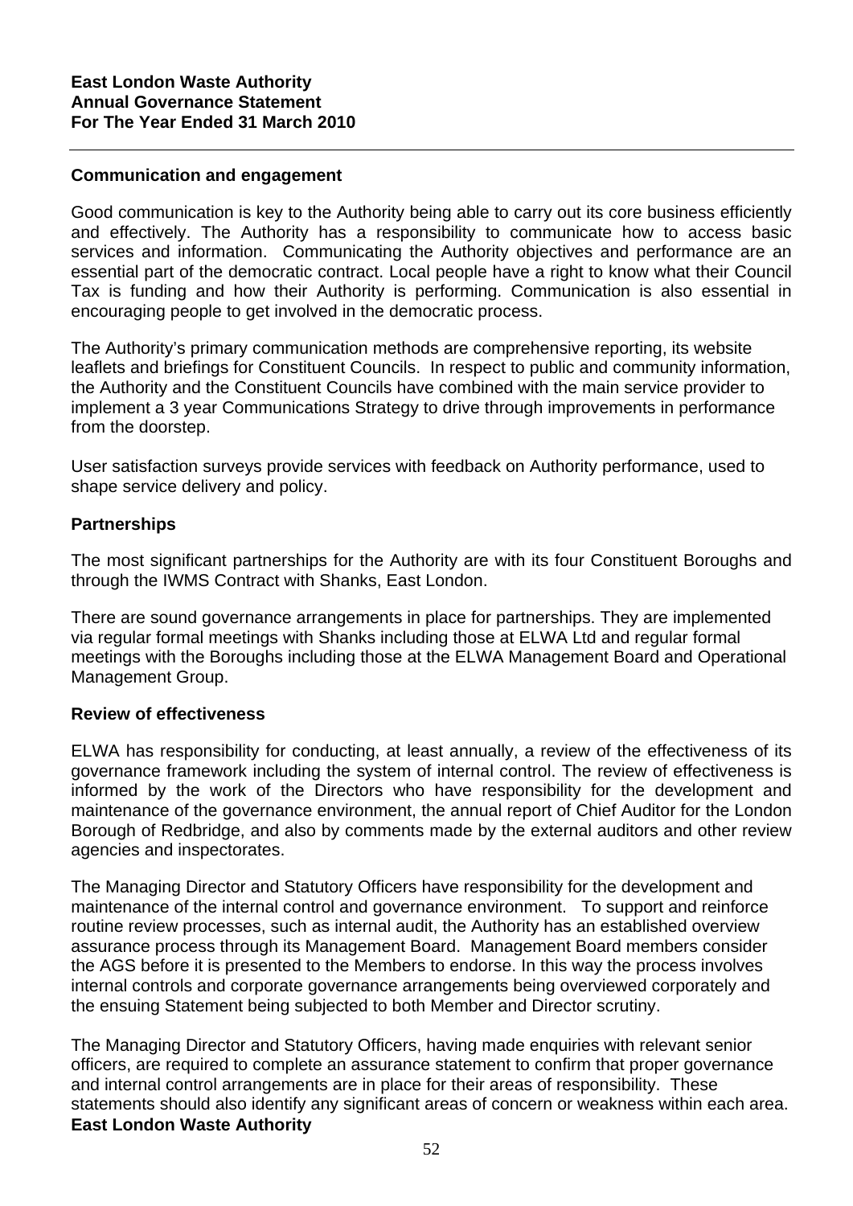## Communication and engagement

Good communication is key to the Authority being able to carry out its core business efficiently and effectively. The Authority has a responsibility to communicate how to access basic services and information. Communicating the Authority objectives and performance are an essential part of the democratic contract. Local people have a right to know what their Council Tax is funding and how their Authority is performing. Communication is also essential in encouraging people to get involved in the democratic process.

The Authority's primary communication methods are comprehensive reporting, its website leaflets and briefings for Constituent Councils. In respect to public and community information, the Authority and the Constituent Councils have combined with the main service provider to implement a 3 year Communications Strategy to drive through improvements in performance from the doorstep.

User satisfaction surveys provide services with feedback on Authority performance, used to shape service delivery and policy.

## Partnerships

The most significant partnerships for the Authority are with its four Constituent Boroughs and through the IWMS Contract with Shanks, East London.

There are sound governance arrangements in place for partnerships. They are implemented via regular formal meetings with Shanks including those at ELWA Ltd and regular formal meetings with the Boroughs including those at the ELWA Management Board and Operational Management Group.

## Review of effectiveness

ELWA has responsibility for conducting, at least annually, a review of the effectiveness of its governance framework including the system of internal control. The review of effectiveness is informed by the work of the Directors who have responsibility for the development and maintenance of the governance environment, the annual report of Chief Auditor for the London Borough of Redbridge, and also by comments made by the external auditors and other review agencies and inspectorates.

The Managing Director and Statutory Officers have responsibility for the development and maintenance of the internal control and governance environment. To support and reinforce routine review processes, such as internal audit, the Authority has an established overview assurance process through its Management Board. Management Board members consider the AGS before it is presented to the Members to endorse. In this way the process involves internal controls and corporate governance arrangements being overviewed corporately and the ensuing Statement being subjected to both Member and Director scrutiny.

The Managing Director and Statutory Officers, having made enquiries with relevant senior officers, are required to complete an assurance statement to confirm that proper governance and internal control arrangements are in place for their areas of responsibility. These statements should also identify any significant areas of concern or weakness within each area.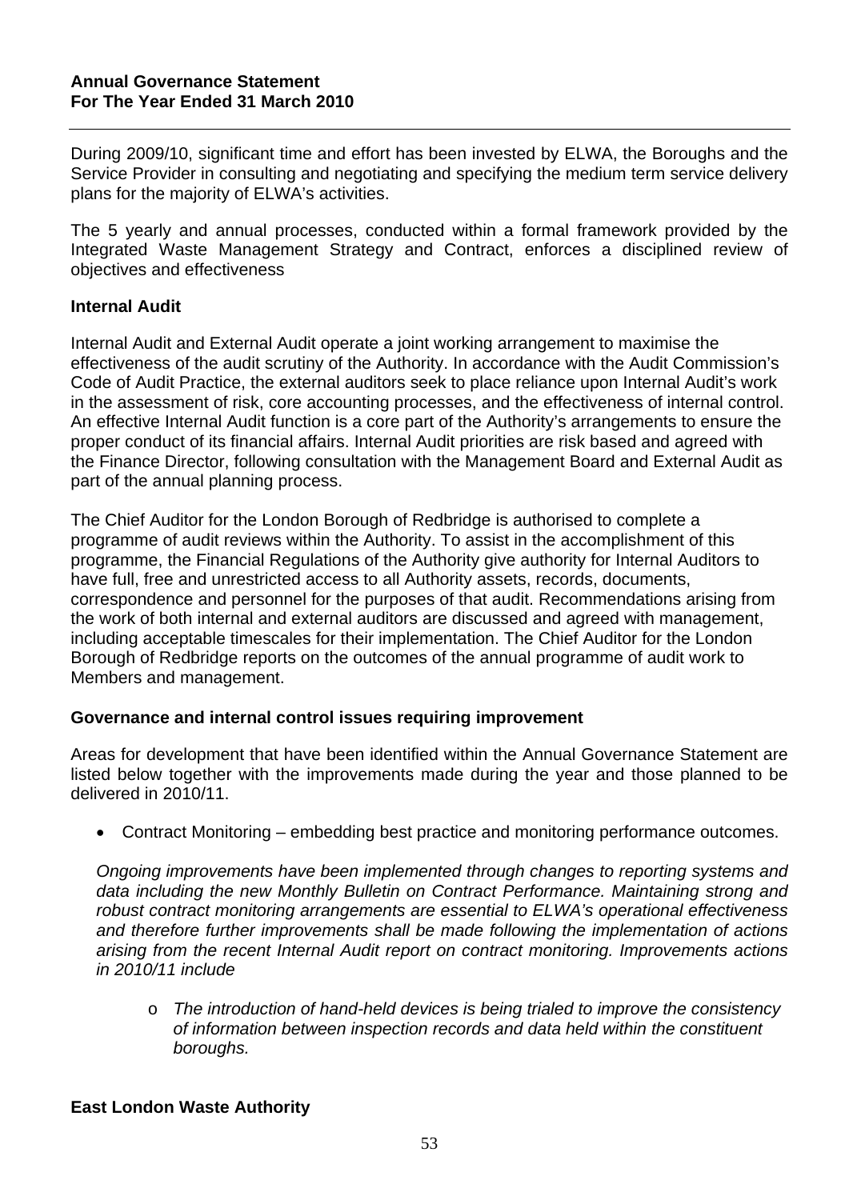During 2009/10, significant time and effort has been invested by ELWA, the Boroughs and the Service Provider in consulting and negotiating and specifying the medium term service delivery plans for the majority of ELWA's activities.

The 5 yearly and annual processes, conducted within a formal framework provided by the Integrated Waste Management Strategy and Contract, enforces a disciplined review of objectives and effectiveness

**Internal Audit**

Internal Audit and External Audit operate a joint working arrangement to maximise the effectiveness of the audit scrutiny of the Authority. In accordance with the Audit Commission's Code of Audit Practice, the external auditors seek to place reliance upon Internal Audit's work in the assessment of risk, core accounting processes, and the effectiveness of internal control. An effective Internal Audit function is a core part of the Authority's arrangements to ensure the proper conduct of its financial affairs. Internal Audit priorities are risk based and agreed with the Finance Director, following consultation with the Management Board and External Audit as part of the annual planning process.

The Chief Auditor for the London Borough of Redbridge is authorised to complete a programme of audit reviews within the Authority. To assist in the accomplishment of this programme, the Financial Regulations of the Authority give authority for Internal Auditors to have full, free and unrestricted access to all Authority assets, records, documents, correspondence and personnel for the purposes of that audit. Recommendations arising from the work of both internal and external auditors are discussed and agreed with management, including acceptable timescales for their implementation. The Chief Auditor for the London Borough of Redbridge reports on the outcomes of the annual programme of audit work to Members and management.

**Governance and internal control issues requiring improvement**

Areas for development that have been identified within the Annual Governance Statement are listed below together with the improvements made during the year and those planned to be delivered in 2010/11.

- Contract Monitoring – embedding best practice and monitoring performance outcomes.

  *Ongoing improvements have been implemented through changes to reporting systems and data including the new Monthly Bulletin on Contract Performance. Maintaining strong and robust contract monitoring arrangements are essential to ELWA's operational effectiveness and therefore further improvements shall be made following the implementation of actions arising from the recent Internal Audit report on contract monitoring. Improvements actions in 2010/11 include*

  - *The introduction of hand-held devices is being trialed to improve the consistency of information between inspection records and data held within the constituent boroughs.*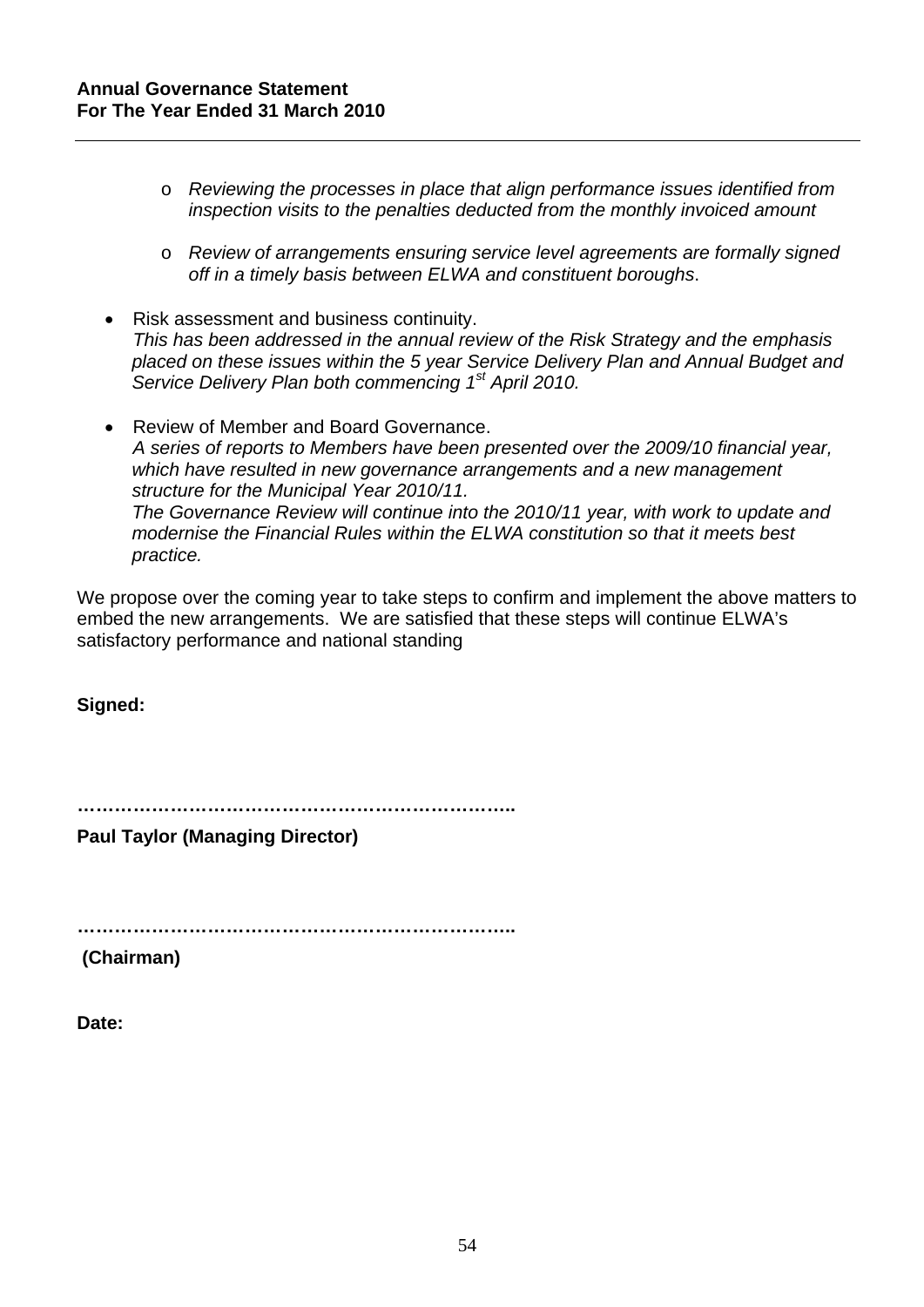- *Reviewing the processes in place that align performance issues identified from inspection visits to the penalties deducted from the monthly invoiced amount*

- *Review of arrangements ensuring service level agreements are formally signed off in a timely basis between ELWA and constituent boroughs*.

- Risk assessment and business continuity.
  *This has been addressed in the annual review of the Risk Strategy and the emphasis placed on these issues within the 5 year Service Delivery Plan and Annual Budget and Service Delivery Plan both commencing 1st April 2010.*

- Review of Member and Board Governance.
  *A series of reports to Members have been presented over the 2009/10 financial year, which have resulted in new governance arrangements and a new management structure for the Municipal Year 2010/11.*
  *The Governance Review will continue into the 2010/11 year, with work to update and modernise the Financial Rules within the ELWA constitution so that it meets best practice.*

We propose over the coming year to take steps to confirm and implement the above matters to embed the new arrangements. We are satisfied that these steps will continue ELWA's satisfactory performance and national standing

**Signed:**

**……………………………………………………………..**

**Paul Taylor (Managing Director)**

**……………………………………………………………..**

**(Chairman)**

**Date:**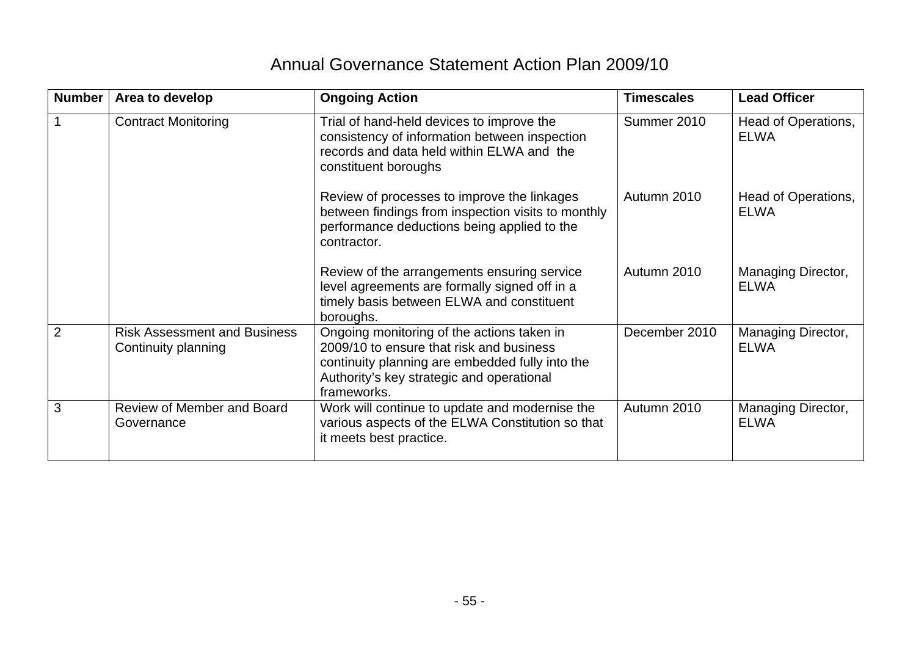# Annual Governance Statement Action Plan 2009/10

| Number | Area to develop | Ongoing Action | Timescales | Lead Officer |
|---|---|---|---|---|
| 1 | Contract Monitoring | Trial of hand-held devices to improve the consistency of information between inspection records and data held within ELWA and the constituent boroughs | Summer 2010 | Head of Operations, ELWA |
| | | Review of processes to improve the linkages between findings from inspection visits to monthly performance deductions being applied to the contractor. | Autumn 2010 | Head of Operations, ELWA |
| | | Review of the arrangements ensuring service level agreements are formally signed off in a timely basis between ELWA and constituent boroughs. | Autumn 2010 | Managing Director, ELWA |
| 2 | Risk Assessment and Business Continuity planning | Ongoing monitoring of the actions taken in 2009/10 to ensure that risk and business continuity planning are embedded fully into the Authority's key strategic and operational frameworks. | December 2010 | Managing Director, ELWA |
| 3 | Review of Member and Board Governance | Work will continue to update and modernise the various aspects of the ELWA Constitution so that it meets best practice. | Autumn 2010 | Managing Director, ELWA |